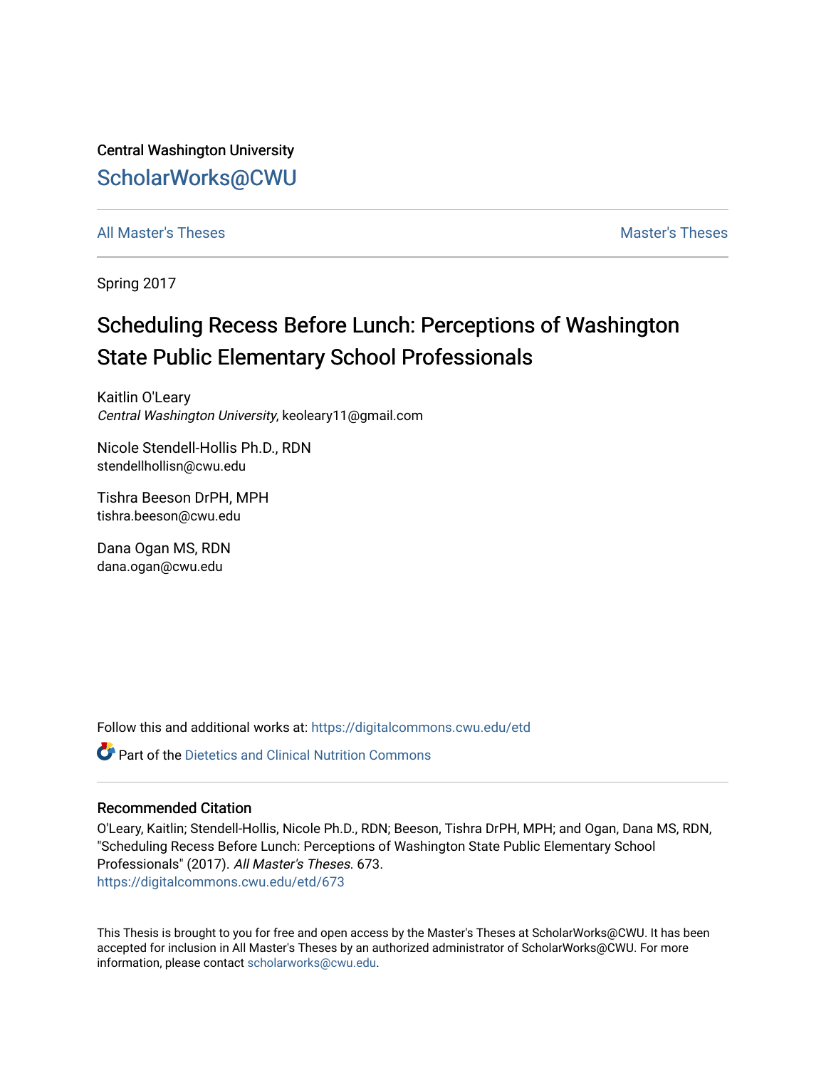Central Washington University

# ScholarWorks@CWU

All Master's Theses | Master's Theses

Spring 2017

# Scheduling Recess Before Lunch: Perceptions of Washington State Public Elementary School Professionals

Kaitlin O'Leary
*Central Washington University*, keoleary11@gmail.com

Nicole Stendell-Hollis Ph.D., RDN
stendellhollisn@cwu.edu

Tishra Beeson DrPH, MPH
tishra.beeson@cwu.edu

Dana Ogan MS, RDN
dana.ogan@cwu.edu

Follow this and additional works at: https://digitalcommons.cwu.edu/etd

Part of the Dietetics and Clinical Nutrition Commons

## Recommended Citation

O'Leary, Kaitlin; Stendell-Hollis, Nicole Ph.D., RDN; Beeson, Tishra DrPH, MPH; and Ogan, Dana MS, RDN, "Scheduling Recess Before Lunch: Perceptions of Washington State Public Elementary School Professionals" (2017). *All Master's Theses*. 673.
https://digitalcommons.cwu.edu/etd/673

This Thesis is brought to you for free and open access by the Master's Theses at ScholarWorks@CWU. It has been accepted for inclusion in All Master's Theses by an authorized administrator of ScholarWorks@CWU. For more information, please contact scholarworks@cwu.edu.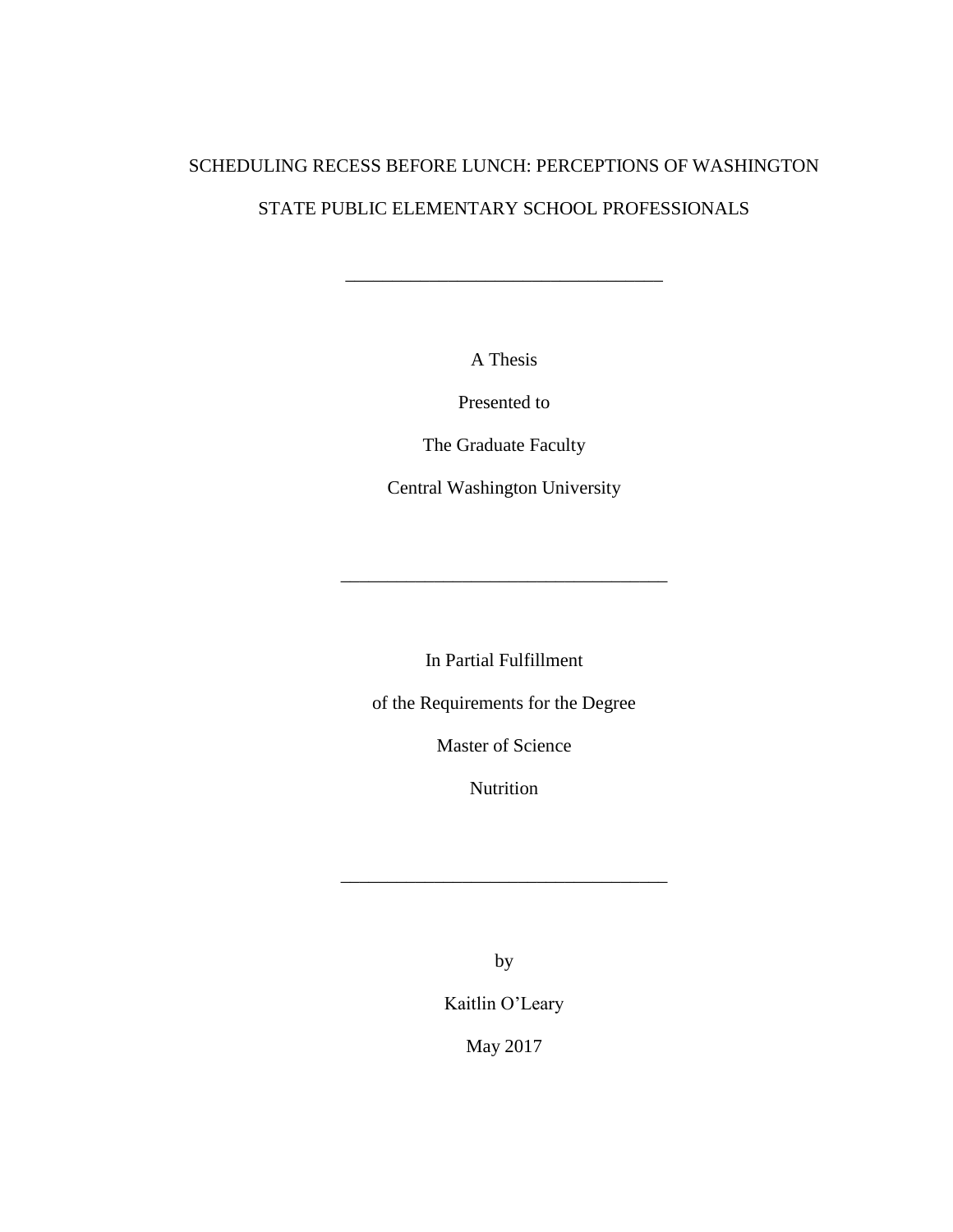# SCHEDULING RECESS BEFORE LUNCH: PERCEPTIONS OF WASHINGTON STATE PUBLIC ELEMENTARY SCHOOL PROFESSIONALS

---

A Thesis

Presented to

The Graduate Faculty

Central Washington University

---

In Partial Fulfillment

of the Requirements for the Degree

Master of Science

Nutrition

---

by

Kaitlin O'Leary

May 2017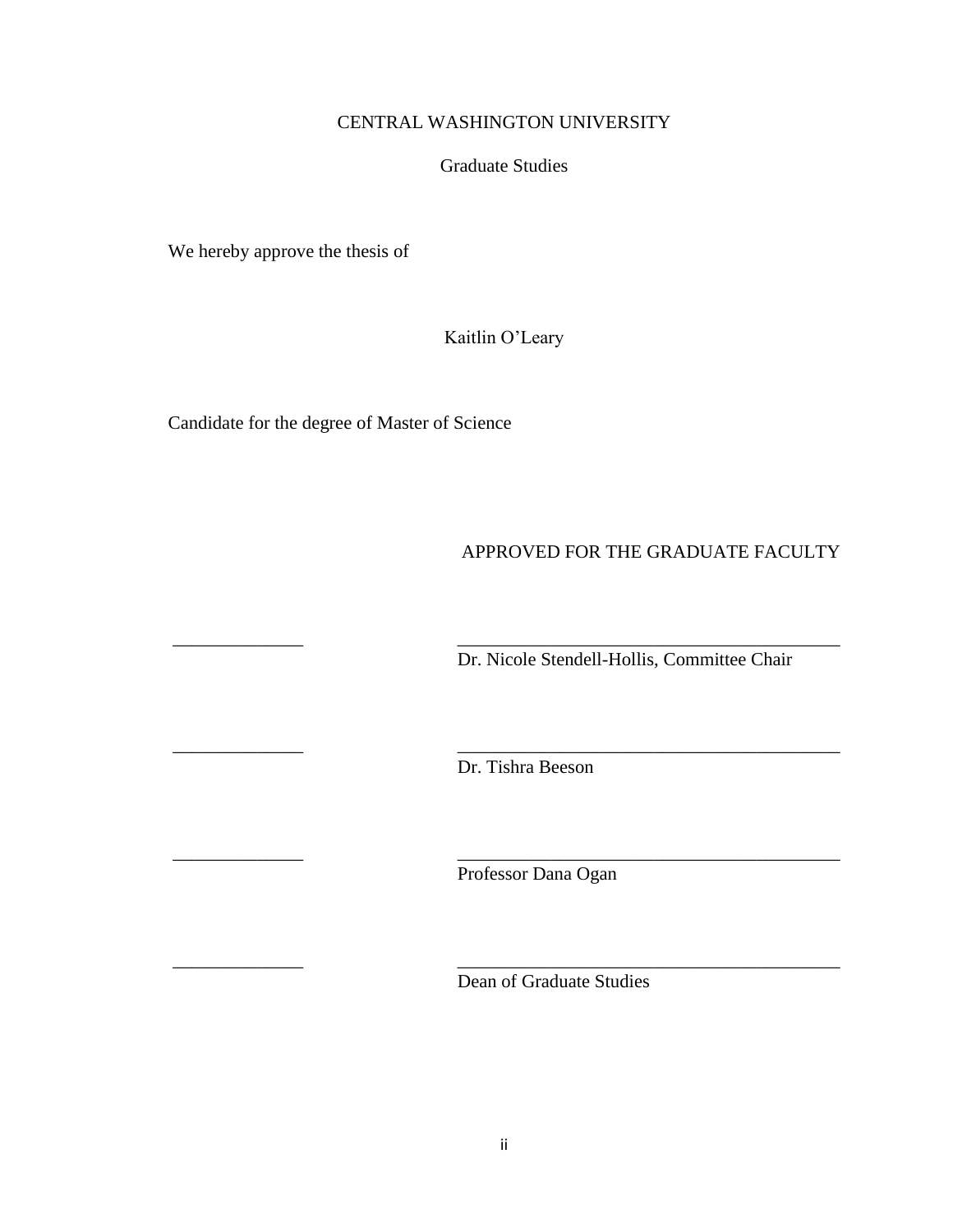CENTRAL WASHINGTON UNIVERSITY

Graduate Studies

We hereby approve the thesis of

Kaitlin O'Leary

Candidate for the degree of Master of Science

APPROVED FOR THE GRADUATE FACULTY

______________ ___________________________________________
Dr. Nicole Stendell-Hollis, Committee Chair

______________ ___________________________________________
Dr. Tishra Beeson

______________ ___________________________________________
Professor Dana Ogan

______________ ___________________________________________
Dean of Graduate Studies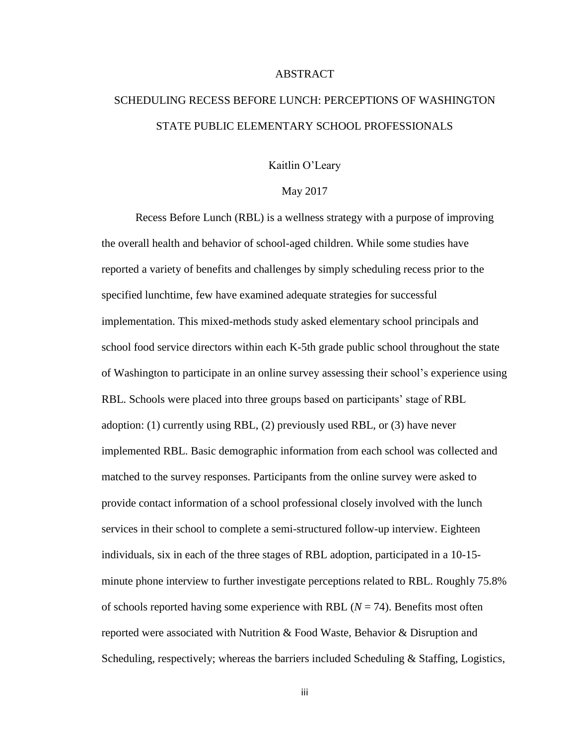# ABSTRACT

## SCHEDULING RECESS BEFORE LUNCH: PERCEPTIONS OF WASHINGTON STATE PUBLIC ELEMENTARY SCHOOL PROFESSIONALS

Kaitlin O'Leary

May 2017

Recess Before Lunch (RBL) is a wellness strategy with a purpose of improving the overall health and behavior of school-aged children. While some studies have reported a variety of benefits and challenges by simply scheduling recess prior to the specified lunchtime, few have examined adequate strategies for successful implementation. This mixed-methods study asked elementary school principals and school food service directors within each K-5th grade public school throughout the state of Washington to participate in an online survey assessing their school's experience using RBL. Schools were placed into three groups based on participants' stage of RBL adoption: (1) currently using RBL, (2) previously used RBL, or (3) have never implemented RBL. Basic demographic information from each school was collected and matched to the survey responses. Participants from the online survey were asked to provide contact information of a school professional closely involved with the lunch services in their school to complete a semi-structured follow-up interview. Eighteen individuals, six in each of the three stages of RBL adoption, participated in a 10-15-minute phone interview to further investigate perceptions related to RBL. Roughly 75.8% of schools reported having some experience with RBL ($N = 74$). Benefits most often reported were associated with Nutrition & Food Waste, Behavior & Disruption and Scheduling, respectively; whereas the barriers included Scheduling & Staffing, Logistics,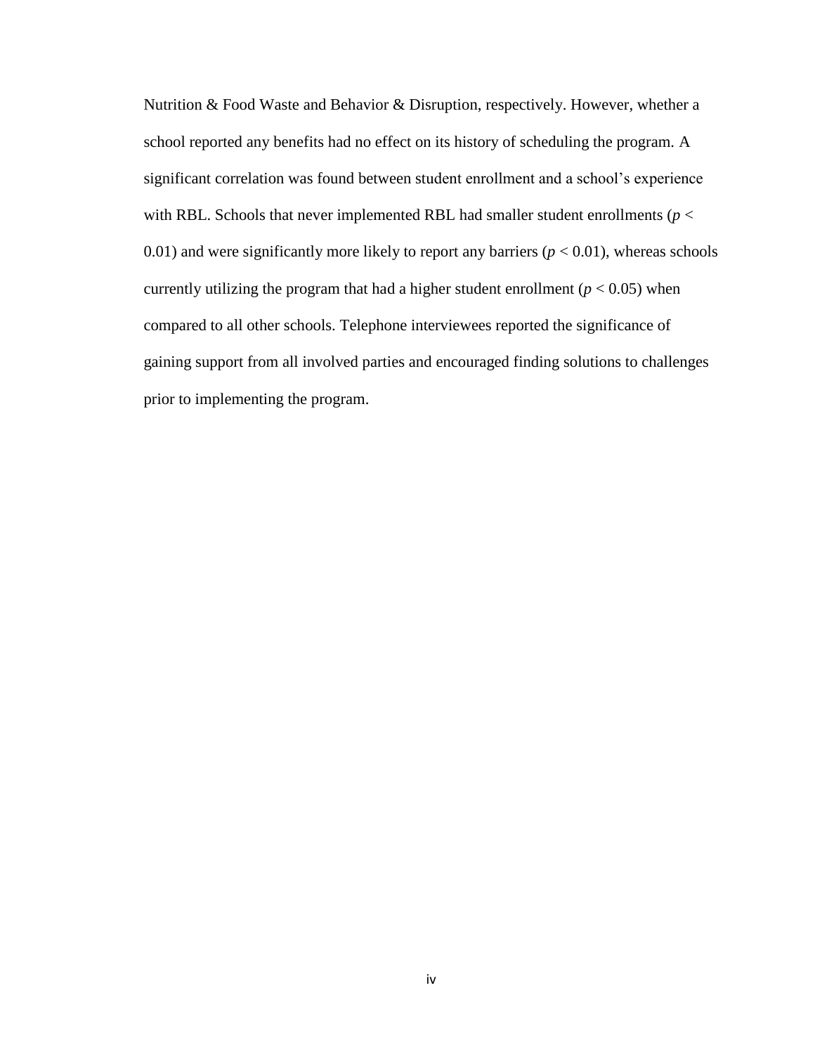Nutrition & Food Waste and Behavior & Disruption, respectively. However, whether a school reported any benefits had no effect on its history of scheduling the program. A significant correlation was found between student enrollment and a school's experience with RBL. Schools that never implemented RBL had smaller student enrollments ($p < 0.01$) and were significantly more likely to report any barriers ($p < 0.01$), whereas schools currently utilizing the program that had a higher student enrollment ($p < 0.05$) when compared to all other schools. Telephone interviewees reported the significance of gaining support from all involved parties and encouraged finding solutions to challenges prior to implementing the program.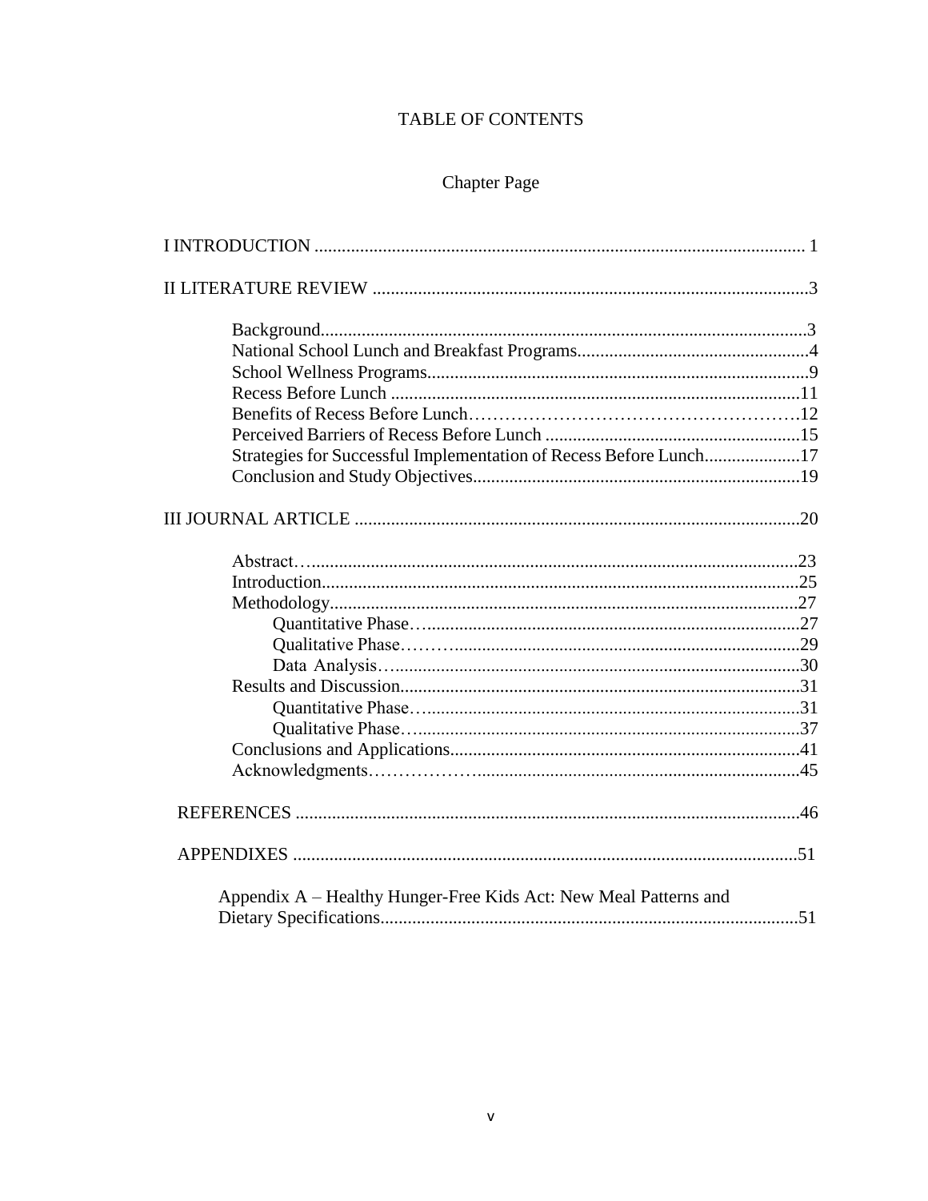# TABLE OF CONTENTS

Chapter Page

I INTRODUCTION ........................................................................................................... 1

II LITERATURE REVIEW ...............................................................................................3

- Background.........................................................................................................3
- National School Lunch and Breakfast Programs..................................................4
- School Wellness Programs...................................................................................9
- Recess Before Lunch ..........................................................................................11
- Benefits of Recess Before Lunch……………………………………………….12
- Perceived Barriers of Recess Before Lunch .......................................................15
- Strategies for Successful Implementation of Recess Before Lunch.....................17
- Conclusion and Study Objectives.......................................................................19

III JOURNAL ARTICLE .................................................................................................20

- Abstract…..........................................................................................................23
- Introduction........................................................................................................25
- Methodology......................................................................................................27
  - Quantitative Phase…..................................................................................27
  - Qualitative Phase…….................................................................................29
  - Data Analysis….........................................................................................30
- Results and Discussion.......................................................................................31
  - Quantitative Phase…..................................................................................31
  - Qualitative Phase…....................................................................................37
- Conclusions and Applications............................................................................41
- Acknowledgments……………….....................................................................45

REFERENCES ..............................................................................................................46

APPENDIXES ..............................................................................................................51

Appendix A – Healthy Hunger-Free Kids Act: New Meal Patterns and Dietary Specifications...........................................................................................51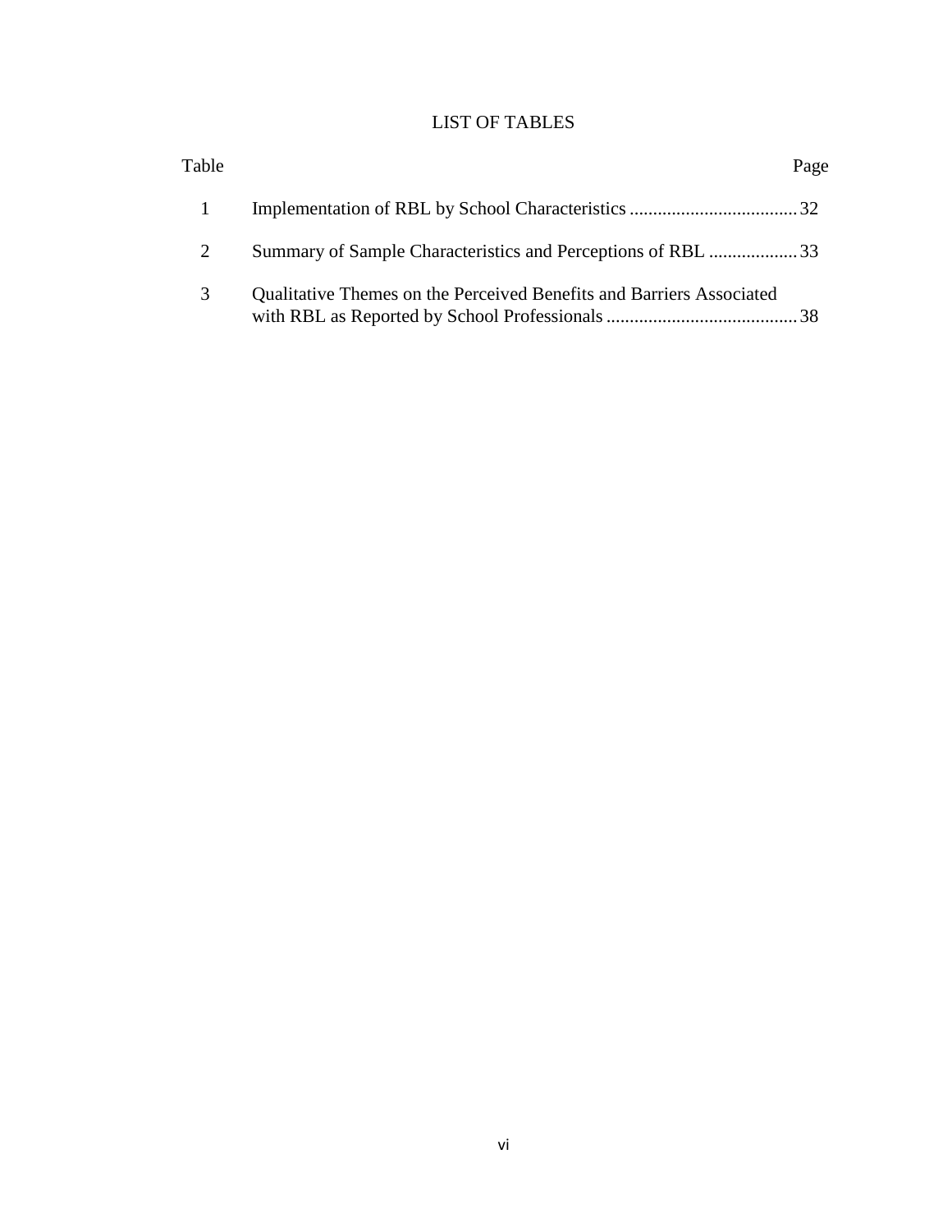# LIST OF TABLES

| Table | | Page |
|---|---|---|
| 1 | Implementation of RBL by School Characteristics | 32 |
| 2 | Summary of Sample Characteristics and Perceptions of RBL | 33 |
| 3 | Qualitative Themes on the Perceived Benefits and Barriers Associated with RBL as Reported by School Professionals | 38 |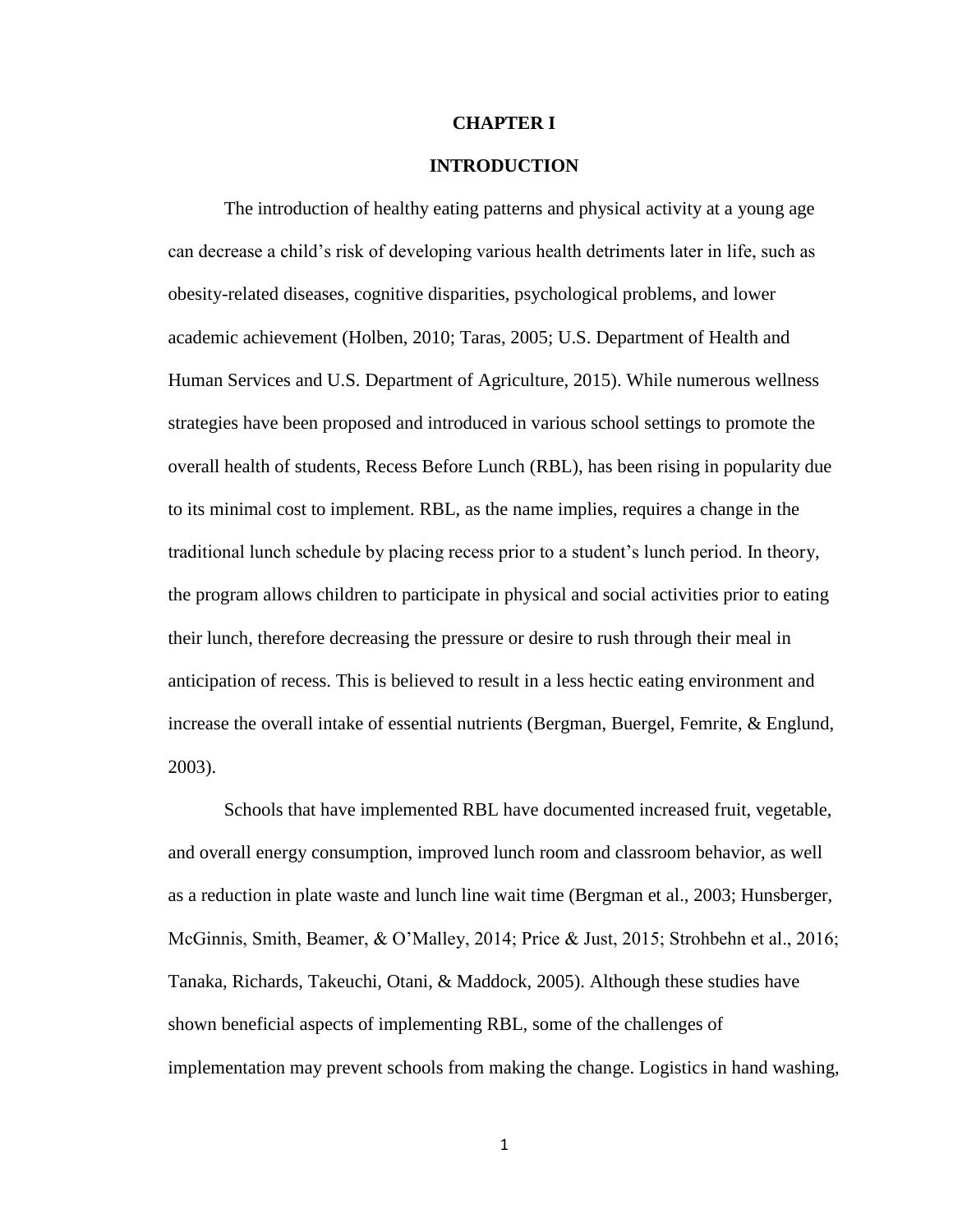# CHAPTER I

# INTRODUCTION

The introduction of healthy eating patterns and physical activity at a young age can decrease a child's risk of developing various health detriments later in life, such as obesity-related diseases, cognitive disparities, psychological problems, and lower academic achievement (Holben, 2010; Taras, 2005; U.S. Department of Health and Human Services and U.S. Department of Agriculture, 2015). While numerous wellness strategies have been proposed and introduced in various school settings to promote the overall health of students, Recess Before Lunch (RBL), has been rising in popularity due to its minimal cost to implement. RBL, as the name implies, requires a change in the traditional lunch schedule by placing recess prior to a student's lunch period. In theory, the program allows children to participate in physical and social activities prior to eating their lunch, therefore decreasing the pressure or desire to rush through their meal in anticipation of recess. This is believed to result in a less hectic eating environment and increase the overall intake of essential nutrients (Bergman, Buergel, Femrite, & Englund, 2003).

Schools that have implemented RBL have documented increased fruit, vegetable, and overall energy consumption, improved lunch room and classroom behavior, as well as a reduction in plate waste and lunch line wait time (Bergman et al., 2003; Hunsberger, McGinnis, Smith, Beamer, & O'Malley, 2014; Price & Just, 2015; Strohbehn et al., 2016; Tanaka, Richards, Takeuchi, Otani, & Maddock, 2005). Although these studies have shown beneficial aspects of implementing RBL, some of the challenges of implementation may prevent schools from making the change. Logistics in hand washing,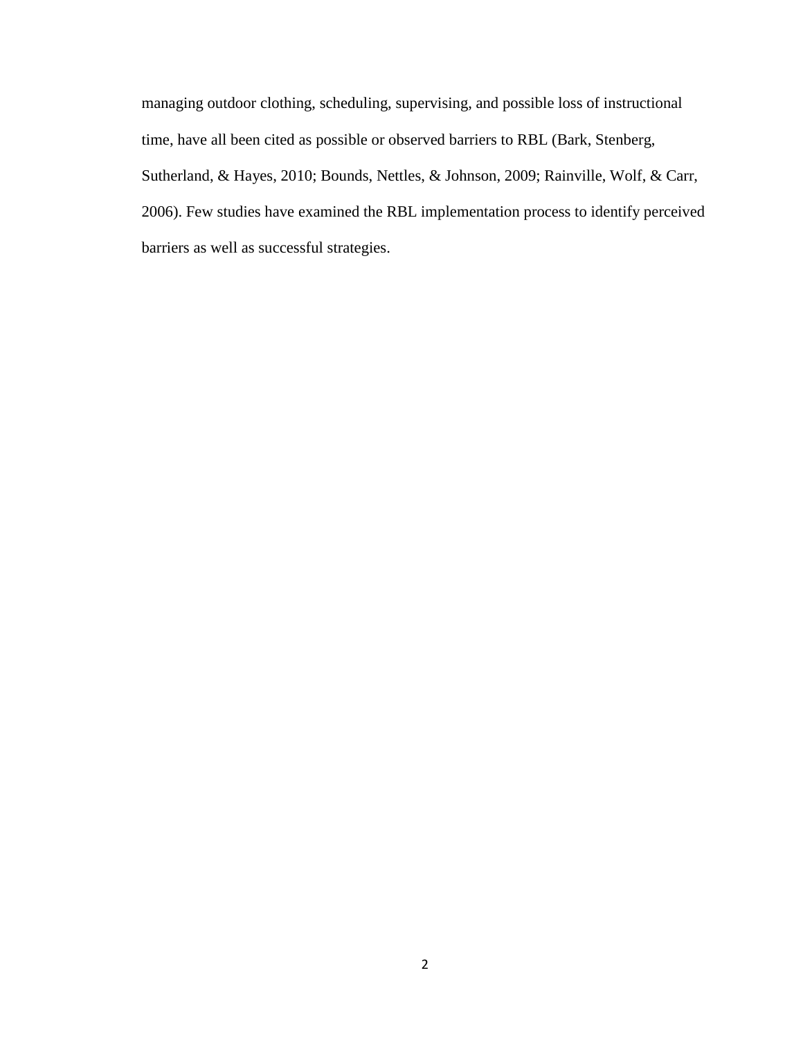managing outdoor clothing, scheduling, supervising, and possible loss of instructional time, have all been cited as possible or observed barriers to RBL (Bark, Stenberg, Sutherland, & Hayes, 2010; Bounds, Nettles, & Johnson, 2009; Rainville, Wolf, & Carr, 2006). Few studies have examined the RBL implementation process to identify perceived barriers as well as successful strategies.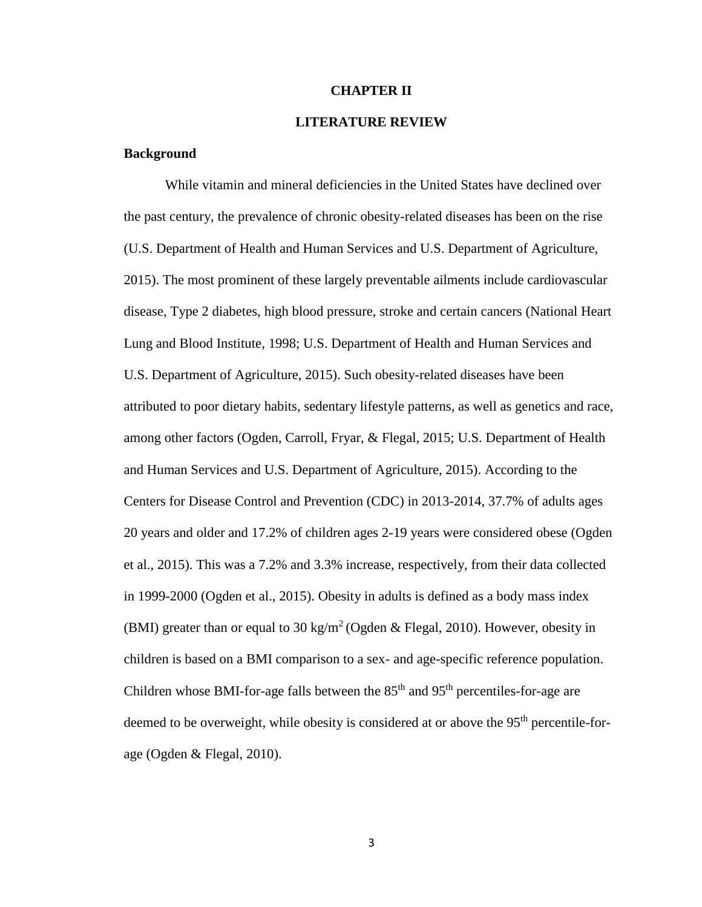# CHAPTER II

# LITERATURE REVIEW

## Background

While vitamin and mineral deficiencies in the United States have declined over the past century, the prevalence of chronic obesity-related diseases has been on the rise (U.S. Department of Health and Human Services and U.S. Department of Agriculture, 2015). The most prominent of these largely preventable ailments include cardiovascular disease, Type 2 diabetes, high blood pressure, stroke and certain cancers (National Heart Lung and Blood Institute, 1998; U.S. Department of Health and Human Services and U.S. Department of Agriculture, 2015). Such obesity-related diseases have been attributed to poor dietary habits, sedentary lifestyle patterns, as well as genetics and race, among other factors (Ogden, Carroll, Fryar, & Flegal, 2015; U.S. Department of Health and Human Services and U.S. Department of Agriculture, 2015). According to the Centers for Disease Control and Prevention (CDC) in 2013-2014, 37.7% of adults ages 20 years and older and 17.2% of children ages 2-19 years were considered obese (Ogden et al., 2015). This was a 7.2% and 3.3% increase, respectively, from their data collected in 1999-2000 (Ogden et al., 2015). Obesity in adults is defined as a body mass index (BMI) greater than or equal to 30 $kg/m^2$ (Ogden & Flegal, 2010). However, obesity in children is based on a BMI comparison to a sex- and age-specific reference population. Children whose BMI-for-age falls between the $85^{th}$ and $95^{th}$ percentiles-for-age are deemed to be overweight, while obesity is considered at or above the $95^{th}$ percentile-for-age (Ogden & Flegal, 2010).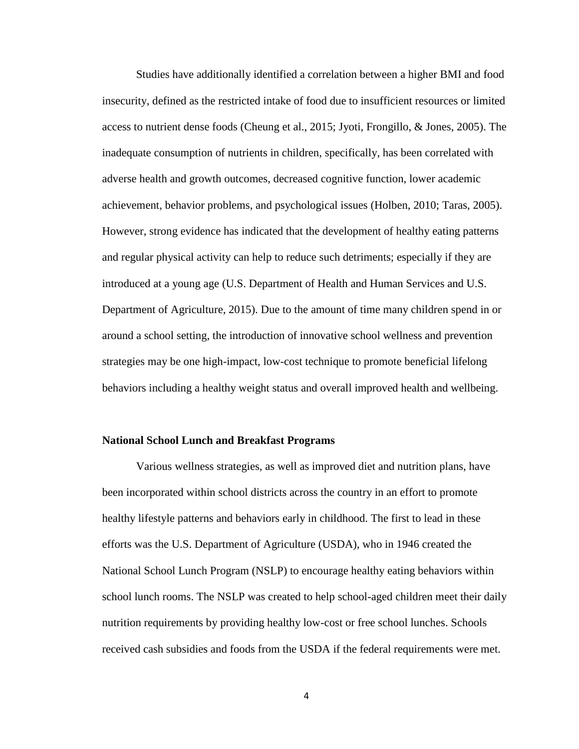Studies have additionally identified a correlation between a higher BMI and food insecurity, defined as the restricted intake of food due to insufficient resources or limited access to nutrient dense foods (Cheung et al., 2015; Jyoti, Frongillo, & Jones, 2005). The inadequate consumption of nutrients in children, specifically, has been correlated with adverse health and growth outcomes, decreased cognitive function, lower academic achievement, behavior problems, and psychological issues (Holben, 2010; Taras, 2005). However, strong evidence has indicated that the development of healthy eating patterns and regular physical activity can help to reduce such detriments; especially if they are introduced at a young age (U.S. Department of Health and Human Services and U.S. Department of Agriculture, 2015). Due to the amount of time many children spend in or around a school setting, the introduction of innovative school wellness and prevention strategies may be one high-impact, low-cost technique to promote beneficial lifelong behaviors including a healthy weight status and overall improved health and wellbeing.

**National School Lunch and Breakfast Programs**

Various wellness strategies, as well as improved diet and nutrition plans, have been incorporated within school districts across the country in an effort to promote healthy lifestyle patterns and behaviors early in childhood. The first to lead in these efforts was the U.S. Department of Agriculture (USDA), who in 1946 created the National School Lunch Program (NSLP) to encourage healthy eating behaviors within school lunch rooms. The NSLP was created to help school-aged children meet their daily nutrition requirements by providing healthy low-cost or free school lunches. Schools received cash subsidies and foods from the USDA if the federal requirements were met.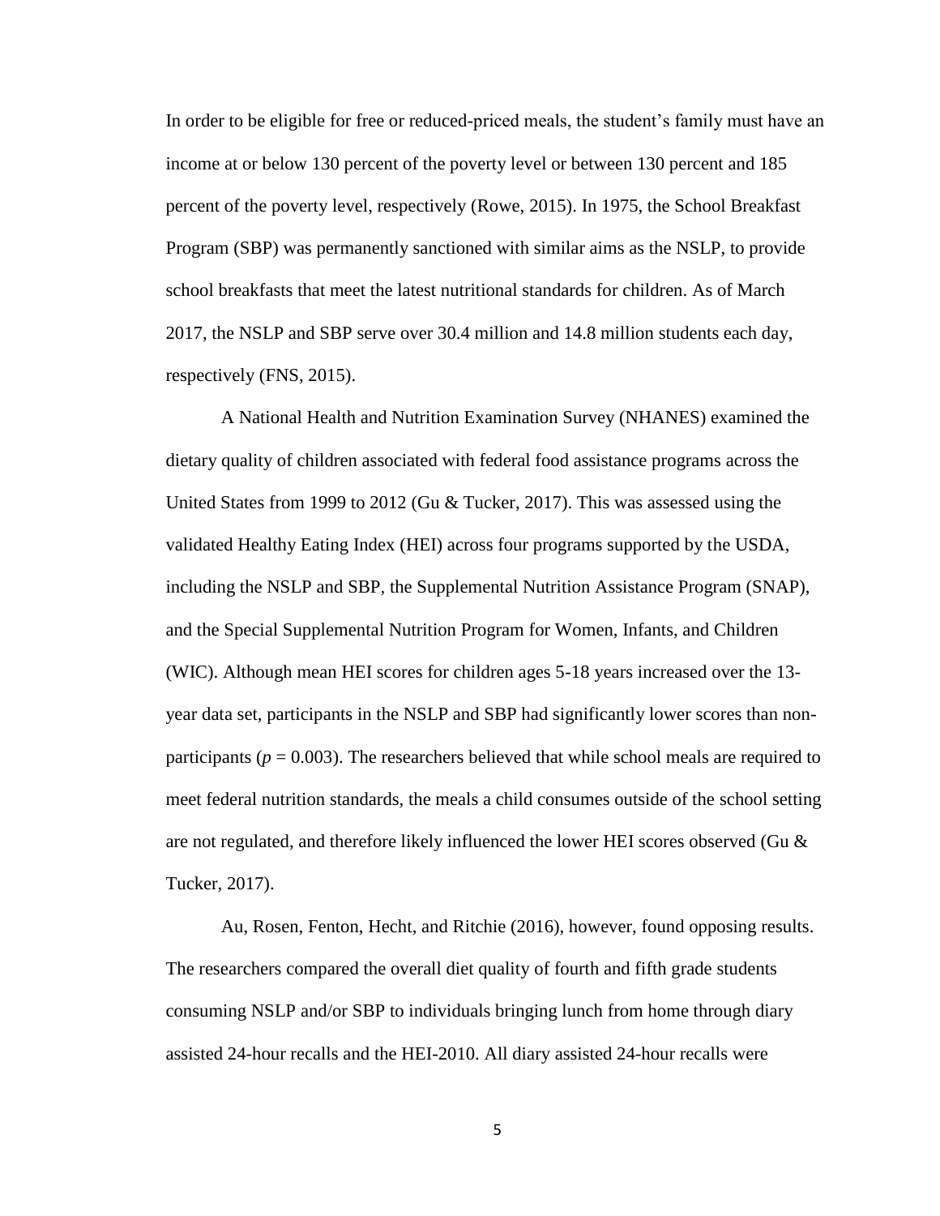In order to be eligible for free or reduced-priced meals, the student's family must have an income at or below 130 percent of the poverty level or between 130 percent and 185 percent of the poverty level, respectively (Rowe, 2015). In 1975, the School Breakfast Program (SBP) was permanently sanctioned with similar aims as the NSLP, to provide school breakfasts that meet the latest nutritional standards for children. As of March 2017, the NSLP and SBP serve over 30.4 million and 14.8 million students each day, respectively (FNS, 2015).

A National Health and Nutrition Examination Survey (NHANES) examined the dietary quality of children associated with federal food assistance programs across the United States from 1999 to 2012 (Gu & Tucker, 2017). This was assessed using the validated Healthy Eating Index (HEI) across four programs supported by the USDA, including the NSLP and SBP, the Supplemental Nutrition Assistance Program (SNAP), and the Special Supplemental Nutrition Program for Women, Infants, and Children (WIC). Although mean HEI scores for children ages 5-18 years increased over the 13-year data set, participants in the NSLP and SBP had significantly lower scores than non-participants ($p = 0.003$). The researchers believed that while school meals are required to meet federal nutrition standards, the meals a child consumes outside of the school setting are not regulated, and therefore likely influenced the lower HEI scores observed (Gu & Tucker, 2017).

Au, Rosen, Fenton, Hecht, and Ritchie (2016), however, found opposing results. The researchers compared the overall diet quality of fourth and fifth grade students consuming NSLP and/or SBP to individuals bringing lunch from home through diary assisted 24-hour recalls and the HEI-2010. All diary assisted 24-hour recalls were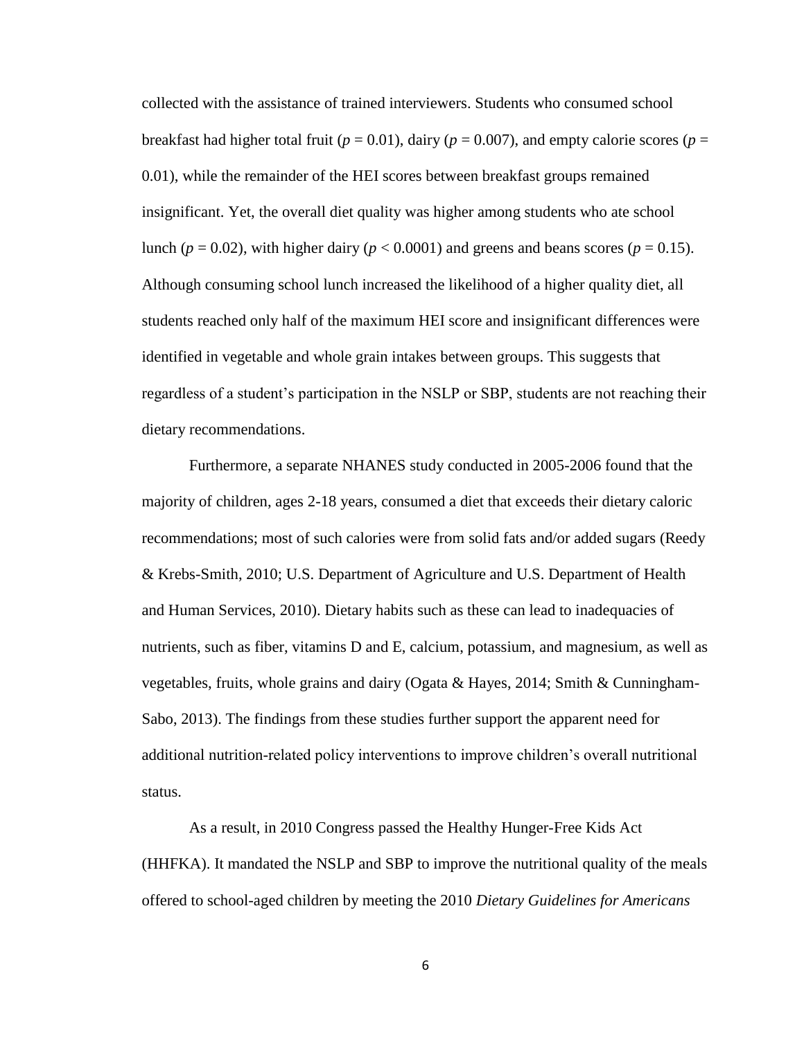collected with the assistance of trained interviewers. Students who consumed school breakfast had higher total fruit ($p = 0.01$), dairy ($p = 0.007$), and empty calorie scores ($p = 0.01$), while the remainder of the HEI scores between breakfast groups remained insignificant. Yet, the overall diet quality was higher among students who ate school lunch ($p = 0.02$), with higher dairy ($p < 0.0001$) and greens and beans scores ($p = 0.15$). Although consuming school lunch increased the likelihood of a higher quality diet, all students reached only half of the maximum HEI score and insignificant differences were identified in vegetable and whole grain intakes between groups. This suggests that regardless of a student's participation in the NSLP or SBP, students are not reaching their dietary recommendations.

Furthermore, a separate NHANES study conducted in 2005-2006 found that the majority of children, ages 2-18 years, consumed a diet that exceeds their dietary caloric recommendations; most of such calories were from solid fats and/or added sugars (Reedy & Krebs-Smith, 2010; U.S. Department of Agriculture and U.S. Department of Health and Human Services, 2010). Dietary habits such as these can lead to inadequacies of nutrients, such as fiber, vitamins D and E, calcium, potassium, and magnesium, as well as vegetables, fruits, whole grains and dairy (Ogata & Hayes, 2014; Smith & Cunningham-Sabo, 2013). The findings from these studies further support the apparent need for additional nutrition-related policy interventions to improve children's overall nutritional status.

As a result, in 2010 Congress passed the Healthy Hunger-Free Kids Act (HHFKA). It mandated the NSLP and SBP to improve the nutritional quality of the meals offered to school-aged children by meeting the 2010 *Dietary Guidelines for Americans*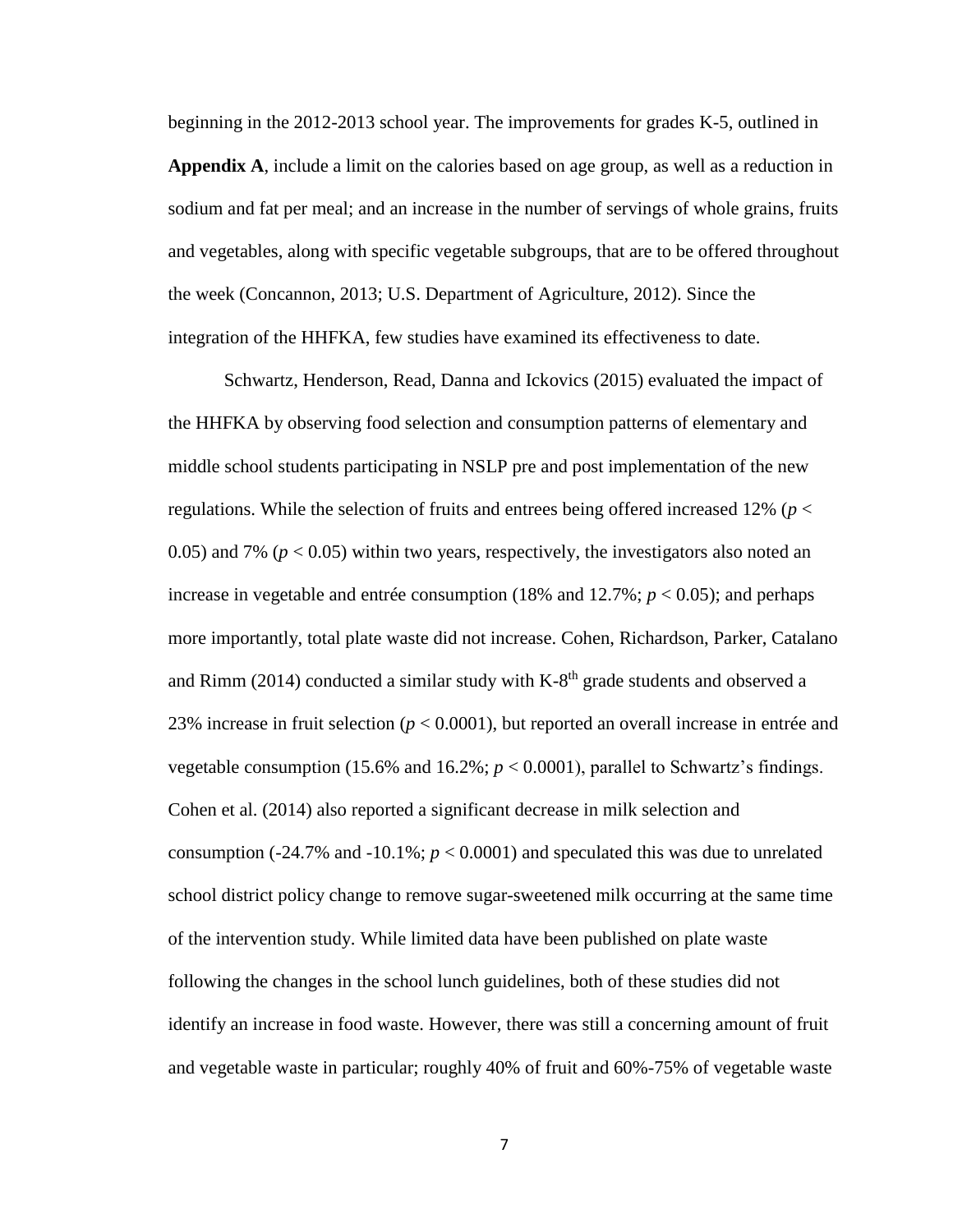beginning in the 2012-2013 school year. The improvements for grades K-5, outlined in **Appendix A**, include a limit on the calories based on age group, as well as a reduction in sodium and fat per meal; and an increase in the number of servings of whole grains, fruits and vegetables, along with specific vegetable subgroups, that are to be offered throughout the week (Concannon, 2013; U.S. Department of Agriculture, 2012). Since the integration of the HHFKA, few studies have examined its effectiveness to date.

Schwartz, Henderson, Read, Danna and Ickovics (2015) evaluated the impact of the HHFKA by observing food selection and consumption patterns of elementary and middle school students participating in NSLP pre and post implementation of the new regulations. While the selection of fruits and entrees being offered increased 12% ($p < 0.05$) and 7% ($p < 0.05$) within two years, respectively, the investigators also noted an increase in vegetable and entrée consumption (18% and 12.7%; $p < 0.05$); and perhaps more importantly, total plate waste did not increase. Cohen, Richardson, Parker, Catalano and Rimm (2014) conducted a similar study with K-8$^{th}$ grade students and observed a 23% increase in fruit selection ($p < 0.0001$), but reported an overall increase in entrée and vegetable consumption (15.6% and 16.2%; $p < 0.0001$), parallel to Schwartz's findings. Cohen et al. (2014) also reported a significant decrease in milk selection and consumption (-24.7% and -10.1%; $p < 0.0001$) and speculated this was due to unrelated school district policy change to remove sugar-sweetened milk occurring at the same time of the intervention study. While limited data have been published on plate waste following the changes in the school lunch guidelines, both of these studies did not identify an increase in food waste. However, there was still a concerning amount of fruit and vegetable waste in particular; roughly 40% of fruit and 60%-75% of vegetable waste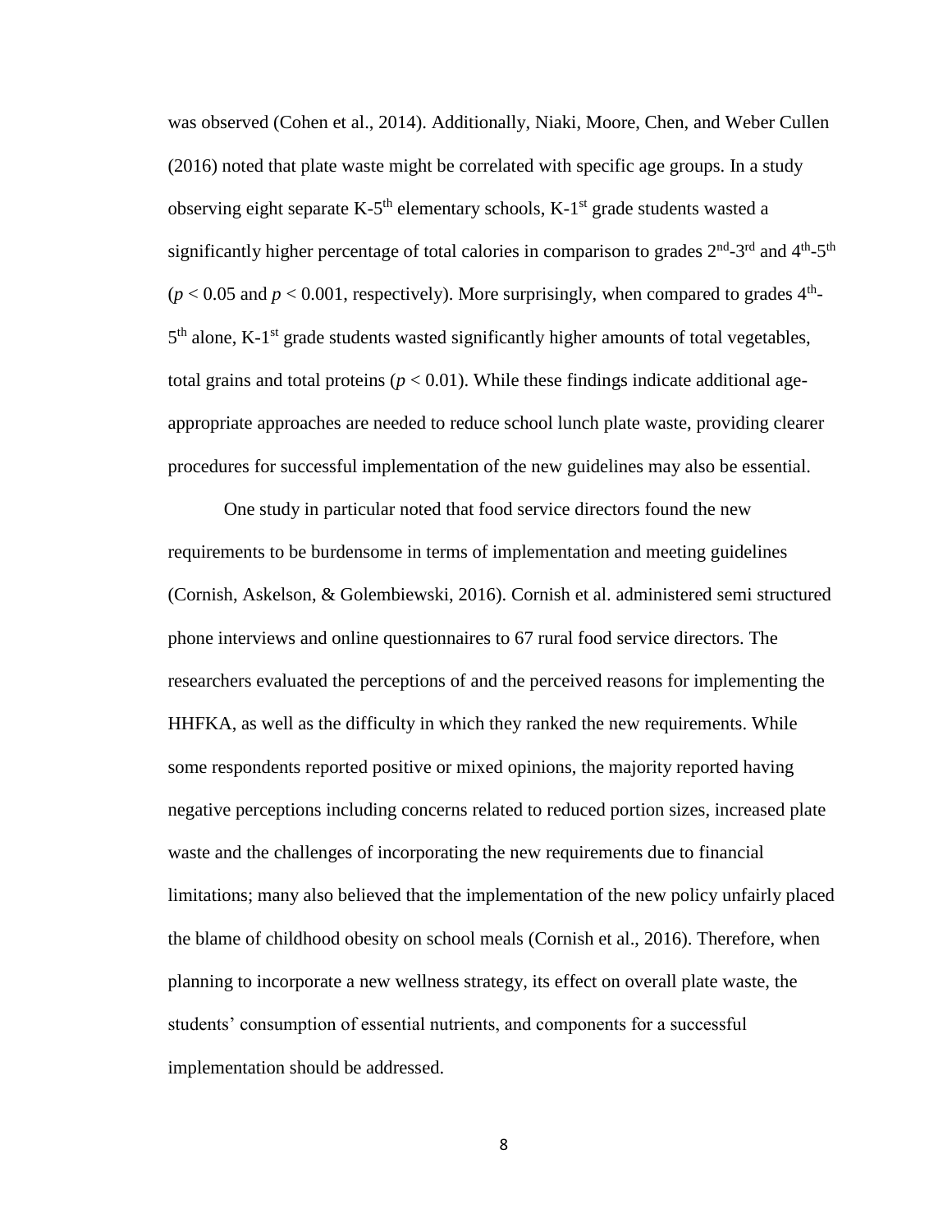was observed (Cohen et al., 2014). Additionally, Niaki, Moore, Chen, and Weber Cullen (2016) noted that plate waste might be correlated with specific age groups. In a study observing eight separate K-5$^{th}$ elementary schools, K-1$^{st}$ grade students wasted a significantly higher percentage of total calories in comparison to grades 2$^{nd}$-3$^{rd}$ and 4$^{th}$-5$^{th}$ ($p < 0.05$ and $p < 0.001$, respectively). More surprisingly, when compared to grades 4$^{th}$-5$^{th}$ alone, K-1$^{st}$ grade students wasted significantly higher amounts of total vegetables, total grains and total proteins ($p < 0.01$). While these findings indicate additional age-appropriate approaches are needed to reduce school lunch plate waste, providing clearer procedures for successful implementation of the new guidelines may also be essential.

One study in particular noted that food service directors found the new requirements to be burdensome in terms of implementation and meeting guidelines (Cornish, Askelson, & Golembiewski, 2016). Cornish et al. administered semi structured phone interviews and online questionnaires to 67 rural food service directors. The researchers evaluated the perceptions of and the perceived reasons for implementing the HHFKA, as well as the difficulty in which they ranked the new requirements. While some respondents reported positive or mixed opinions, the majority reported having negative perceptions including concerns related to reduced portion sizes, increased plate waste and the challenges of incorporating the new requirements due to financial limitations; many also believed that the implementation of the new policy unfairly placed the blame of childhood obesity on school meals (Cornish et al., 2016). Therefore, when planning to incorporate a new wellness strategy, its effect on overall plate waste, the students' consumption of essential nutrients, and components for a successful implementation should be addressed.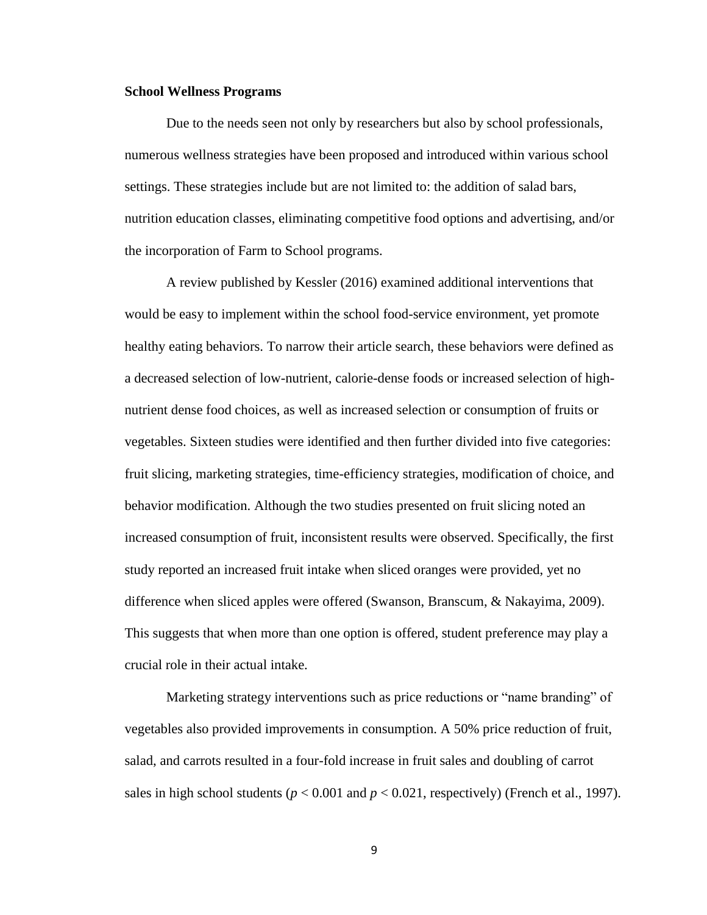### School Wellness Programs

Due to the needs seen not only by researchers but also by school professionals, numerous wellness strategies have been proposed and introduced within various school settings. These strategies include but are not limited to: the addition of salad bars, nutrition education classes, eliminating competitive food options and advertising, and/or the incorporation of Farm to School programs.

A review published by Kessler (2016) examined additional interventions that would be easy to implement within the school food-service environment, yet promote healthy eating behaviors. To narrow their article search, these behaviors were defined as a decreased selection of low-nutrient, calorie-dense foods or increased selection of high-nutrient dense food choices, as well as increased selection or consumption of fruits or vegetables. Sixteen studies were identified and then further divided into five categories: fruit slicing, marketing strategies, time-efficiency strategies, modification of choice, and behavior modification. Although the two studies presented on fruit slicing noted an increased consumption of fruit, inconsistent results were observed. Specifically, the first study reported an increased fruit intake when sliced oranges were provided, yet no difference when sliced apples were offered (Swanson, Branscum, & Nakayima, 2009). This suggests that when more than one option is offered, student preference may play a crucial role in their actual intake.

Marketing strategy interventions such as price reductions or "name branding" of vegetables also provided improvements in consumption. A 50% price reduction of fruit, salad, and carrots resulted in a four-fold increase in fruit sales and doubling of carrot sales in high school students ($p < 0.001$ and $p < 0.021$, respectively) (French et al., 1997).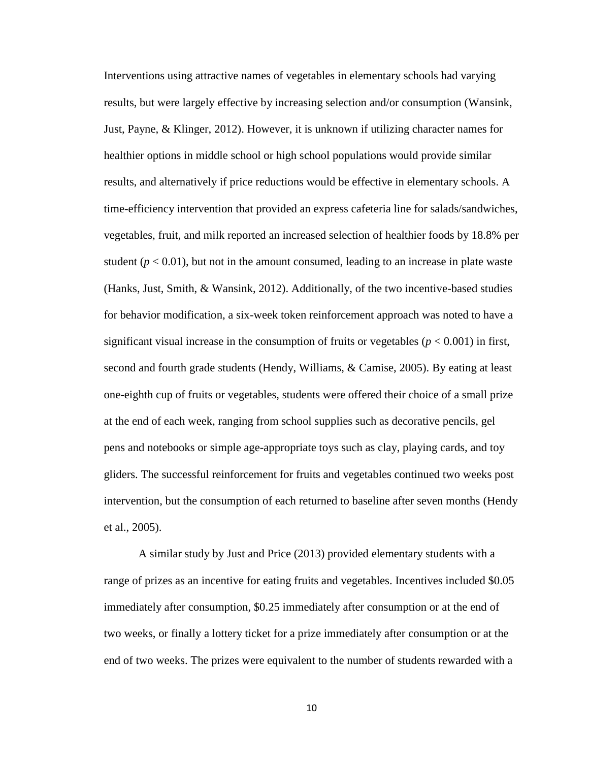Interventions using attractive names of vegetables in elementary schools had varying results, but were largely effective by increasing selection and/or consumption (Wansink, Just, Payne, & Klinger, 2012). However, it is unknown if utilizing character names for healthier options in middle school or high school populations would provide similar results, and alternatively if price reductions would be effective in elementary schools. A time-efficiency intervention that provided an express cafeteria line for salads/sandwiches, vegetables, fruit, and milk reported an increased selection of healthier foods by 18.8% per student ($p < 0.01$), but not in the amount consumed, leading to an increase in plate waste (Hanks, Just, Smith, & Wansink, 2012). Additionally, of the two incentive-based studies for behavior modification, a six-week token reinforcement approach was noted to have a significant visual increase in the consumption of fruits or vegetables ($p < 0.001$) in first, second and fourth grade students (Hendy, Williams, & Camise, 2005). By eating at least one-eighth cup of fruits or vegetables, students were offered their choice of a small prize at the end of each week, ranging from school supplies such as decorative pencils, gel pens and notebooks or simple age-appropriate toys such as clay, playing cards, and toy gliders. The successful reinforcement for fruits and vegetables continued two weeks post intervention, but the consumption of each returned to baseline after seven months (Hendy et al., 2005).

A similar study by Just and Price (2013) provided elementary students with a range of prizes as an incentive for eating fruits and vegetables. Incentives included $0.05 immediately after consumption, $0.25 immediately after consumption or at the end of two weeks, or finally a lottery ticket for a prize immediately after consumption or at the end of two weeks. The prizes were equivalent to the number of students rewarded with a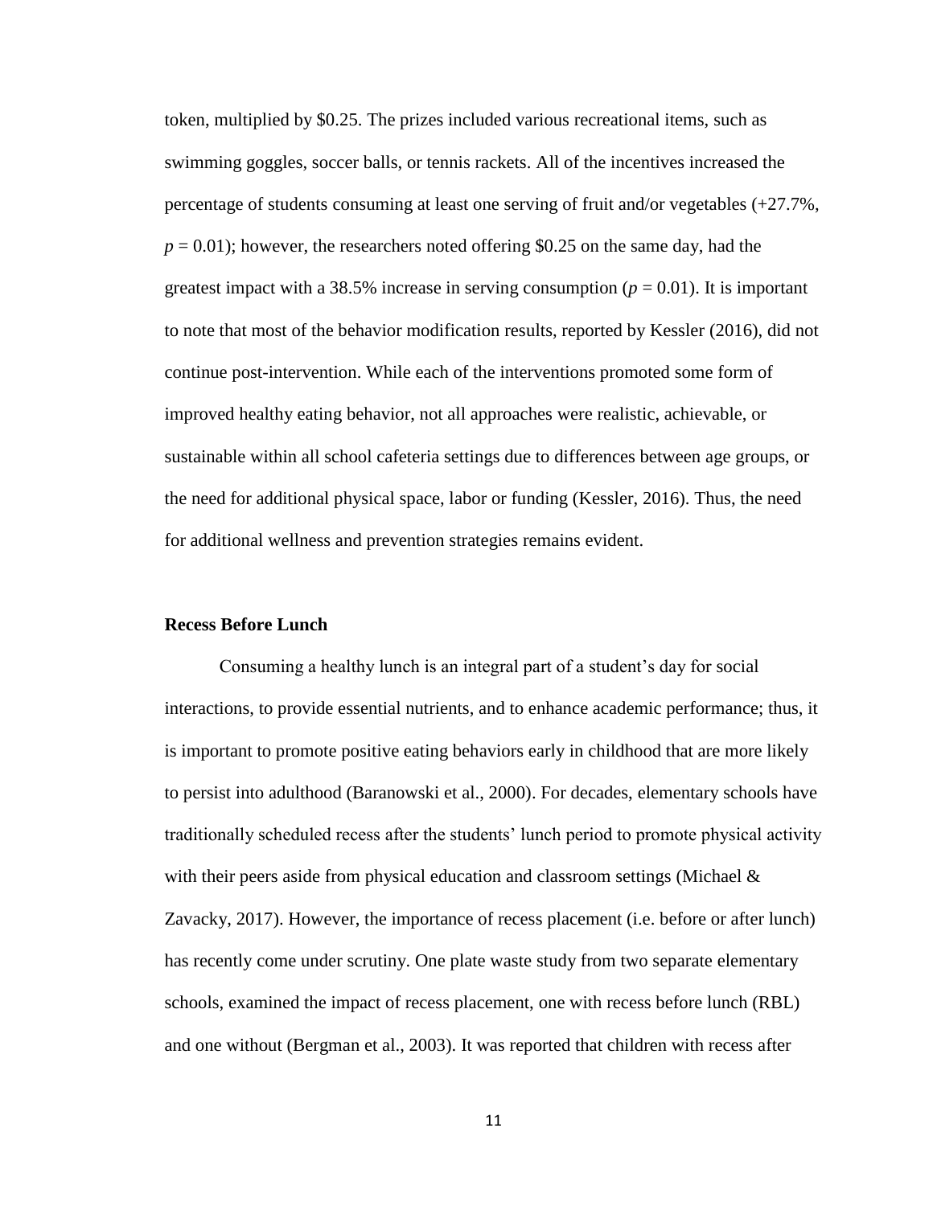token, multiplied by \$0.25. The prizes included various recreational items, such as swimming goggles, soccer balls, or tennis rackets. All of the incentives increased the percentage of students consuming at least one serving of fruit and/or vegetables (+27.7%, $p = 0.01$); however, the researchers noted offering \$0.25 on the same day, had the greatest impact with a 38.5% increase in serving consumption ($p = 0.01$). It is important to note that most of the behavior modification results, reported by Kessler (2016), did not continue post-intervention. While each of the interventions promoted some form of improved healthy eating behavior, not all approaches were realistic, achievable, or sustainable within all school cafeteria settings due to differences between age groups, or the need for additional physical space, labor or funding (Kessler, 2016). Thus, the need for additional wellness and prevention strategies remains evident.

### Recess Before Lunch

Consuming a healthy lunch is an integral part of a student's day for social interactions, to provide essential nutrients, and to enhance academic performance; thus, it is important to promote positive eating behaviors early in childhood that are more likely to persist into adulthood (Baranowski et al., 2000). For decades, elementary schools have traditionally scheduled recess after the students' lunch period to promote physical activity with their peers aside from physical education and classroom settings (Michael & Zavacky, 2017). However, the importance of recess placement (i.e. before or after lunch) has recently come under scrutiny. One plate waste study from two separate elementary schools, examined the impact of recess placement, one with recess before lunch (RBL) and one without (Bergman et al., 2003). It was reported that children with recess after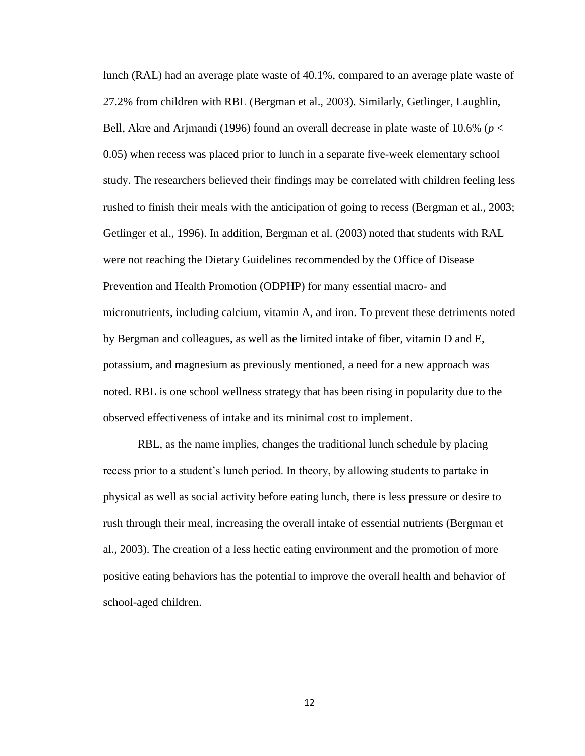lunch (RAL) had an average plate waste of 40.1%, compared to an average plate waste of 27.2% from children with RBL (Bergman et al., 2003). Similarly, Getlinger, Laughlin, Bell, Akre and Arjmandi (1996) found an overall decrease in plate waste of 10.6% ($p < 0.05$) when recess was placed prior to lunch in a separate five-week elementary school study. The researchers believed their findings may be correlated with children feeling less rushed to finish their meals with the anticipation of going to recess (Bergman et al., 2003; Getlinger et al., 1996). In addition, Bergman et al. (2003) noted that students with RAL were not reaching the Dietary Guidelines recommended by the Office of Disease Prevention and Health Promotion (ODPHP) for many essential macro- and micronutrients, including calcium, vitamin A, and iron. To prevent these detriments noted by Bergman and colleagues, as well as the limited intake of fiber, vitamin D and E, potassium, and magnesium as previously mentioned, a need for a new approach was noted. RBL is one school wellness strategy that has been rising in popularity due to the observed effectiveness of intake and its minimal cost to implement.

RBL, as the name implies, changes the traditional lunch schedule by placing recess prior to a student's lunch period. In theory, by allowing students to partake in physical as well as social activity before eating lunch, there is less pressure or desire to rush through their meal, increasing the overall intake of essential nutrients (Bergman et al., 2003). The creation of a less hectic eating environment and the promotion of more positive eating behaviors has the potential to improve the overall health and behavior of school-aged children.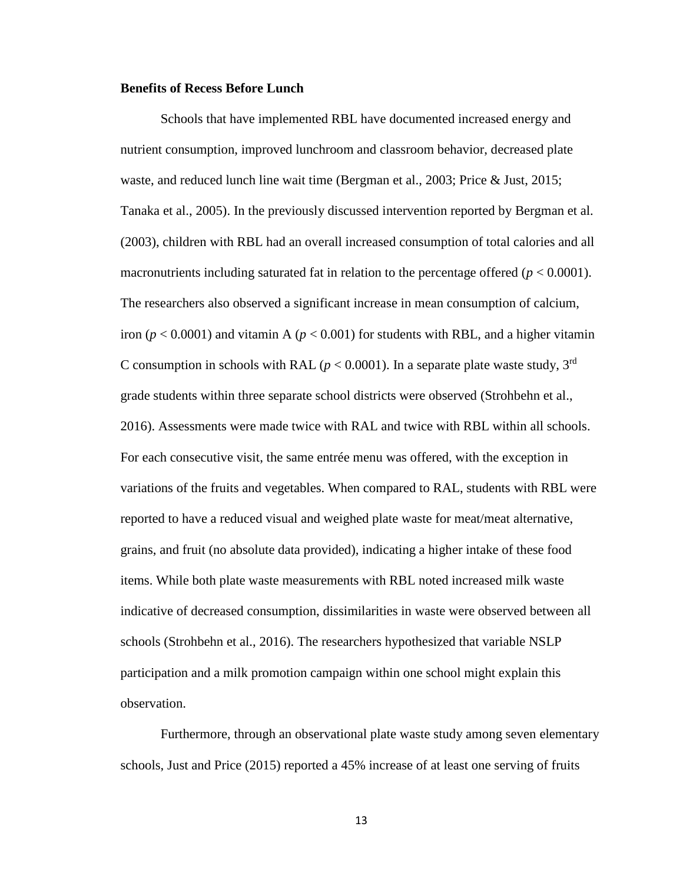**Benefits of Recess Before Lunch**

Schools that have implemented RBL have documented increased energy and nutrient consumption, improved lunchroom and classroom behavior, decreased plate waste, and reduced lunch line wait time (Bergman et al., 2003; Price & Just, 2015; Tanaka et al., 2005). In the previously discussed intervention reported by Bergman et al. (2003), children with RBL had an overall increased consumption of total calories and all macronutrients including saturated fat in relation to the percentage offered ($p < 0.0001$). The researchers also observed a significant increase in mean consumption of calcium, iron ($p < 0.0001$) and vitamin A ($p < 0.001$) for students with RBL, and a higher vitamin C consumption in schools with RAL ($p < 0.0001$). In a separate plate waste study, 3rd grade students within three separate school districts were observed (Strohbehn et al., 2016). Assessments were made twice with RAL and twice with RBL within all schools. For each consecutive visit, the same entrée menu was offered, with the exception in variations of the fruits and vegetables. When compared to RAL, students with RBL were reported to have a reduced visual and weighed plate waste for meat/meat alternative, grains, and fruit (no absolute data provided), indicating a higher intake of these food items. While both plate waste measurements with RBL noted increased milk waste indicative of decreased consumption, dissimilarities in waste were observed between all schools (Strohbehn et al., 2016). The researchers hypothesized that variable NSLP participation and a milk promotion campaign within one school might explain this observation.

Furthermore, through an observational plate waste study among seven elementary schools, Just and Price (2015) reported a 45% increase of at least one serving of fruits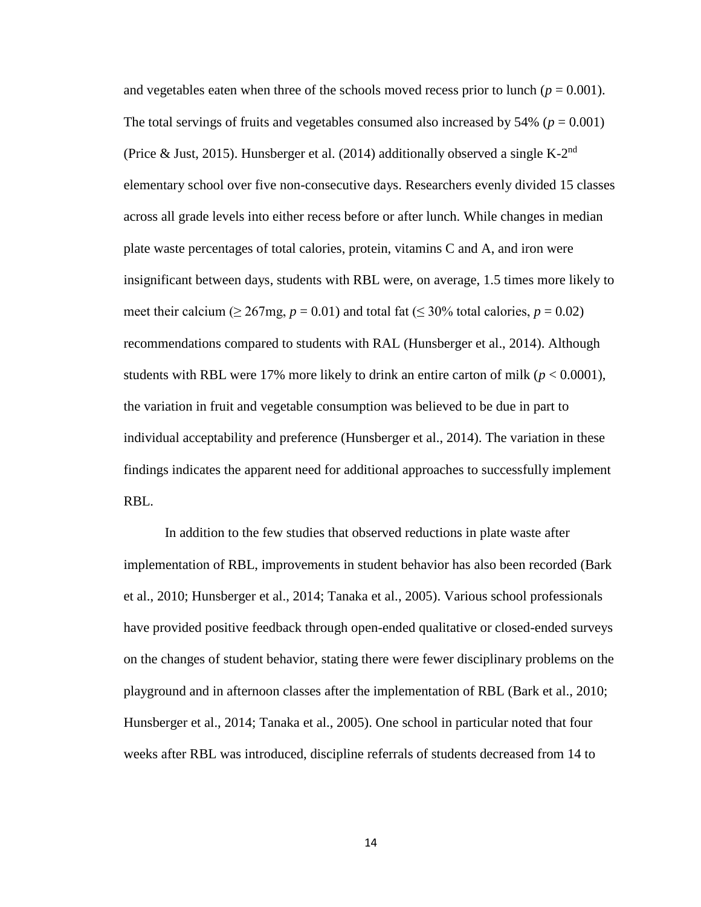and vegetables eaten when three of the schools moved recess prior to lunch ($p = 0.001$). The total servings of fruits and vegetables consumed also increased by 54% ($p = 0.001$) (Price & Just, 2015). Hunsberger et al. (2014) additionally observed a single K-2$^{nd}$ elementary school over five non-consecutive days. Researchers evenly divided 15 classes across all grade levels into either recess before or after lunch. While changes in median plate waste percentages of total calories, protein, vitamins C and A, and iron were insignificant between days, students with RBL were, on average, 1.5 times more likely to meet their calcium ($\geq$ 267mg, $p = 0.01$) and total fat ($\leq$ 30% total calories, $p = 0.02$) recommendations compared to students with RAL (Hunsberger et al., 2014). Although students with RBL were 17% more likely to drink an entire carton of milk ($p < 0.0001$), the variation in fruit and vegetable consumption was believed to be due in part to individual acceptability and preference (Hunsberger et al., 2014). The variation in these findings indicates the apparent need for additional approaches to successfully implement RBL.

In addition to the few studies that observed reductions in plate waste after implementation of RBL, improvements in student behavior has also been recorded (Bark et al., 2010; Hunsberger et al., 2014; Tanaka et al., 2005). Various school professionals have provided positive feedback through open-ended qualitative or closed-ended surveys on the changes of student behavior, stating there were fewer disciplinary problems on the playground and in afternoon classes after the implementation of RBL (Bark et al., 2010; Hunsberger et al., 2014; Tanaka et al., 2005). One school in particular noted that four weeks after RBL was introduced, discipline referrals of students decreased from 14 to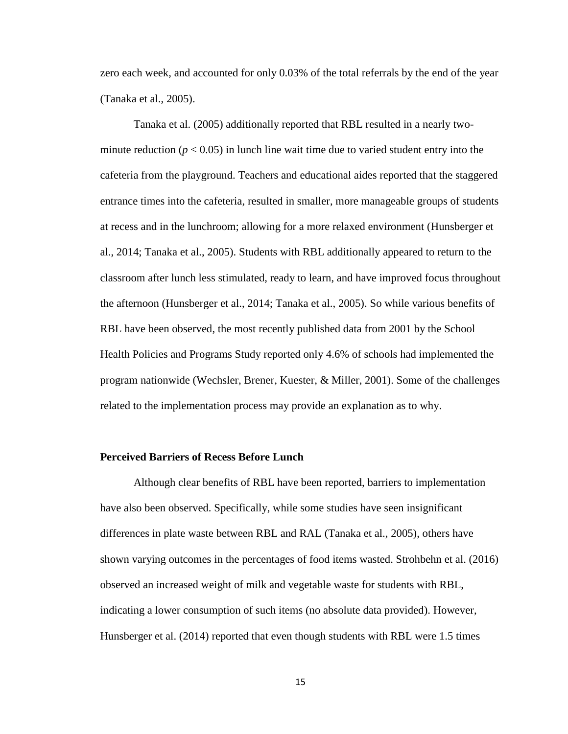zero each week, and accounted for only 0.03% of the total referrals by the end of the year (Tanaka et al., 2005).

Tanaka et al. (2005) additionally reported that RBL resulted in a nearly two-minute reduction ($p < 0.05$) in lunch line wait time due to varied student entry into the cafeteria from the playground. Teachers and educational aides reported that the staggered entrance times into the cafeteria, resulted in smaller, more manageable groups of students at recess and in the lunchroom; allowing for a more relaxed environment (Hunsberger et al., 2014; Tanaka et al., 2005). Students with RBL additionally appeared to return to the classroom after lunch less stimulated, ready to learn, and have improved focus throughout the afternoon (Hunsberger et al., 2014; Tanaka et al., 2005). So while various benefits of RBL have been observed, the most recently published data from 2001 by the School Health Policies and Programs Study reported only 4.6% of schools had implemented the program nationwide (Wechsler, Brener, Kuester, & Miller, 2001). Some of the challenges related to the implementation process may provide an explanation as to why.

### Perceived Barriers of Recess Before Lunch

Although clear benefits of RBL have been reported, barriers to implementation have also been observed. Specifically, while some studies have seen insignificant differences in plate waste between RBL and RAL (Tanaka et al., 2005), others have shown varying outcomes in the percentages of food items wasted. Strohbehn et al. (2016) observed an increased weight of milk and vegetable waste for students with RBL, indicating a lower consumption of such items (no absolute data provided). However, Hunsberger et al. (2014) reported that even though students with RBL were 1.5 times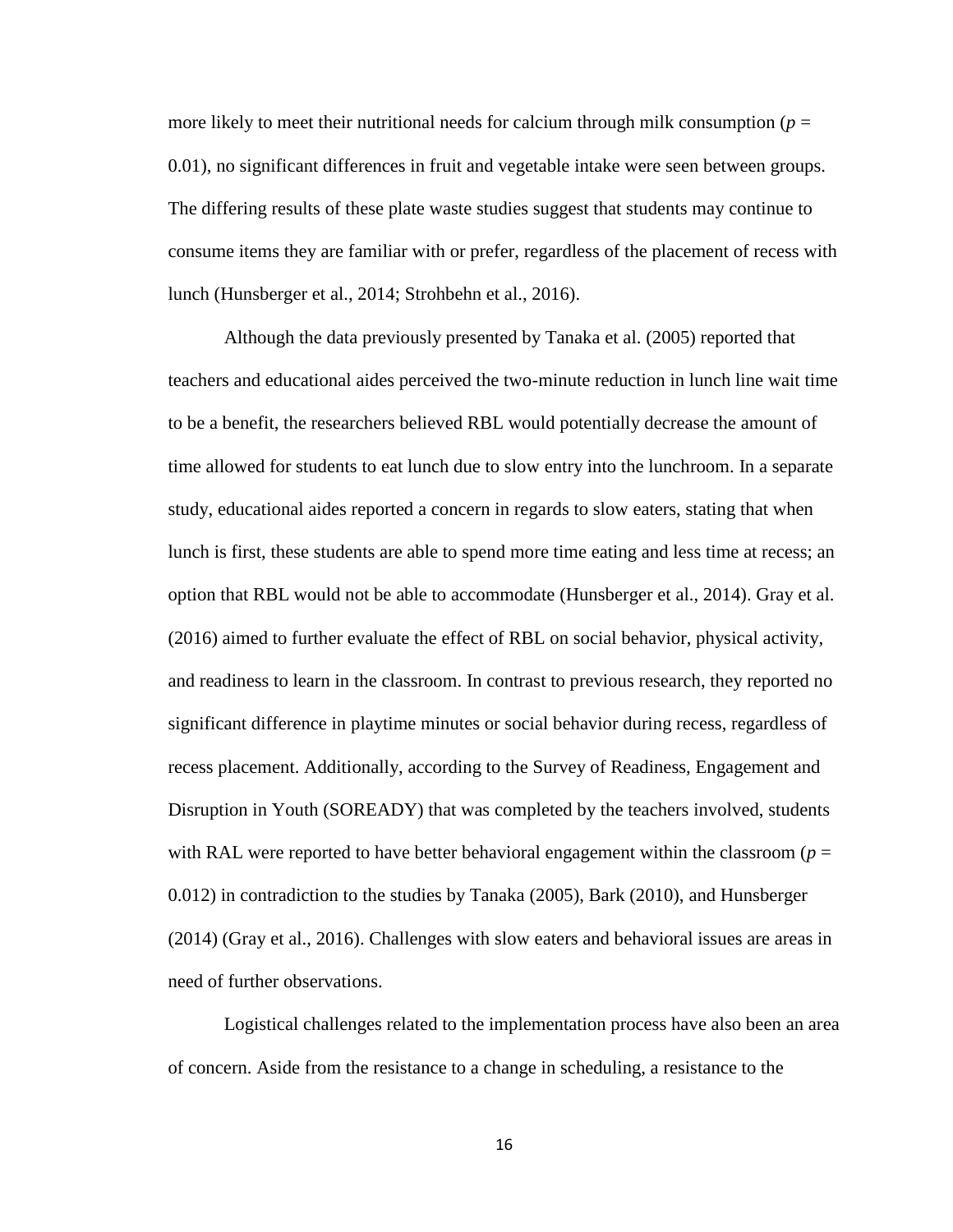more likely to meet their nutritional needs for calcium through milk consumption ($p$ = 0.01), no significant differences in fruit and vegetable intake were seen between groups. The differing results of these plate waste studies suggest that students may continue to consume items they are familiar with or prefer, regardless of the placement of recess with lunch (Hunsberger et al., 2014; Strohbehn et al., 2016).

Although the data previously presented by Tanaka et al. (2005) reported that teachers and educational aides perceived the two-minute reduction in lunch line wait time to be a benefit, the researchers believed RBL would potentially decrease the amount of time allowed for students to eat lunch due to slow entry into the lunchroom. In a separate study, educational aides reported a concern in regards to slow eaters, stating that when lunch is first, these students are able to spend more time eating and less time at recess; an option that RBL would not be able to accommodate (Hunsberger et al., 2014). Gray et al. (2016) aimed to further evaluate the effect of RBL on social behavior, physical activity, and readiness to learn in the classroom. In contrast to previous research, they reported no significant difference in playtime minutes or social behavior during recess, regardless of recess placement. Additionally, according to the Survey of Readiness, Engagement and Disruption in Youth (SOREADY) that was completed by the teachers involved, students with RAL were reported to have better behavioral engagement within the classroom ($p$ = 0.012) in contradiction to the studies by Tanaka (2005), Bark (2010), and Hunsberger (2014) (Gray et al., 2016). Challenges with slow eaters and behavioral issues are areas in need of further observations.

Logistical challenges related to the implementation process have also been an area of concern. Aside from the resistance to a change in scheduling, a resistance to the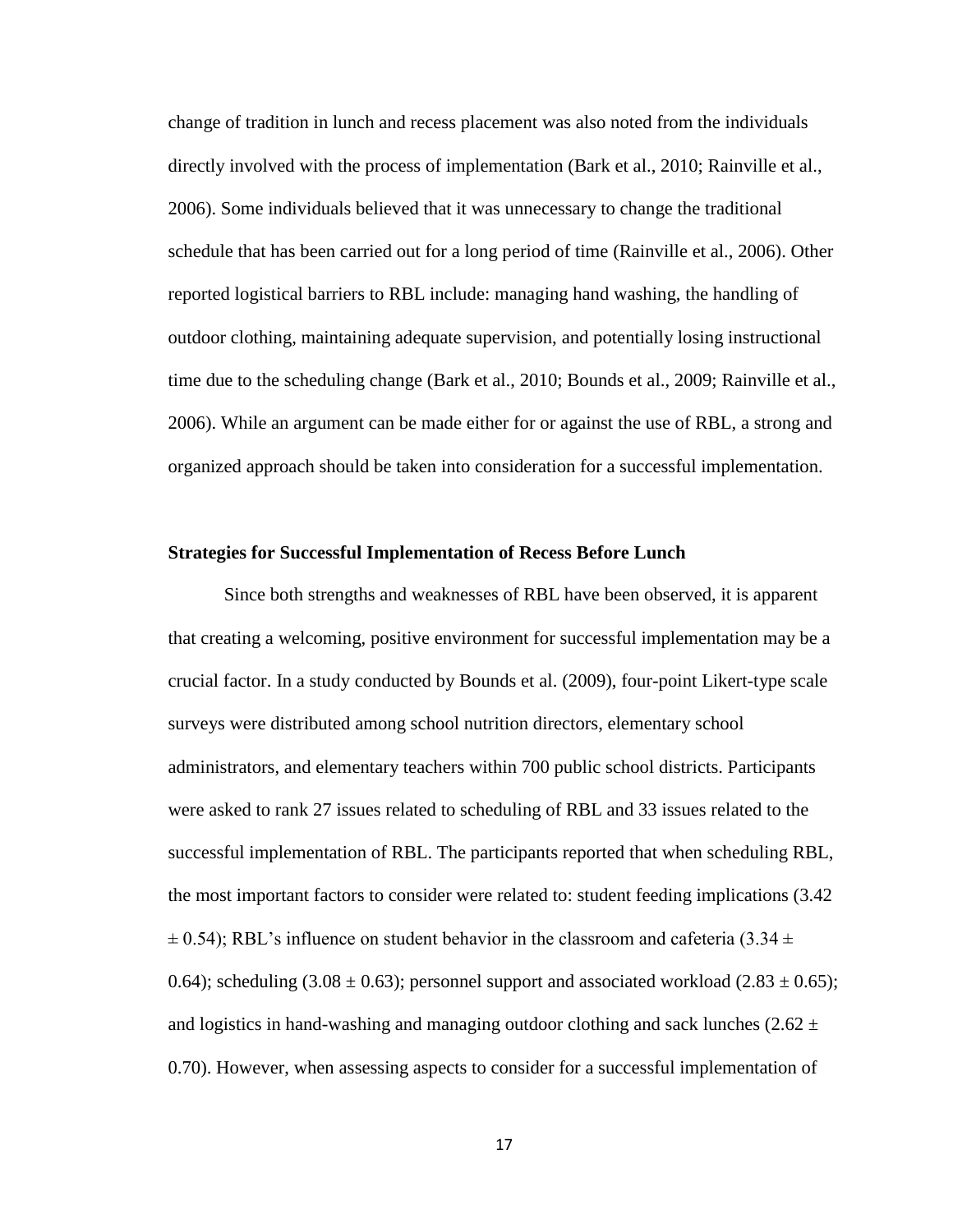change of tradition in lunch and recess placement was also noted from the individuals directly involved with the process of implementation (Bark et al., 2010; Rainville et al., 2006). Some individuals believed that it was unnecessary to change the traditional schedule that has been carried out for a long period of time (Rainville et al., 2006). Other reported logistical barriers to RBL include: managing hand washing, the handling of outdoor clothing, maintaining adequate supervision, and potentially losing instructional time due to the scheduling change (Bark et al., 2010; Bounds et al., 2009; Rainville et al., 2006). While an argument can be made either for or against the use of RBL, a strong and organized approach should be taken into consideration for a successful implementation.

**Strategies for Successful Implementation of Recess Before Lunch**

Since both strengths and weaknesses of RBL have been observed, it is apparent that creating a welcoming, positive environment for successful implementation may be a crucial factor. In a study conducted by Bounds et al. (2009), four-point Likert-type scale surveys were distributed among school nutrition directors, elementary school administrators, and elementary teachers within 700 public school districts. Participants were asked to rank 27 issues related to scheduling of RBL and 33 issues related to the successful implementation of RBL. The participants reported that when scheduling RBL, the most important factors to consider were related to: student feeding implications ($3.42 \pm 0.54$); RBL's influence on student behavior in the classroom and cafeteria ($3.34 \pm 0.64$); scheduling ($3.08 \pm 0.63$); personnel support and associated workload ($2.83 \pm 0.65$); and logistics in hand-washing and managing outdoor clothing and sack lunches ($2.62 \pm 0.70$). However, when assessing aspects to consider for a successful implementation of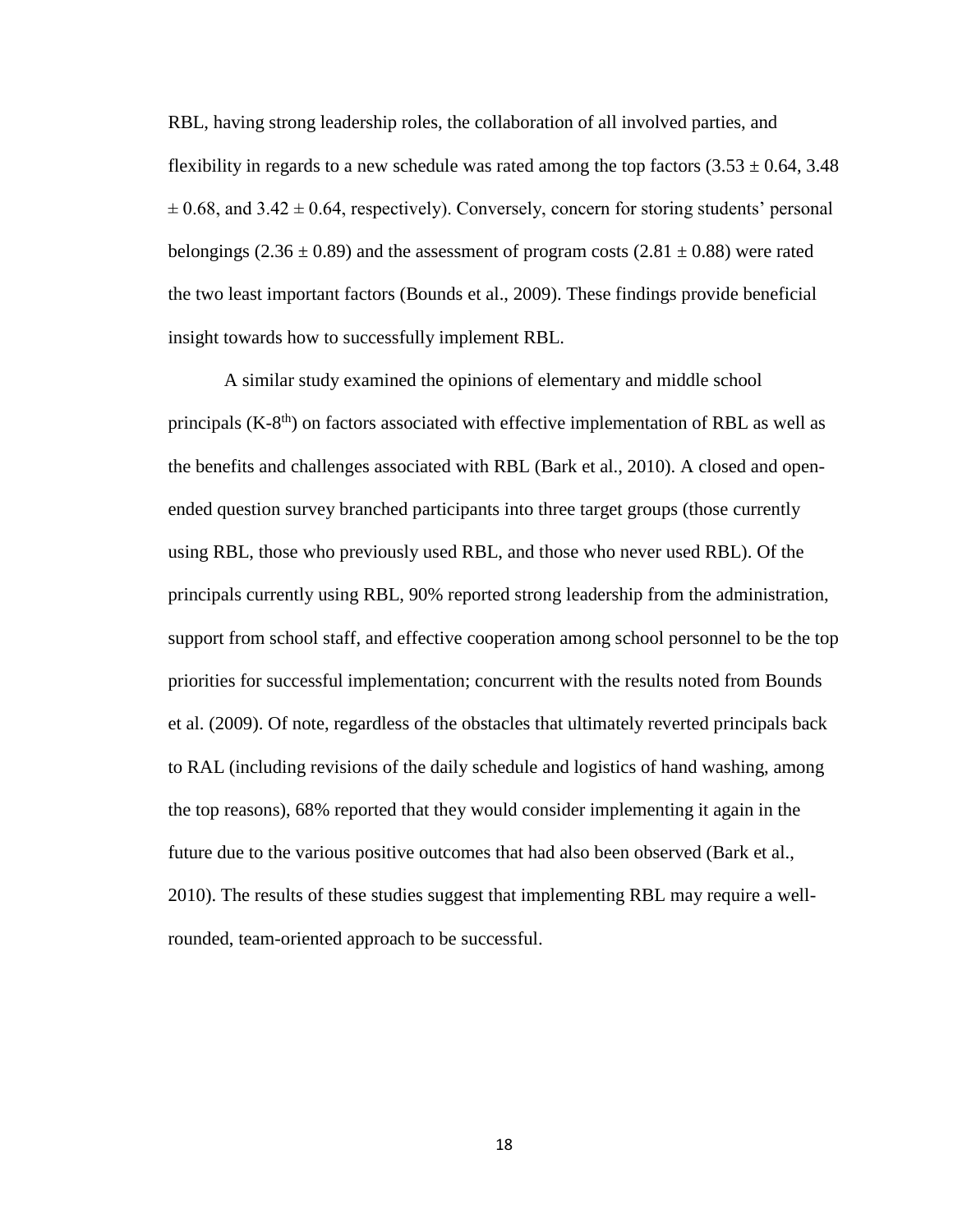RBL, having strong leadership roles, the collaboration of all involved parties, and flexibility in regards to a new schedule was rated among the top factors ($3.53 \pm 0.64$, $3.48 \pm 0.68$, and $3.42 \pm 0.64$, respectively). Conversely, concern for storing students' personal belongings ($2.36 \pm 0.89$) and the assessment of program costs ($2.81 \pm 0.88$) were rated the two least important factors (Bounds et al., 2009). These findings provide beneficial insight towards how to successfully implement RBL.

A similar study examined the opinions of elementary and middle school principals (K-8$^{th}$) on factors associated with effective implementation of RBL as well as the benefits and challenges associated with RBL (Bark et al., 2010). A closed and open-ended question survey branched participants into three target groups (those currently using RBL, those who previously used RBL, and those who never used RBL). Of the principals currently using RBL, 90% reported strong leadership from the administration, support from school staff, and effective cooperation among school personnel to be the top priorities for successful implementation; concurrent with the results noted from Bounds et al. (2009). Of note, regardless of the obstacles that ultimately reverted principals back to RAL (including revisions of the daily schedule and logistics of hand washing, among the top reasons), 68% reported that they would consider implementing it again in the future due to the various positive outcomes that had also been observed (Bark et al., 2010). The results of these studies suggest that implementing RBL may require a well-rounded, team-oriented approach to be successful.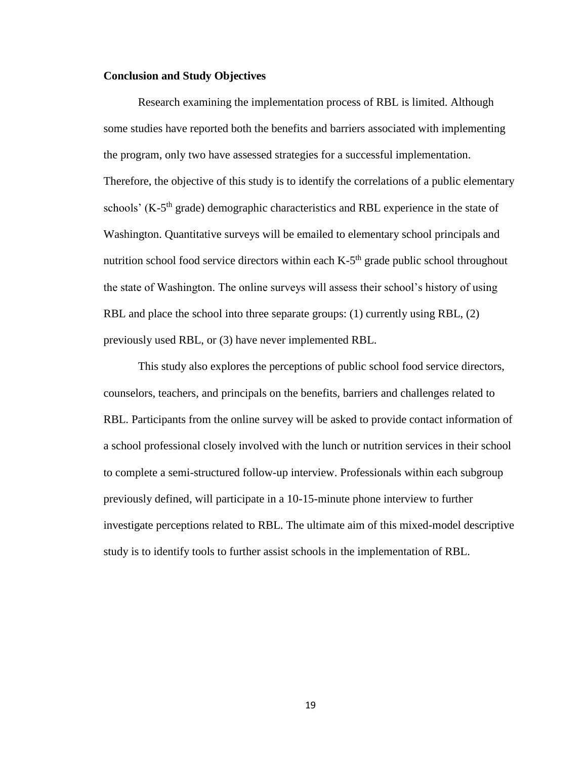### Conclusion and Study Objectives

Research examining the implementation process of RBL is limited. Although some studies have reported both the benefits and barriers associated with implementing the program, only two have assessed strategies for a successful implementation. Therefore, the objective of this study is to identify the correlations of a public elementary schools' (K-5$^{th}$ grade) demographic characteristics and RBL experience in the state of Washington. Quantitative surveys will be emailed to elementary school principals and nutrition school food service directors within each K-5$^{th}$ grade public school throughout the state of Washington. The online surveys will assess their school's history of using RBL and place the school into three separate groups: (1) currently using RBL, (2) previously used RBL, or (3) have never implemented RBL.

This study also explores the perceptions of public school food service directors, counselors, teachers, and principals on the benefits, barriers and challenges related to RBL. Participants from the online survey will be asked to provide contact information of a school professional closely involved with the lunch or nutrition services in their school to complete a semi-structured follow-up interview. Professionals within each subgroup previously defined, will participate in a 10-15-minute phone interview to further investigate perceptions related to RBL. The ultimate aim of this mixed-model descriptive study is to identify tools to further assist schools in the implementation of RBL.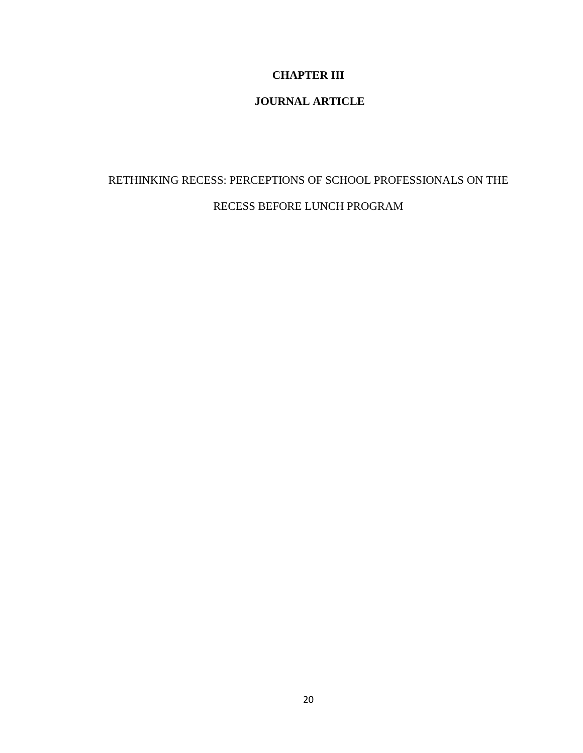# CHAPTER III

# JOURNAL ARTICLE

RETHINKING RECESS: PERCEPTIONS OF SCHOOL PROFESSIONALS ON THE RECESS BEFORE LUNCH PROGRAM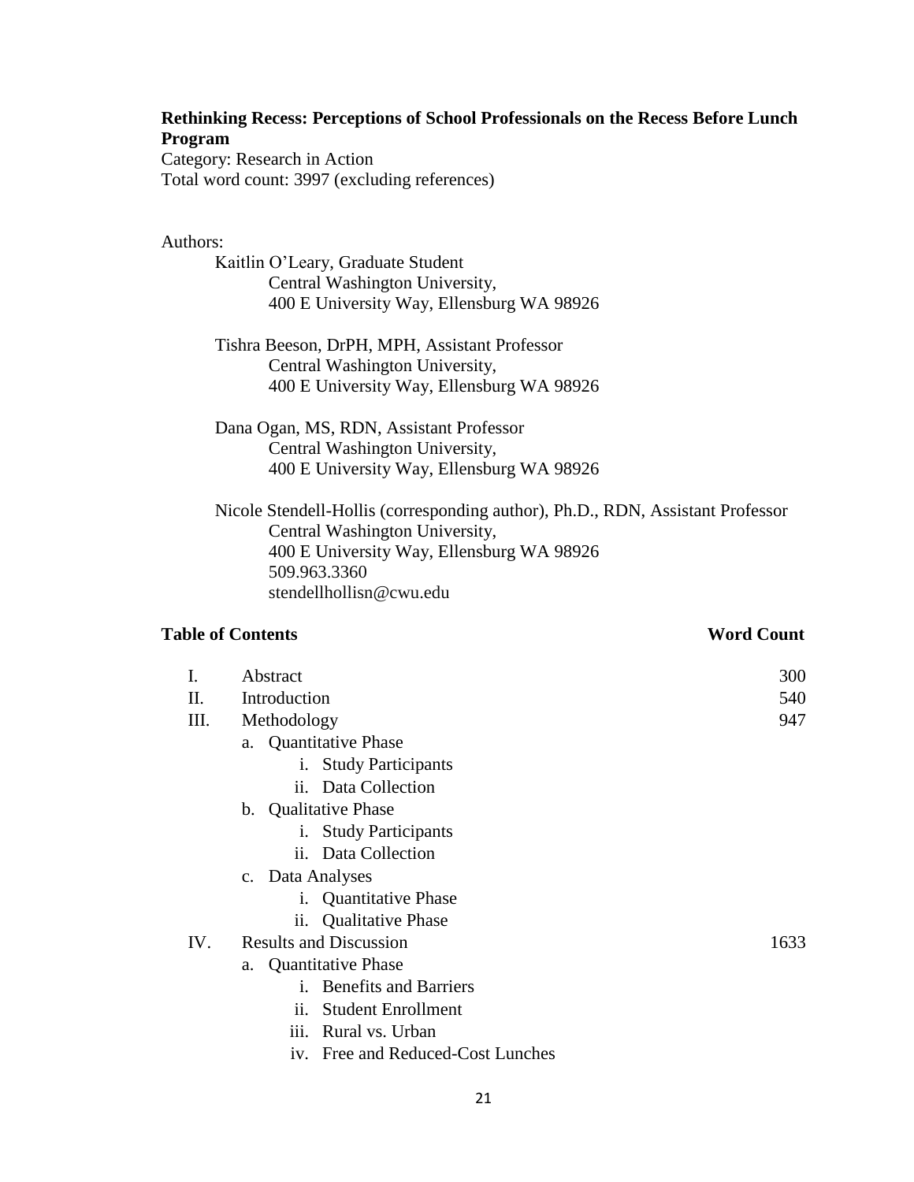**Rethinking Recess: Perceptions of School Professionals on the Recess Before Lunch Program**

Category: Research in Action

Total word count: 3997 (excluding references)

Authors:

Kaitlin O'Leary, Graduate Student
Central Washington University,
400 E University Way, Ellensburg WA 98926

Tishra Beeson, DrPH, MPH, Assistant Professor
Central Washington University,
400 E University Way, Ellensburg WA 98926

Dana Ogan, MS, RDN, Assistant Professor
Central Washington University,
400 E University Way, Ellensburg WA 98926

Nicole Stendell-Hollis (corresponding author), Ph.D., RDN, Assistant Professor
Central Washington University,
400 E University Way, Ellensburg WA 98926
509.963.3360
stendellhollisn@cwu.edu

**Table of Contents** **Word Count**

| | | Word Count |
|---|---|---|
| I. | Abstract | 300 |
| II. | Introduction | 540 |
| III. | Methodology | 947 |
| | a. Quantitative Phase | |
| | i. Study Participants | |
| | ii. Data Collection | |
| | b. Qualitative Phase | |
| | i. Study Participants | |
| | ii. Data Collection | |
| | c. Data Analyses | |
| | i. Quantitative Phase | |
| | ii. Qualitative Phase | |
| IV. | Results and Discussion | 1633 |
| | a. Quantitative Phase | |
| | i. Benefits and Barriers | |
| | ii. Student Enrollment | |
| | iii. Rural vs. Urban | |
| | iv. Free and Reduced-Cost Lunches | |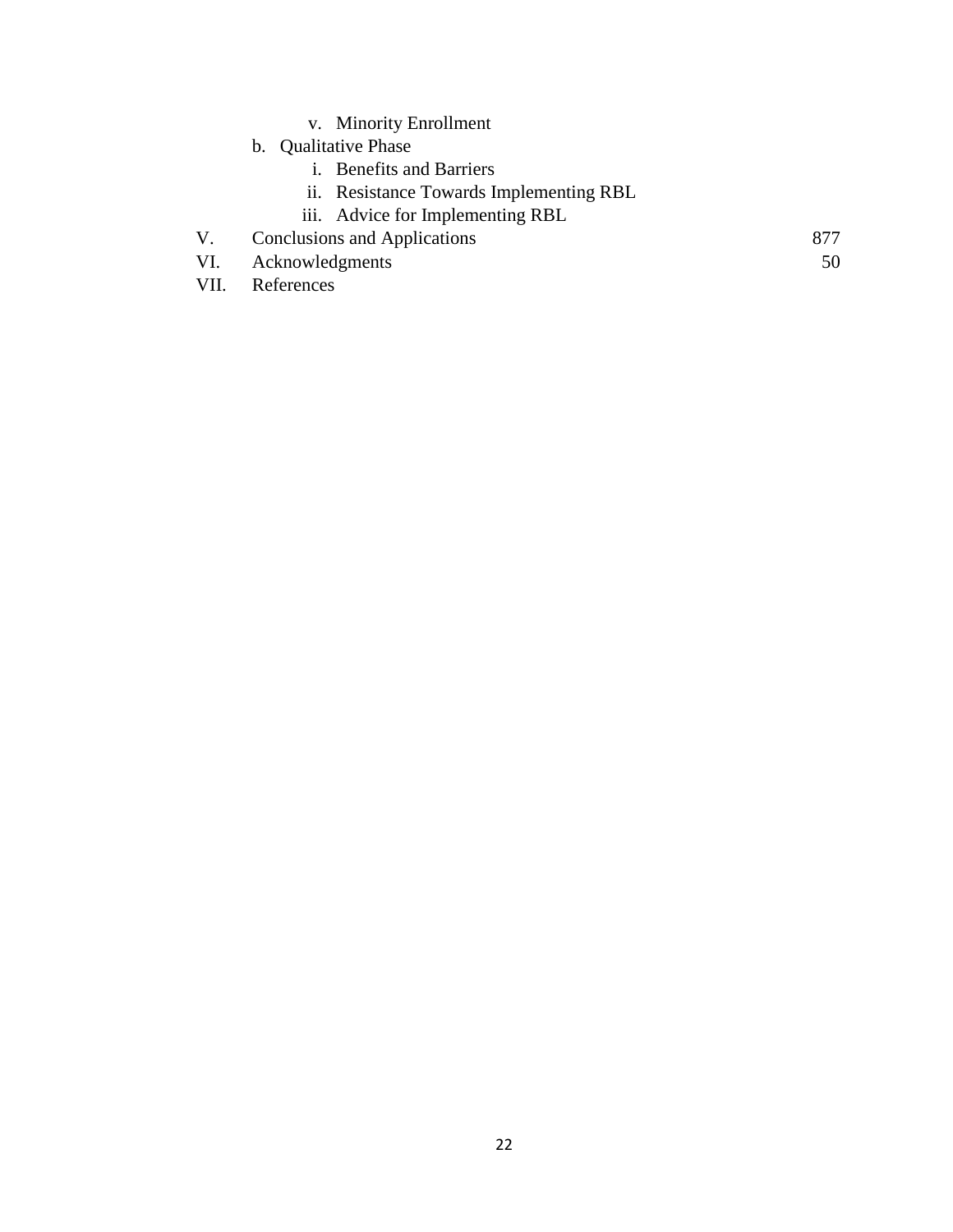- v. Minority Enrollment
- b. Qualitative Phase
  - i. Benefits and Barriers
  - ii. Resistance Towards Implementing RBL
  - iii. Advice for Implementing RBL

V. Conclusions and Applications 877

VI. Acknowledgments 50

VII. References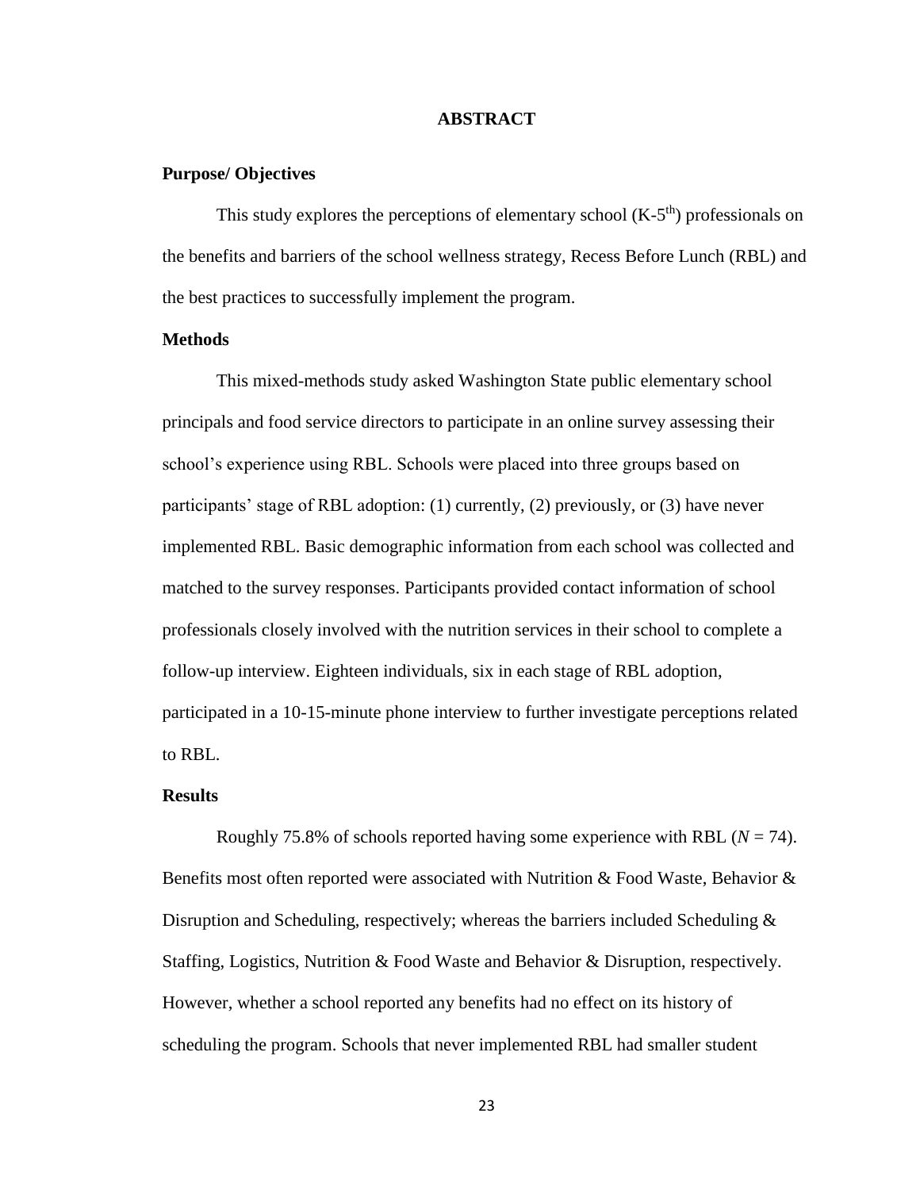# ABSTRACT

### Purpose/ Objectives

This study explores the perceptions of elementary school (K-5$^{th}$) professionals on the benefits and barriers of the school wellness strategy, Recess Before Lunch (RBL) and the best practices to successfully implement the program.

### Methods

This mixed-methods study asked Washington State public elementary school principals and food service directors to participate in an online survey assessing their school's experience using RBL. Schools were placed into three groups based on participants' stage of RBL adoption: (1) currently, (2) previously, or (3) have never implemented RBL. Basic demographic information from each school was collected and matched to the survey responses. Participants provided contact information of school professionals closely involved with the nutrition services in their school to complete a follow-up interview. Eighteen individuals, six in each stage of RBL adoption, participated in a 10-15-minute phone interview to further investigate perceptions related to RBL.

### Results

Roughly 75.8% of schools reported having some experience with RBL ($N$ = 74). Benefits most often reported were associated with Nutrition & Food Waste, Behavior & Disruption and Scheduling, respectively; whereas the barriers included Scheduling & Staffing, Logistics, Nutrition & Food Waste and Behavior & Disruption, respectively. However, whether a school reported any benefits had no effect on its history of scheduling the program. Schools that never implemented RBL had smaller student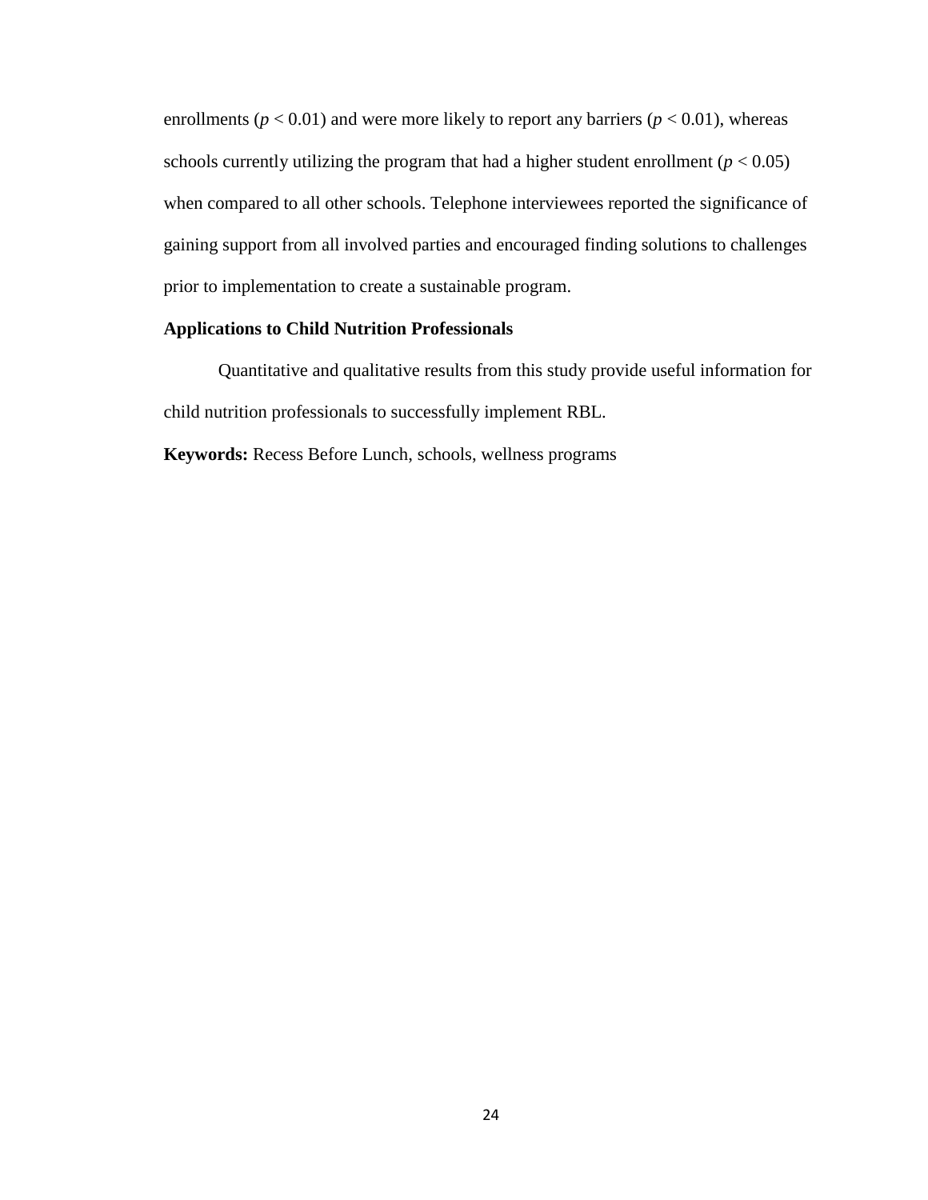enrollments ($p < 0.01$) and were more likely to report any barriers ($p < 0.01$), whereas schools currently utilizing the program that had a higher student enrollment ($p < 0.05$) when compared to all other schools. Telephone interviewees reported the significance of gaining support from all involved parties and encouraged finding solutions to challenges prior to implementation to create a sustainable program.

**Applications to Child Nutrition Professionals**

Quantitative and qualitative results from this study provide useful information for child nutrition professionals to successfully implement RBL.

**Keywords:** Recess Before Lunch, schools, wellness programs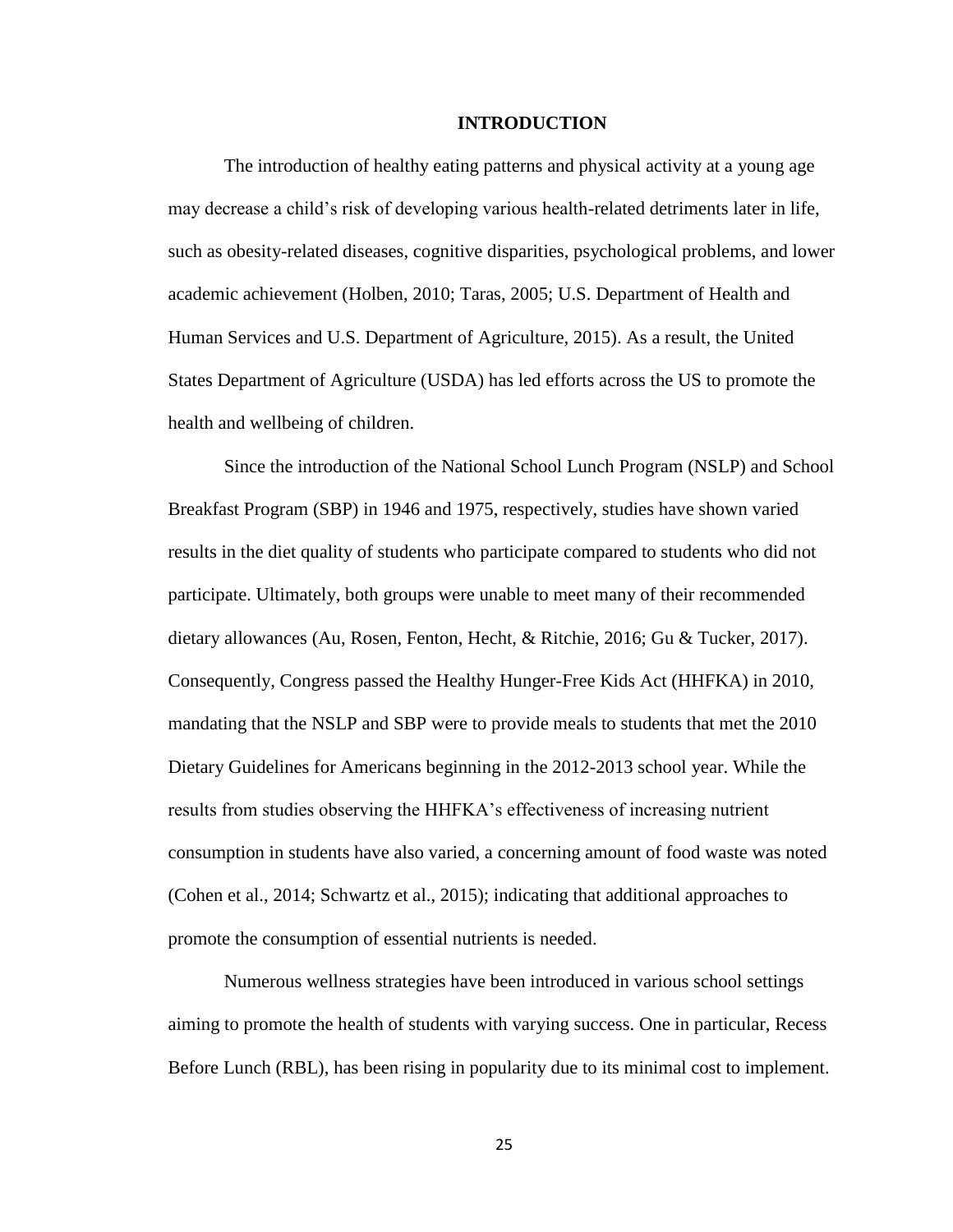# INTRODUCTION

The introduction of healthy eating patterns and physical activity at a young age may decrease a child's risk of developing various health-related detriments later in life, such as obesity-related diseases, cognitive disparities, psychological problems, and lower academic achievement (Holben, 2010; Taras, 2005; U.S. Department of Health and Human Services and U.S. Department of Agriculture, 2015). As a result, the United States Department of Agriculture (USDA) has led efforts across the US to promote the health and wellbeing of children.

Since the introduction of the National School Lunch Program (NSLP) and School Breakfast Program (SBP) in 1946 and 1975, respectively, studies have shown varied results in the diet quality of students who participate compared to students who did not participate. Ultimately, both groups were unable to meet many of their recommended dietary allowances (Au, Rosen, Fenton, Hecht, & Ritchie, 2016; Gu & Tucker, 2017). Consequently, Congress passed the Healthy Hunger-Free Kids Act (HHFKA) in 2010, mandating that the NSLP and SBP were to provide meals to students that met the 2010 Dietary Guidelines for Americans beginning in the 2012-2013 school year. While the results from studies observing the HHFKA's effectiveness of increasing nutrient consumption in students have also varied, a concerning amount of food waste was noted (Cohen et al., 2014; Schwartz et al., 2015); indicating that additional approaches to promote the consumption of essential nutrients is needed.

Numerous wellness strategies have been introduced in various school settings aiming to promote the health of students with varying success. One in particular, Recess Before Lunch (RBL), has been rising in popularity due to its minimal cost to implement.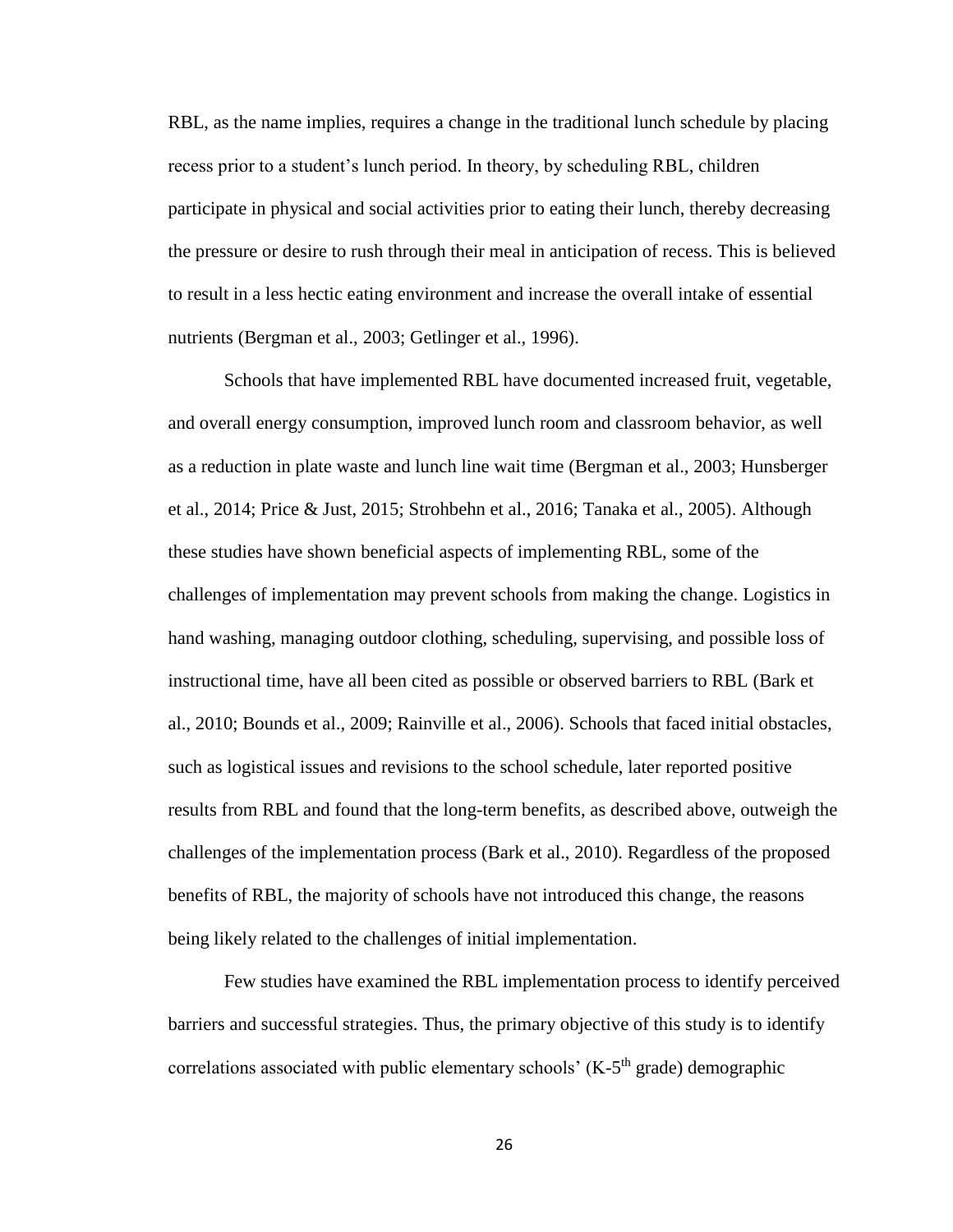RBL, as the name implies, requires a change in the traditional lunch schedule by placing recess prior to a student's lunch period. In theory, by scheduling RBL, children participate in physical and social activities prior to eating their lunch, thereby decreasing the pressure or desire to rush through their meal in anticipation of recess. This is believed to result in a less hectic eating environment and increase the overall intake of essential nutrients (Bergman et al., 2003; Getlinger et al., 1996).

Schools that have implemented RBL have documented increased fruit, vegetable, and overall energy consumption, improved lunch room and classroom behavior, as well as a reduction in plate waste and lunch line wait time (Bergman et al., 2003; Hunsberger et al., 2014; Price & Just, 2015; Strohbehn et al., 2016; Tanaka et al., 2005). Although these studies have shown beneficial aspects of implementing RBL, some of the challenges of implementation may prevent schools from making the change. Logistics in hand washing, managing outdoor clothing, scheduling, supervising, and possible loss of instructional time, have all been cited as possible or observed barriers to RBL (Bark et al., 2010; Bounds et al., 2009; Rainville et al., 2006). Schools that faced initial obstacles, such as logistical issues and revisions to the school schedule, later reported positive results from RBL and found that the long-term benefits, as described above, outweigh the challenges of the implementation process (Bark et al., 2010). Regardless of the proposed benefits of RBL, the majority of schools have not introduced this change, the reasons being likely related to the challenges of initial implementation.

Few studies have examined the RBL implementation process to identify perceived barriers and successful strategies. Thus, the primary objective of this study is to identify correlations associated with public elementary schools' (K-5$^{th}$ grade) demographic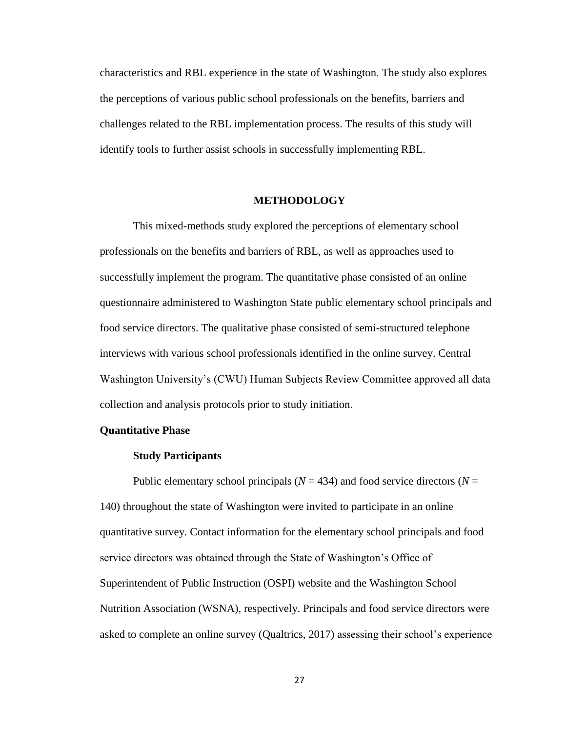characteristics and RBL experience in the state of Washington. The study also explores the perceptions of various public school professionals on the benefits, barriers and challenges related to the RBL implementation process. The results of this study will identify tools to further assist schools in successfully implementing RBL.

## METHODOLOGY

This mixed-methods study explored the perceptions of elementary school professionals on the benefits and barriers of RBL, as well as approaches used to successfully implement the program. The quantitative phase consisted of an online questionnaire administered to Washington State public elementary school principals and food service directors. The qualitative phase consisted of semi-structured telephone interviews with various school professionals identified in the online survey. Central Washington University's (CWU) Human Subjects Review Committee approved all data collection and analysis protocols prior to study initiation.

### Quantitative Phase

#### Study Participants

Public elementary school principals ($N$ = 434) and food service directors ($N$ = 140) throughout the state of Washington were invited to participate in an online quantitative survey. Contact information for the elementary school principals and food service directors was obtained through the State of Washington's Office of Superintendent of Public Instruction (OSPI) website and the Washington School Nutrition Association (WSNA), respectively. Principals and food service directors were asked to complete an online survey (Qualtrics, 2017) assessing their school's experience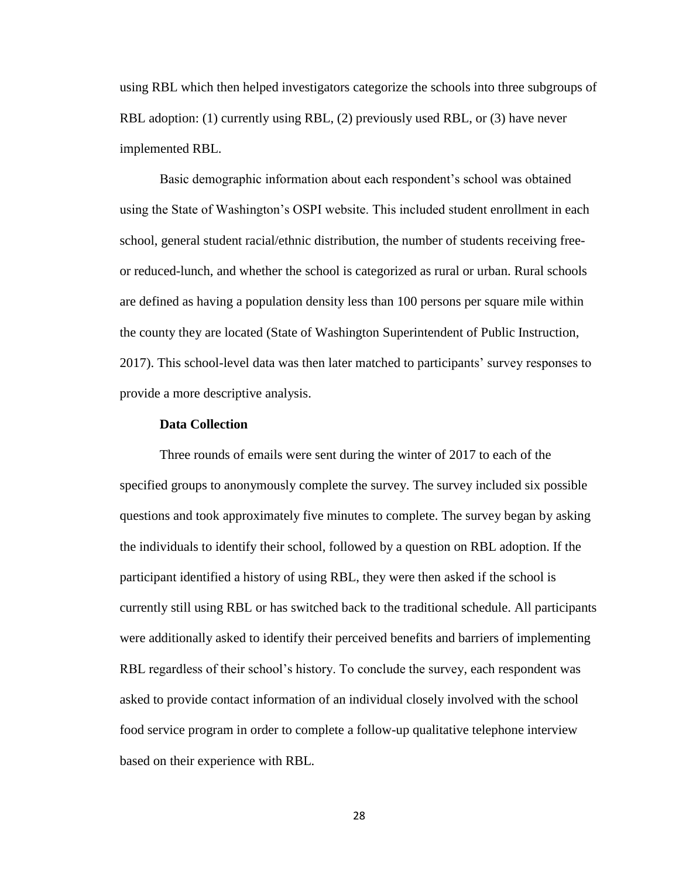using RBL which then helped investigators categorize the schools into three subgroups of RBL adoption: (1) currently using RBL, (2) previously used RBL, or (3) have never implemented RBL.

Basic demographic information about each respondent's school was obtained using the State of Washington's OSPI website. This included student enrollment in each school, general student racial/ethnic distribution, the number of students receiving free- or reduced-lunch, and whether the school is categorized as rural or urban. Rural schools are defined as having a population density less than 100 persons per square mile within the county they are located (State of Washington Superintendent of Public Instruction, 2017). This school-level data was then later matched to participants' survey responses to provide a more descriptive analysis.

### Data Collection

Three rounds of emails were sent during the winter of 2017 to each of the specified groups to anonymously complete the survey. The survey included six possible questions and took approximately five minutes to complete. The survey began by asking the individuals to identify their school, followed by a question on RBL adoption. If the participant identified a history of using RBL, they were then asked if the school is currently still using RBL or has switched back to the traditional schedule. All participants were additionally asked to identify their perceived benefits and barriers of implementing RBL regardless of their school's history. To conclude the survey, each respondent was asked to provide contact information of an individual closely involved with the school food service program in order to complete a follow-up qualitative telephone interview based on their experience with RBL.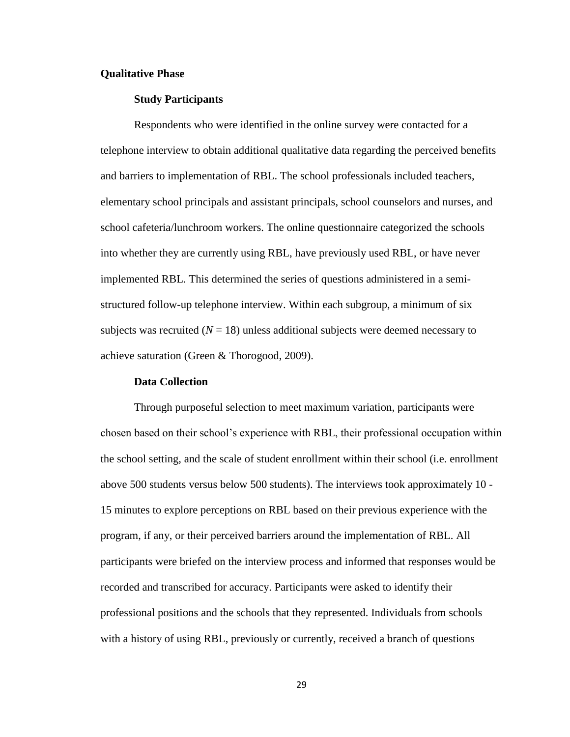## Qualitative Phase

### Study Participants

Respondents who were identified in the online survey were contacted for a telephone interview to obtain additional qualitative data regarding the perceived benefits and barriers to implementation of RBL. The school professionals included teachers, elementary school principals and assistant principals, school counselors and nurses, and school cafeteria/lunchroom workers. The online questionnaire categorized the schools into whether they are currently using RBL, have previously used RBL, or have never implemented RBL. This determined the series of questions administered in a semi-structured follow-up telephone interview. Within each subgroup, a minimum of six subjects was recruited ($N = 18$) unless additional subjects were deemed necessary to achieve saturation (Green & Thorogood, 2009).

### Data Collection

Through purposeful selection to meet maximum variation, participants were chosen based on their school's experience with RBL, their professional occupation within the school setting, and the scale of student enrollment within their school (i.e. enrollment above 500 students versus below 500 students). The interviews took approximately 10 - 15 minutes to explore perceptions on RBL based on their previous experience with the program, if any, or their perceived barriers around the implementation of RBL. All participants were briefed on the interview process and informed that responses would be recorded and transcribed for accuracy. Participants were asked to identify their professional positions and the schools that they represented. Individuals from schools with a history of using RBL, previously or currently, received a branch of questions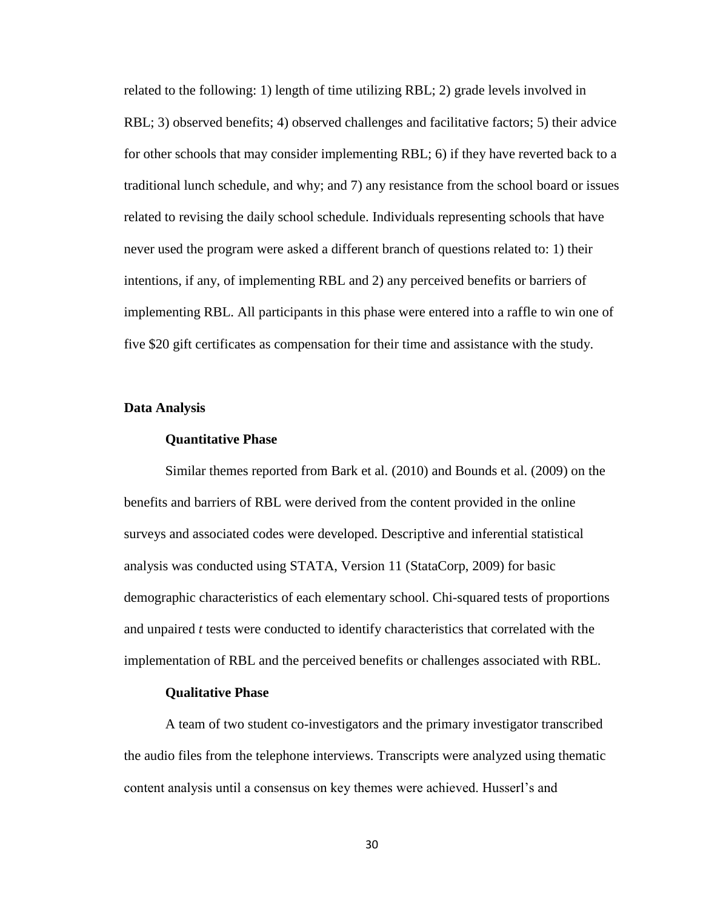related to the following: 1) length of time utilizing RBL; 2) grade levels involved in RBL; 3) observed benefits; 4) observed challenges and facilitative factors; 5) their advice for other schools that may consider implementing RBL; 6) if they have reverted back to a traditional lunch schedule, and why; and 7) any resistance from the school board or issues related to revising the daily school schedule. Individuals representing schools that have never used the program were asked a different branch of questions related to: 1) their intentions, if any, of implementing RBL and 2) any perceived benefits or barriers of implementing RBL. All participants in this phase were entered into a raffle to win one of five $20 gift certificates as compensation for their time and assistance with the study.

## Data Analysis

### Quantitative Phase

Similar themes reported from Bark et al. (2010) and Bounds et al. (2009) on the benefits and barriers of RBL were derived from the content provided in the online surveys and associated codes were developed. Descriptive and inferential statistical analysis was conducted using STATA, Version 11 (StataCorp, 2009) for basic demographic characteristics of each elementary school. Chi-squared tests of proportions and unpaired *t* tests were conducted to identify characteristics that correlated with the implementation of RBL and the perceived benefits or challenges associated with RBL.

### Qualitative Phase

A team of two student co-investigators and the primary investigator transcribed the audio files from the telephone interviews. Transcripts were analyzed using thematic content analysis until a consensus on key themes were achieved. Husserl's and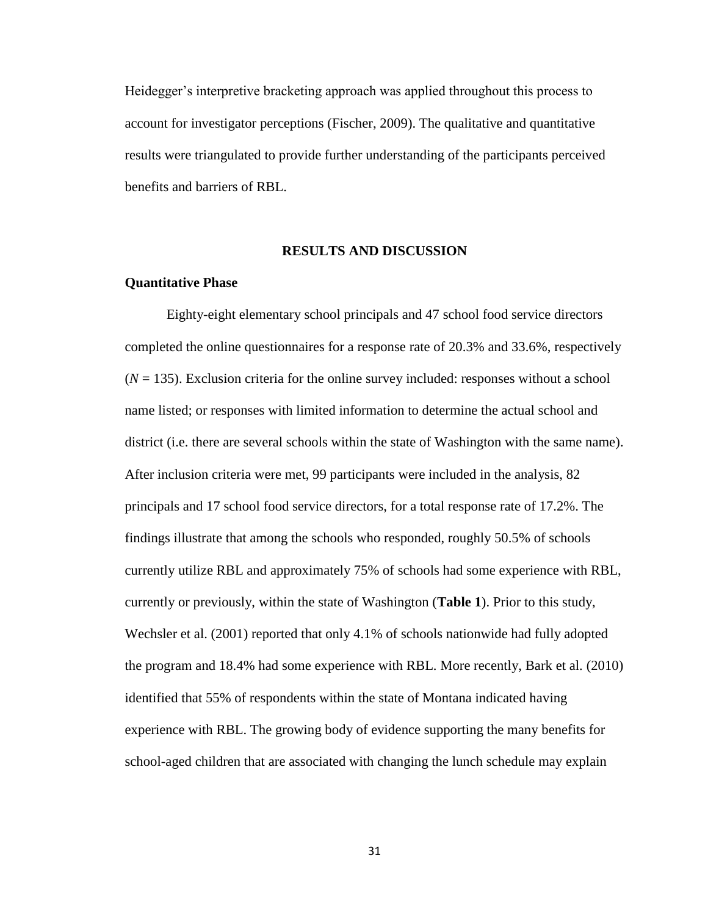Heidegger's interpretive bracketing approach was applied throughout this process to account for investigator perceptions (Fischer, 2009). The qualitative and quantitative results were triangulated to provide further understanding of the participants perceived benefits and barriers of RBL.

## RESULTS AND DISCUSSION

### Quantitative Phase

Eighty-eight elementary school principals and 47 school food service directors completed the online questionnaires for a response rate of 20.3% and 33.6%, respectively ($N$ = 135). Exclusion criteria for the online survey included: responses without a school name listed; or responses with limited information to determine the actual school and district (i.e. there are several schools within the state of Washington with the same name). After inclusion criteria were met, 99 participants were included in the analysis, 82 principals and 17 school food service directors, for a total response rate of 17.2%. The findings illustrate that among the schools who responded, roughly 50.5% of schools currently utilize RBL and approximately 75% of schools had some experience with RBL, currently or previously, within the state of Washington (**Table 1**). Prior to this study, Wechsler et al. (2001) reported that only 4.1% of schools nationwide had fully adopted the program and 18.4% had some experience with RBL. More recently, Bark et al. (2010) identified that 55% of respondents within the state of Montana indicated having experience with RBL. The growing body of evidence supporting the many benefits for school-aged children that are associated with changing the lunch schedule may explain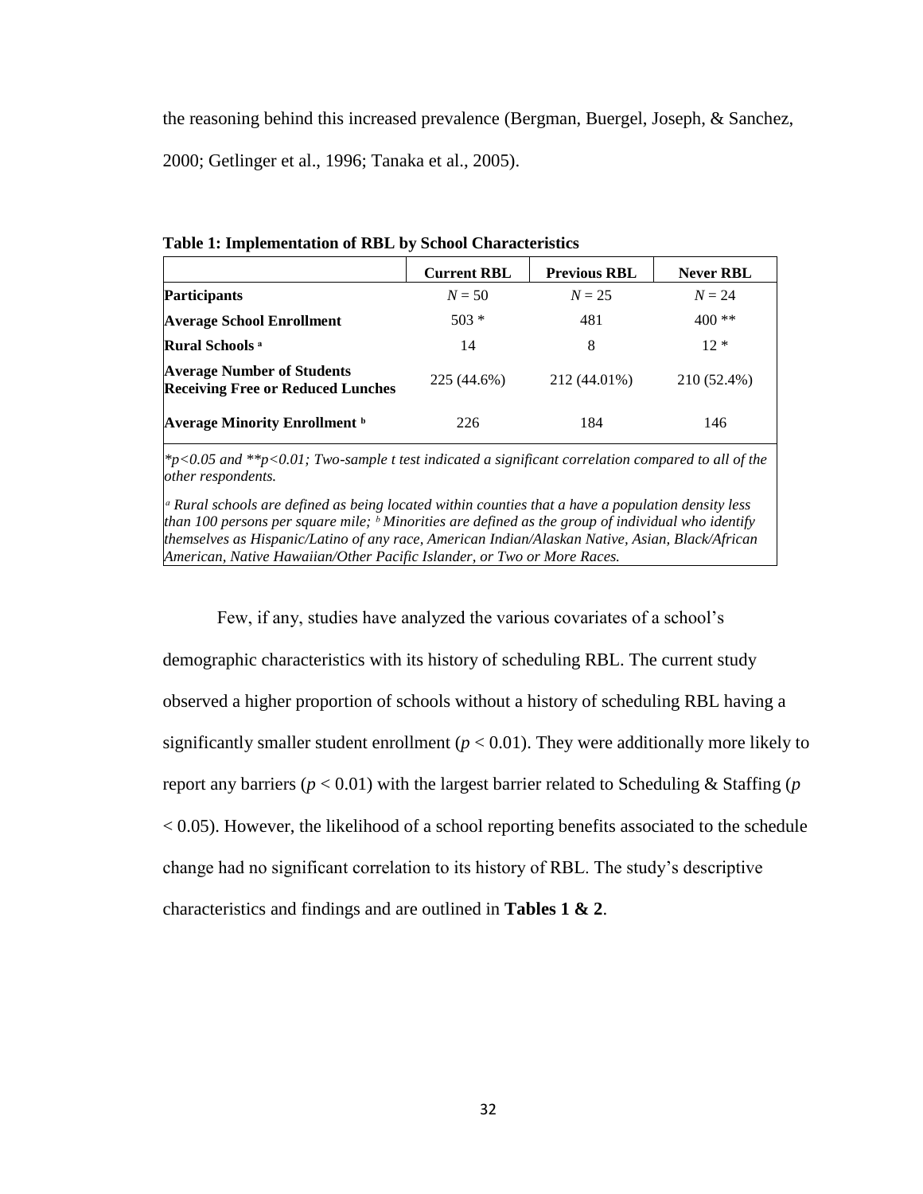the reasoning behind this increased prevalence (Bergman, Buergel, Joseph, & Sanchez, 2000; Getlinger et al., 1996; Tanaka et al., 2005).

**Table 1: Implementation of RBL by School Characteristics**

| | Current RBL | Previous RBL | Never RBL |
|---|---|---|---|
| **Participants** | $N = 50$ | $N = 25$ | $N = 24$ |
| **Average School Enrollment** | 503 * | 481 | 400 ** |
| **Rural Schools** [a] | 14 | 8 | 12 * |
| **Average Number of Students Receiving Free or Reduced Lunches** | 225 (44.6%) | 212 (44.01%) | 210 (52.4%) |
| **Average Minority Enrollment** [b] | 226 | 184 | 146 |

*\*p<0.05 and \*\*p<0.01; Two-sample t test indicated a significant correlation compared to all of the other respondents.*

*[a] Rural schools are defined as being located within counties that a have a population density less than 100 persons per square mile; [b] Minorities are defined as the group of individual who identify themselves as Hispanic/Latino of any race, American Indian/Alaskan Native, Asian, Black/African American, Native Hawaiian/Other Pacific Islander, or Two or More Races.*

Few, if any, studies have analyzed the various covariates of a school's demographic characteristics with its history of scheduling RBL. The current study observed a higher proportion of schools without a history of scheduling RBL having a significantly smaller student enrollment ($p < 0.01$). They were additionally more likely to report any barriers ($p < 0.01$) with the largest barrier related to Scheduling & Staffing ($p < 0.05$). However, the likelihood of a school reporting benefits associated to the schedule change had no significant correlation to its history of RBL. The study's descriptive characteristics and findings and are outlined in **Tables 1 & 2**.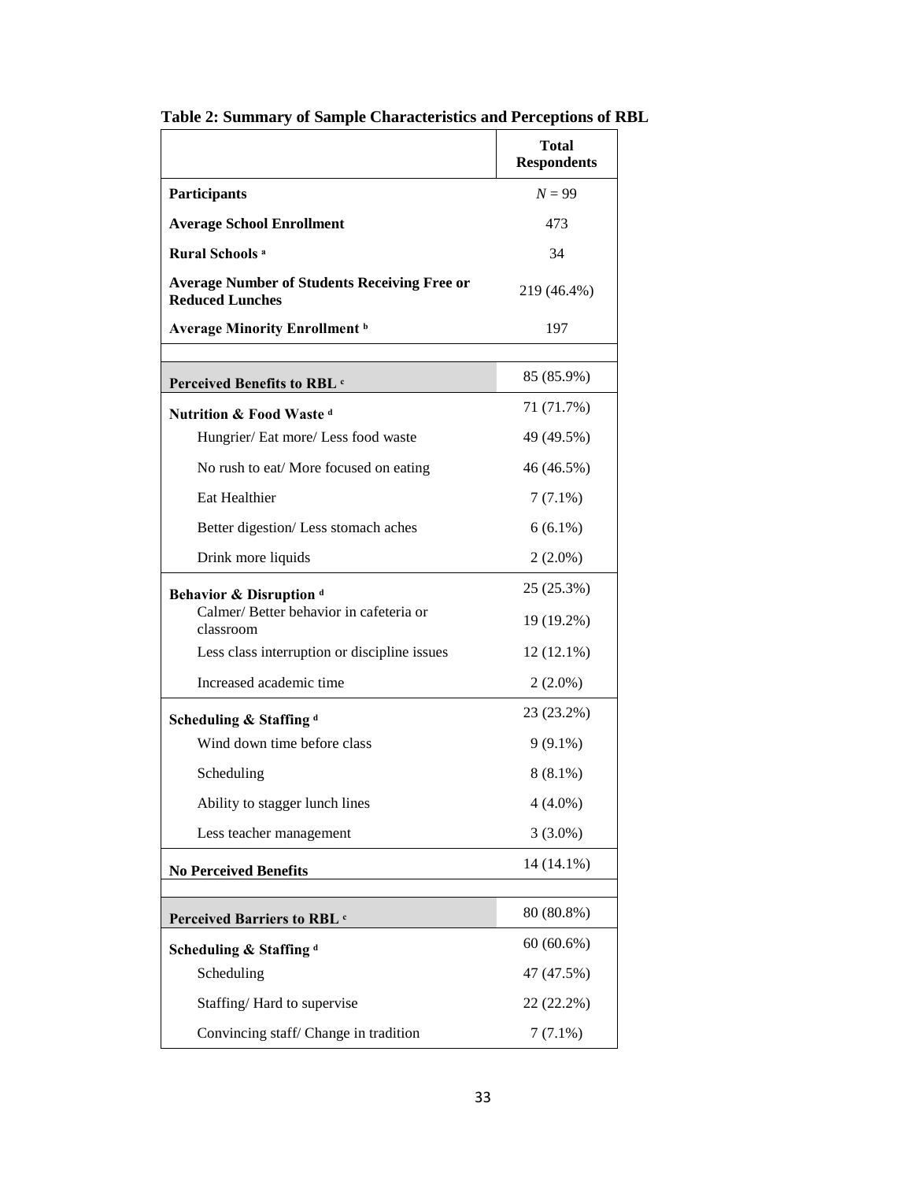**Table 2: Summary of Sample Characteristics and Perceptions of RBL**

| | Total Respondents |
|---|---|
| **Participants** | *N* = 99 |
| **Average School Enrollment** | 473 |
| **Rural Schools** [a] | 34 |
| **Average Number of Students Receiving Free or Reduced Lunches** | 219 (46.4%) |
| **Average Minority Enrollment** [b] | 197 |
| | |
| **Perceived Benefits to RBL** [c] | 85 (85.9%) |
| **Nutrition & Food Waste** [d] | 71 (71.7%) |
| Hungrier/ Eat more/ Less food waste | 49 (49.5%) |
| No rush to eat/ More focused on eating | 46 (46.5%) |
| Eat Healthier | 7 (7.1%) |
| Better digestion/ Less stomach aches | 6 (6.1%) |
| Drink more liquids | 2 (2.0%) |
| **Behavior & Disruption** [d] | 25 (25.3%) |
| Calmer/ Better behavior in cafeteria or classroom | 19 (19.2%) |
| Less class interruption or discipline issues | 12 (12.1%) |
| Increased academic time | 2 (2.0%) |
| **Scheduling & Staffing** [d] | 23 (23.2%) |
| Wind down time before class | 9 (9.1%) |
| Scheduling | 8 (8.1%) |
| Ability to stagger lunch lines | 4 (4.0%) |
| Less teacher management | 3 (3.0%) |
| **No Perceived Benefits** | 14 (14.1%) |
| | |
| **Perceived Barriers to RBL** [c] | 80 (80.8%) |
| **Scheduling & Staffing** [d] | 60 (60.6%) |
| Scheduling | 47 (47.5%) |
| Staffing/ Hard to supervise | 22 (22.2%) |
| Convincing staff/ Change in tradition | 7 (7.1%) |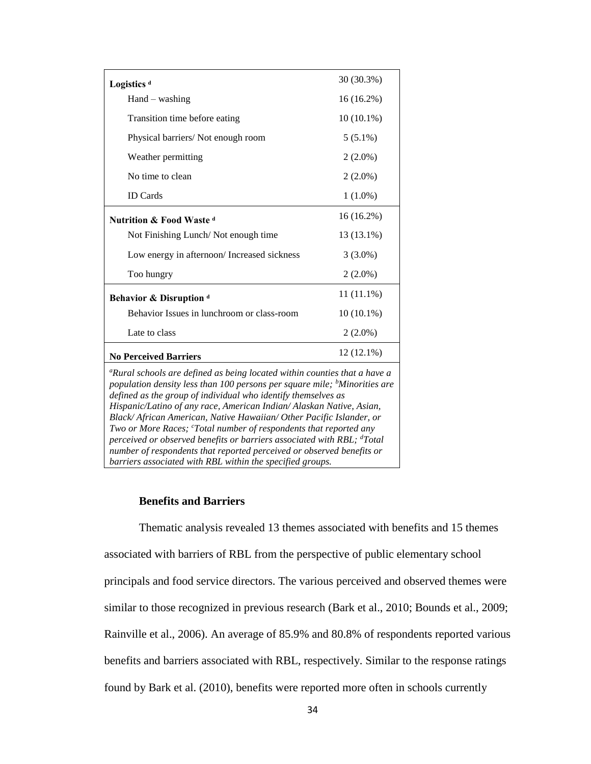| | |
|---|---|
| **Logistics** [d] | 30 (30.3%) |
| Hand – washing | 16 (16.2%) |
| Transition time before eating | 10 (10.1%) |
| Physical barriers/ Not enough room | 5 (5.1%) |
| Weather permitting | 2 (2.0%) |
| No time to clean | 2 (2.0%) |
| ID Cards | 1 (1.0%) |
| **Nutrition & Food Waste** [d] | 16 (16.2%) |
| Not Finishing Lunch/ Not enough time | 13 (13.1%) |
| Low energy in afternoon/ Increased sickness | 3 (3.0%) |
| Too hungry | 2 (2.0%) |
| **Behavior & Disruption** [d] | 11 (11.1%) |
| Behavior Issues in lunchroom or class-room | 10 (10.1%) |
| Late to class | 2 (2.0%) |
| **No Perceived Barriers** | 12 (12.1%) |

*[a]Rural schools are defined as being located within counties that a have a population density less than 100 persons per square mile; [b]Minorities are defined as the group of individual who identify themselves as Hispanic/Latino of any race, American Indian/ Alaskan Native, Asian, Black/ African American, Native Hawaiian/ Other Pacific Islander, or Two or More Races; [c]Total number of respondents that reported any perceived or observed benefits or barriers associated with RBL; [d]Total number of respondents that reported perceived or observed benefits or barriers associated with RBL within the specified groups.*

### Benefits and Barriers

Thematic analysis revealed 13 themes associated with benefits and 15 themes associated with barriers of RBL from the perspective of public elementary school principals and food service directors. The various perceived and observed themes were similar to those recognized in previous research (Bark et al., 2010; Bounds et al., 2009; Rainville et al., 2006). An average of 85.9% and 80.8% of respondents reported various benefits and barriers associated with RBL, respectively. Similar to the response ratings found by Bark et al. (2010), benefits were reported more often in schools currently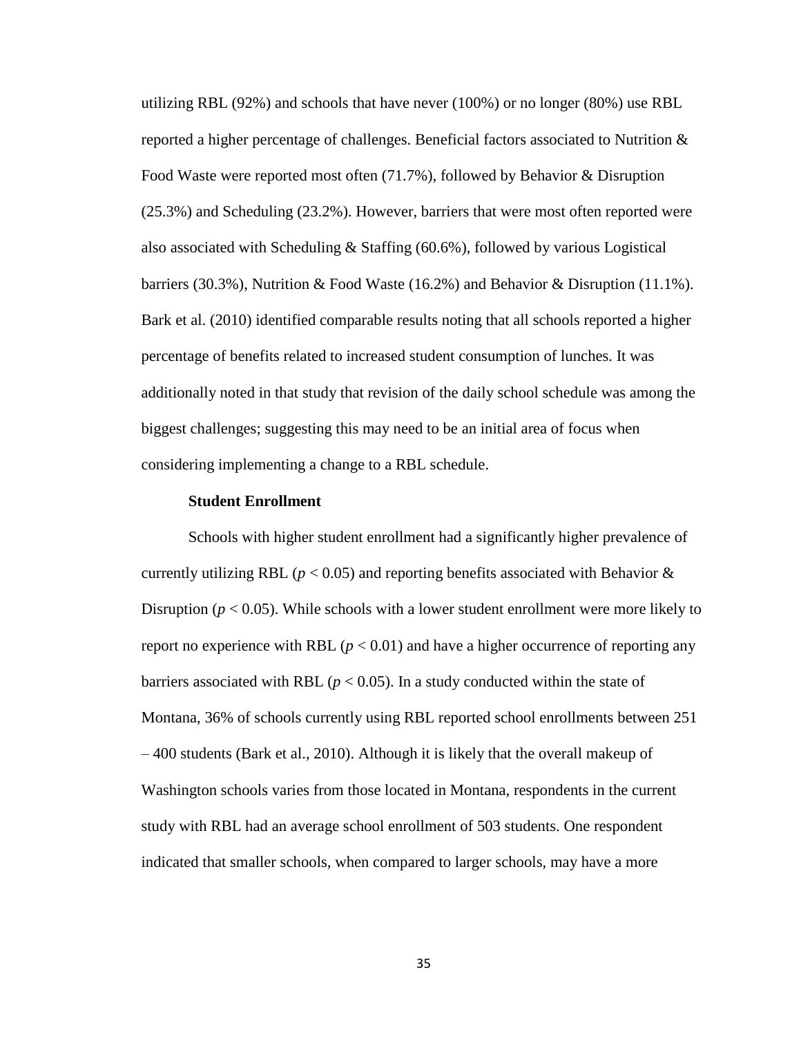utilizing RBL (92%) and schools that have never (100%) or no longer (80%) use RBL reported a higher percentage of challenges. Beneficial factors associated to Nutrition & Food Waste were reported most often (71.7%), followed by Behavior & Disruption (25.3%) and Scheduling (23.2%). However, barriers that were most often reported were also associated with Scheduling & Staffing (60.6%), followed by various Logistical barriers (30.3%), Nutrition & Food Waste (16.2%) and Behavior & Disruption (11.1%). Bark et al. (2010) identified comparable results noting that all schools reported a higher percentage of benefits related to increased student consumption of lunches. It was additionally noted in that study that revision of the daily school schedule was among the biggest challenges; suggesting this may need to be an initial area of focus when considering implementing a change to a RBL schedule.

**Student Enrollment**

Schools with higher student enrollment had a significantly higher prevalence of currently utilizing RBL ($p < 0.05$) and reporting benefits associated with Behavior & Disruption ($p < 0.05$). While schools with a lower student enrollment were more likely to report no experience with RBL ($p < 0.01$) and have a higher occurrence of reporting any barriers associated with RBL ($p < 0.05$). In a study conducted within the state of Montana, 36% of schools currently using RBL reported school enrollments between 251 – 400 students (Bark et al., 2010). Although it is likely that the overall makeup of Washington schools varies from those located in Montana, respondents in the current study with RBL had an average school enrollment of 503 students. One respondent indicated that smaller schools, when compared to larger schools, may have a more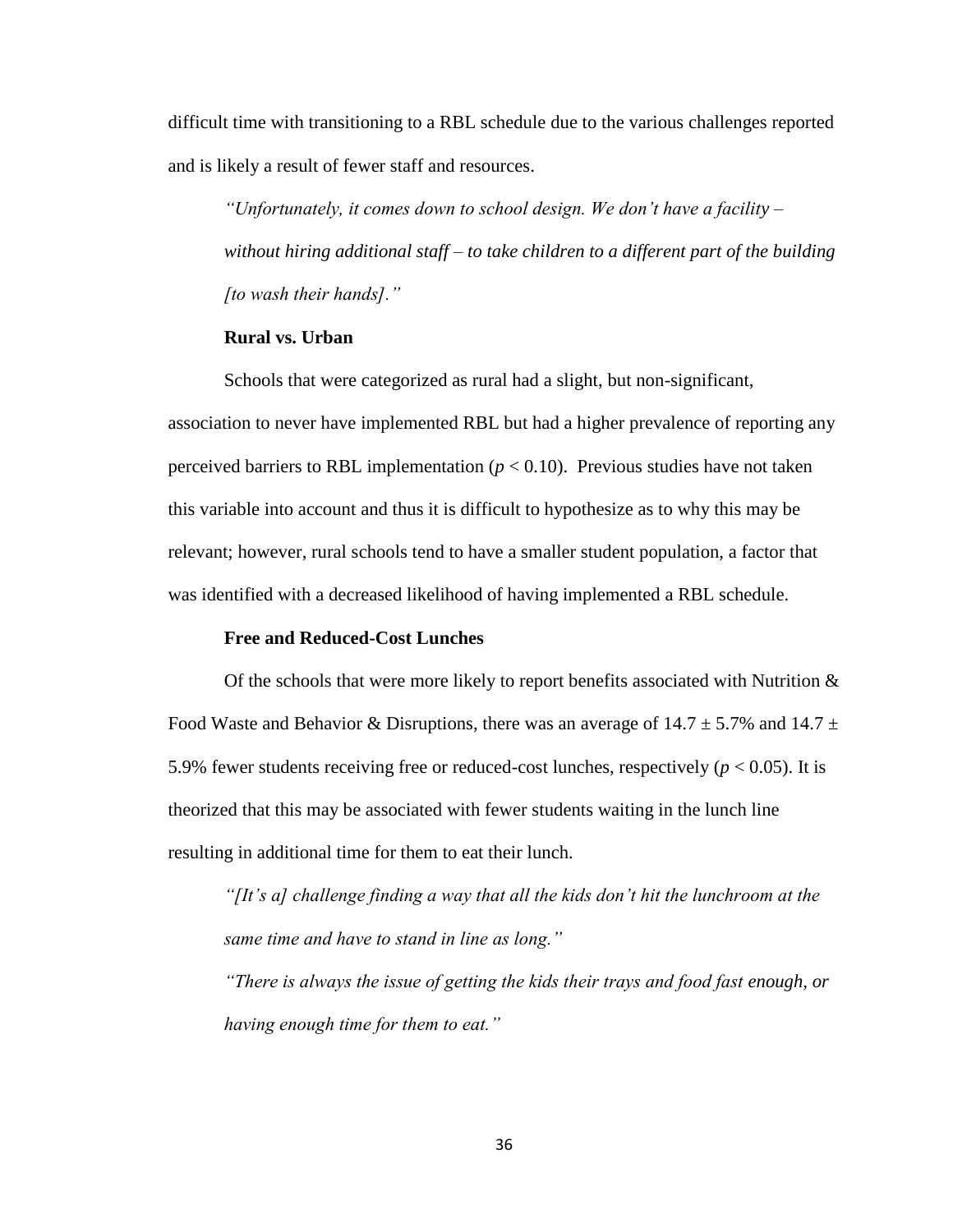difficult time with transitioning to a RBL schedule due to the various challenges reported and is likely a result of fewer staff and resources.

> *"Unfortunately, it comes down to school design. We don't have a facility – without hiring additional staff – to take children to a different part of the building [to wash their hands]."*

### Rural vs. Urban

Schools that were categorized as rural had a slight, but non-significant, association to never have implemented RBL but had a higher prevalence of reporting any perceived barriers to RBL implementation ($p < 0.10$). Previous studies have not taken this variable into account and thus it is difficult to hypothesize as to why this may be relevant; however, rural schools tend to have a smaller student population, a factor that was identified with a decreased likelihood of having implemented a RBL schedule.

### Free and Reduced-Cost Lunches

Of the schools that were more likely to report benefits associated with Nutrition & Food Waste and Behavior & Disruptions, there was an average of $14.7 \pm 5.7\%$ and $14.7 \pm 5.9\%$ fewer students receiving free or reduced-cost lunches, respectively ($p < 0.05$). It is theorized that this may be associated with fewer students waiting in the lunch line resulting in additional time for them to eat their lunch.

> *"[It's a] challenge finding a way that all the kids don't hit the lunchroom at the same time and have to stand in line as long."*
>
> *"There is always the issue of getting the kids their trays and food fast enough, or having enough time for them to eat."*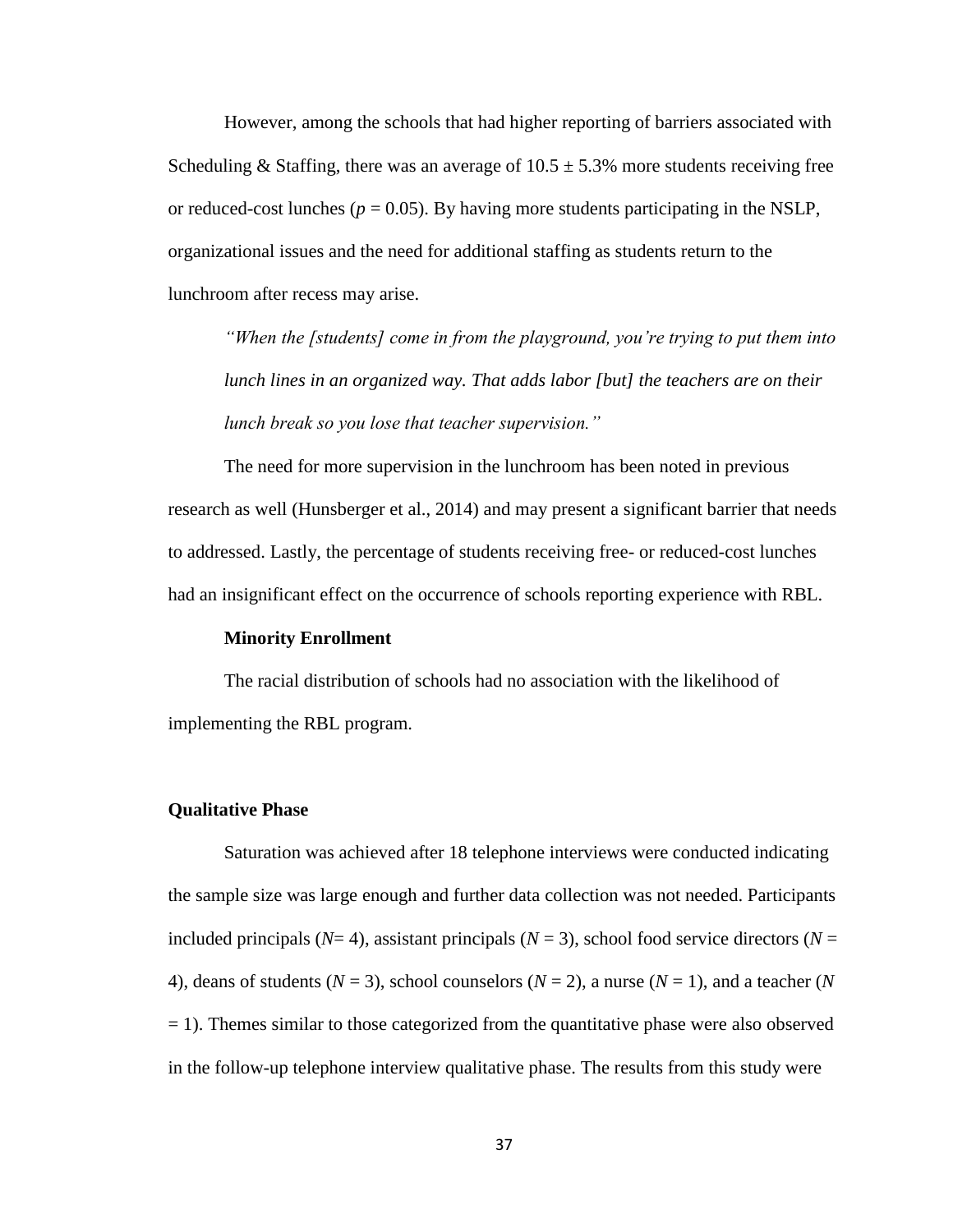However, among the schools that had higher reporting of barriers associated with Scheduling & Staffing, there was an average of $10.5 \pm 5.3\%$ more students receiving free or reduced-cost lunches ($p = 0.05$). By having more students participating in the NSLP, organizational issues and the need for additional staffing as students return to the lunchroom after recess may arise.

> *"When the [students] come in from the playground, you're trying to put them into lunch lines in an organized way. That adds labor [but] the teachers are on their lunch break so you lose that teacher supervision."*

The need for more supervision in the lunchroom has been noted in previous research as well (Hunsberger et al., 2014) and may present a significant barrier that needs to addressed. Lastly, the percentage of students receiving free- or reduced-cost lunches had an insignificant effect on the occurrence of schools reporting experience with RBL.

**Minority Enrollment**

The racial distribution of schools had no association with the likelihood of implementing the RBL program.

### Qualitative Phase

Saturation was achieved after 18 telephone interviews were conducted indicating the sample size was large enough and further data collection was not needed. Participants included principals ($N$= 4), assistant principals ($N$ = 3), school food service directors ($N$ = 4), deans of students ($N$ = 3), school counselors ($N$ = 2), a nurse ($N$ = 1), and a teacher ($N$ = 1). Themes similar to those categorized from the quantitative phase were also observed in the follow-up telephone interview qualitative phase. The results from this study were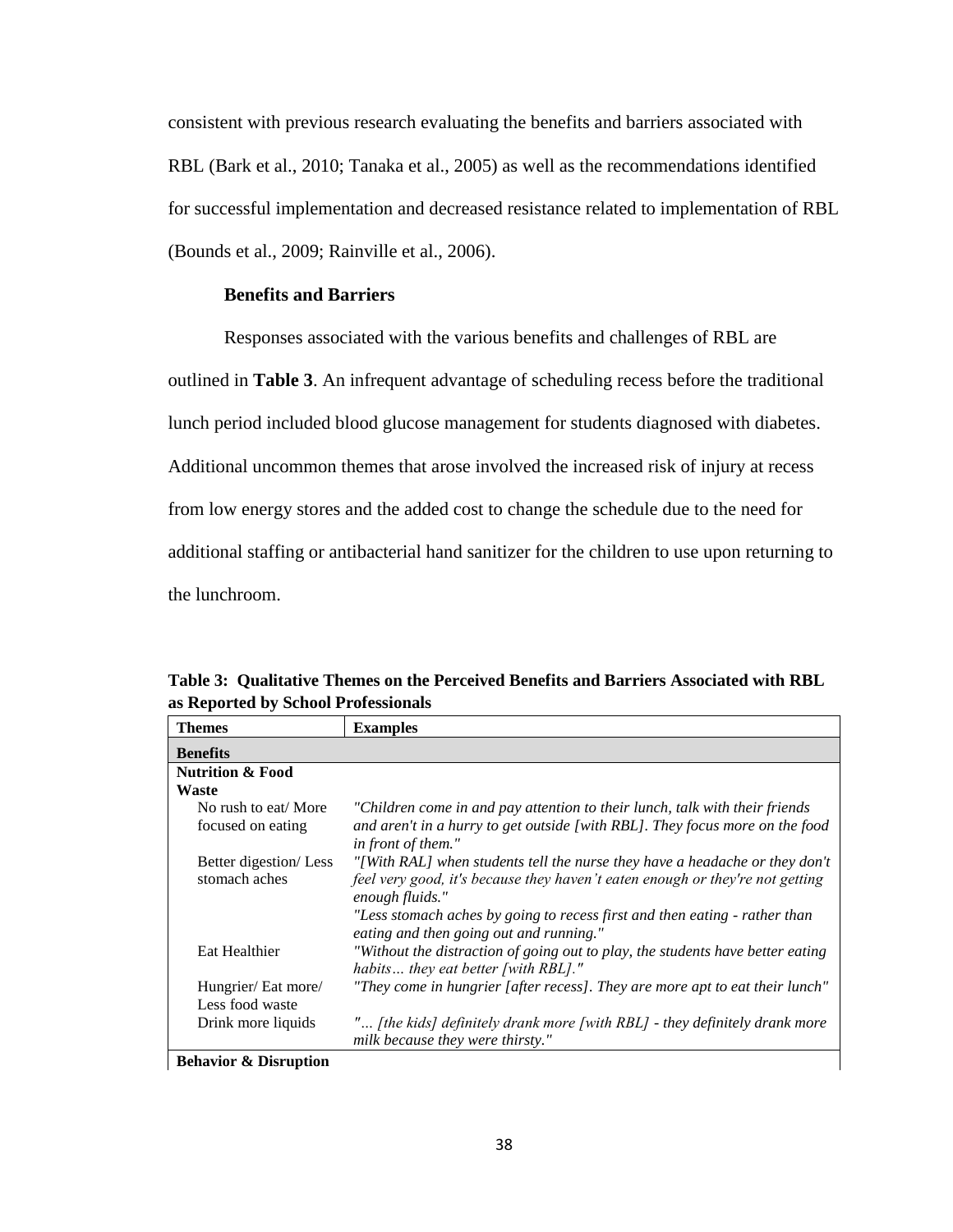consistent with previous research evaluating the benefits and barriers associated with RBL (Bark et al., 2010; Tanaka et al., 2005) as well as the recommendations identified for successful implementation and decreased resistance related to implementation of RBL (Bounds et al., 2009; Rainville et al., 2006).

### Benefits and Barriers

Responses associated with the various benefits and challenges of RBL are outlined in **Table 3**. An infrequent advantage of scheduling recess before the traditional lunch period included blood glucose management for students diagnosed with diabetes. Additional uncommon themes that arose involved the increased risk of injury at recess from low energy stores and the added cost to change the schedule due to the need for additional staffing or antibacterial hand sanitizer for the children to use upon returning to the lunchroom.

**Table 3: Qualitative Themes on the Perceived Benefits and Barriers Associated with RBL as Reported by School Professionals**

| Themes | Examples |
|---|---|
| **Benefits** | |
| **Nutrition & Food Waste** | |
| No rush to eat/ More focused on eating | *"Children come in and pay attention to their lunch, talk with their friends and aren't in a hurry to get outside [with RBL]. They focus more on the food in front of them."* |
| Better digestion/ Less stomach aches | *"[With RAL] when students tell the nurse they have a headache or they don't feel very good, it's because they haven't eaten enough or they're not getting enough fluids."* *"Less stomach aches by going to recess first and then eating - rather than eating and then going out and running."* |
| Eat Healthier | *"Without the distraction of going out to play, the students have better eating habits… they eat better [with RBL]."* |
| Hungrier/ Eat more/ Less food waste | *"They come in hungrier [after recess]. They are more apt to eat their lunch"* |
| Drink more liquids | *"… [the kids] definitely drank more [with RBL] - they definitely drank more milk because they were thirsty."* |
| **Behavior & Disruption** | |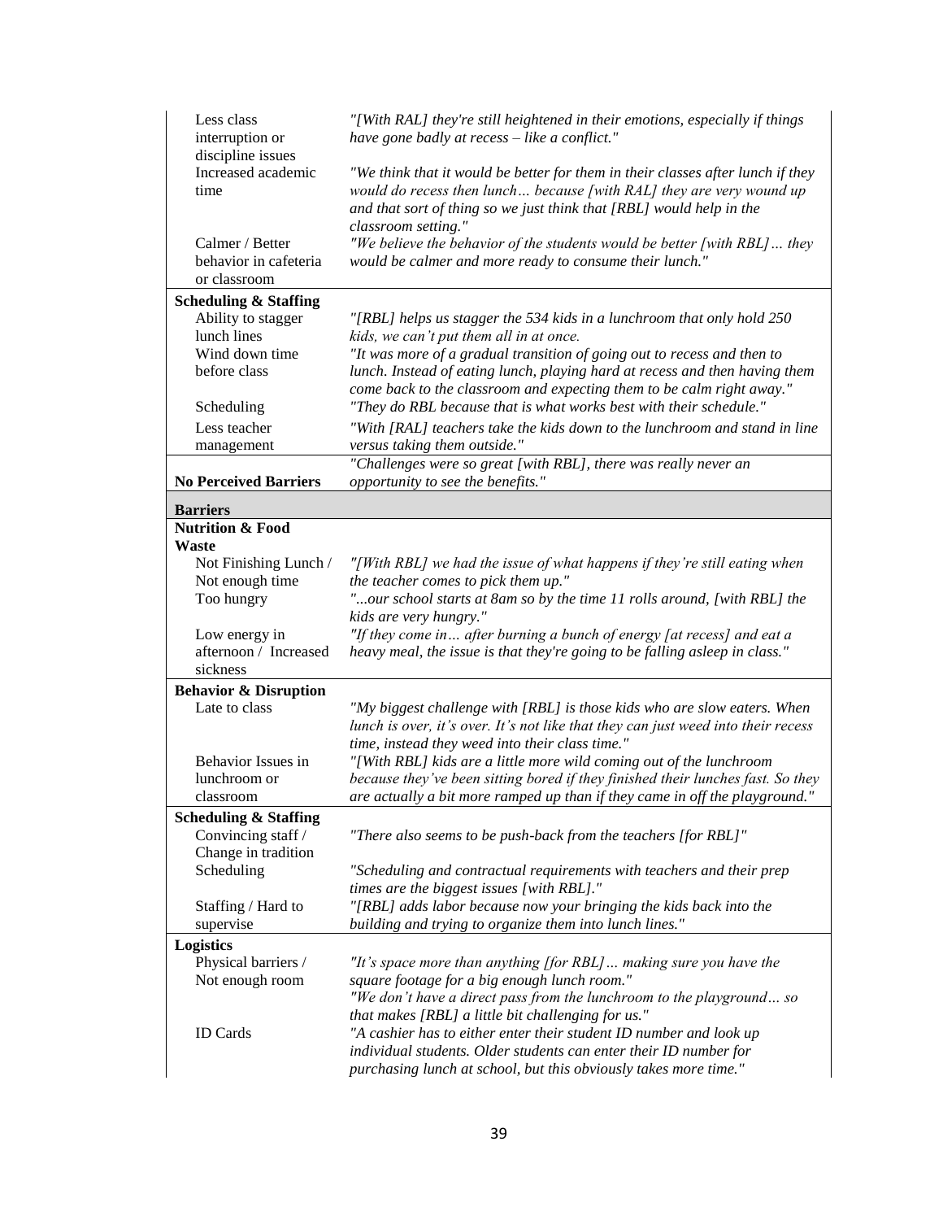| | |
|---|---|
| Less class interruption or discipline issues | *"[With RAL] they're still heightened in their emotions, especially if things have gone badly at recess – like a conflict."* |
| Increased academic time | *"We think that it would be better for them in their classes after lunch if they would do recess then lunch… because [with RAL] they are very wound up and that sort of thing so we just think that [RBL] would help in the classroom setting."* |
| Calmer / Better behavior in cafeteria or classroom | *"We believe the behavior of the students would be better [with RBL]… they would be calmer and more ready to consume their lunch."* |
| **Scheduling & Staffing** | |
| Ability to stagger lunch lines | *"[RBL] helps us stagger the 534 kids in a lunchroom that only hold 250 kids, we can't put them all in at once.* |
| Wind down time before class | *"It was more of a gradual transition of going out to recess and then to lunch. Instead of eating lunch, playing hard at recess and then having them come back to the classroom and expecting them to be calm right away."* |
| Scheduling | *"They do RBL because that is what works best with their schedule."* |
| Less teacher management | *"With [RAL] teachers take the kids down to the lunchroom and stand in line versus taking them outside."* |
| **No Perceived Barriers** | *"Challenges were so great [with RBL], there was really never an opportunity to see the benefits."* |
| **Barriers** | |
| **Nutrition & Food Waste** | |
| Not Finishing Lunch / Not enough time | *"[With RBL] we had the issue of what happens if they're still eating when the teacher comes to pick them up."* |
| Too hungry | *"...our school starts at 8am so by the time 11 rolls around, [with RBL] the kids are very hungry."* |
| Low energy in afternoon / Increased sickness | *"If they come in… after burning a bunch of energy [at recess] and eat a heavy meal, the issue is that they're going to be falling asleep in class."* |
| **Behavior & Disruption** | |
| Late to class | *"My biggest challenge with [RBL] is those kids who are slow eaters. When lunch is over, it's over. It's not like that they can just weed into their recess time, instead they weed into their class time."* |
| Behavior Issues in lunchroom or classroom | *"[With RBL] kids are a little more wild coming out of the lunchroom because they've been sitting bored if they finished their lunches fast. So they are actually a bit more ramped up than if they came in off the playground."* |
| **Scheduling & Staffing** | |
| Convincing staff / Change in tradition | *"There also seems to be push-back from the teachers [for RBL]"* |
| Scheduling | *"Scheduling and contractual requirements with teachers and their prep times are the biggest issues [with RBL]."* |
| Staffing / Hard to supervise | *"[RBL] adds labor because now your bringing the kids back into the building and trying to organize them into lunch lines."* |
| **Logistics** | |
| Physical barriers / Not enough room | *"It's space more than anything [for RBL]… making sure you have the square footage for a big enough lunch room."* *"We don't have a direct pass from the lunchroom to the playground… so that makes [RBL] a little bit challenging for us."* |
| ID Cards | *"A cashier has to either enter their student ID number and look up individual students. Older students can enter their ID number for purchasing lunch at school, but this obviously takes more time."* |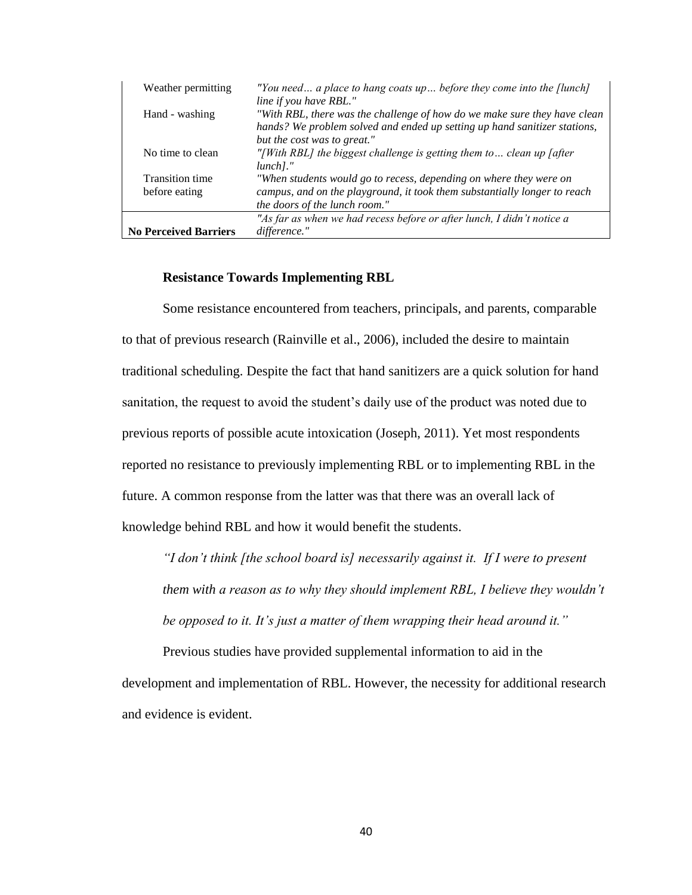| | |
|---|---|
| Weather permitting | *"You need… a place to hang coats up… before they come into the [lunch] line if you have RBL."* |
| Hand - washing | *"With RBL, there was the challenge of how do we make sure they have clean hands? We problem solved and ended up setting up hand sanitizer stations, but the cost was to great."* |
| No time to clean | *"[With RBL] the biggest challenge is getting them to… clean up [after lunch]."* |
| Transition time before eating | *"When students would go to recess, depending on where they were on campus, and on the playground, it took them substantially longer to reach the doors of the lunch room."* |
| **No Perceived Barriers** | *"As far as when we had recess before or after lunch, I didn't notice a difference."* |

### Resistance Towards Implementing RBL

Some resistance encountered from teachers, principals, and parents, comparable to that of previous research (Rainville et al., 2006), included the desire to maintain traditional scheduling. Despite the fact that hand sanitizers are a quick solution for hand sanitation, the request to avoid the student's daily use of the product was noted due to previous reports of possible acute intoxication (Joseph, 2011). Yet most respondents reported no resistance to previously implementing RBL or to implementing RBL in the future. A common response from the latter was that there was an overall lack of knowledge behind RBL and how it would benefit the students.

> *"I don't think [the school board is] necessarily against it. If I were to present them with a reason as to why they should implement RBL, I believe they wouldn't be opposed to it. It's just a matter of them wrapping their head around it."*

Previous studies have provided supplemental information to aid in the development and implementation of RBL. However, the necessity for additional research and evidence is evident.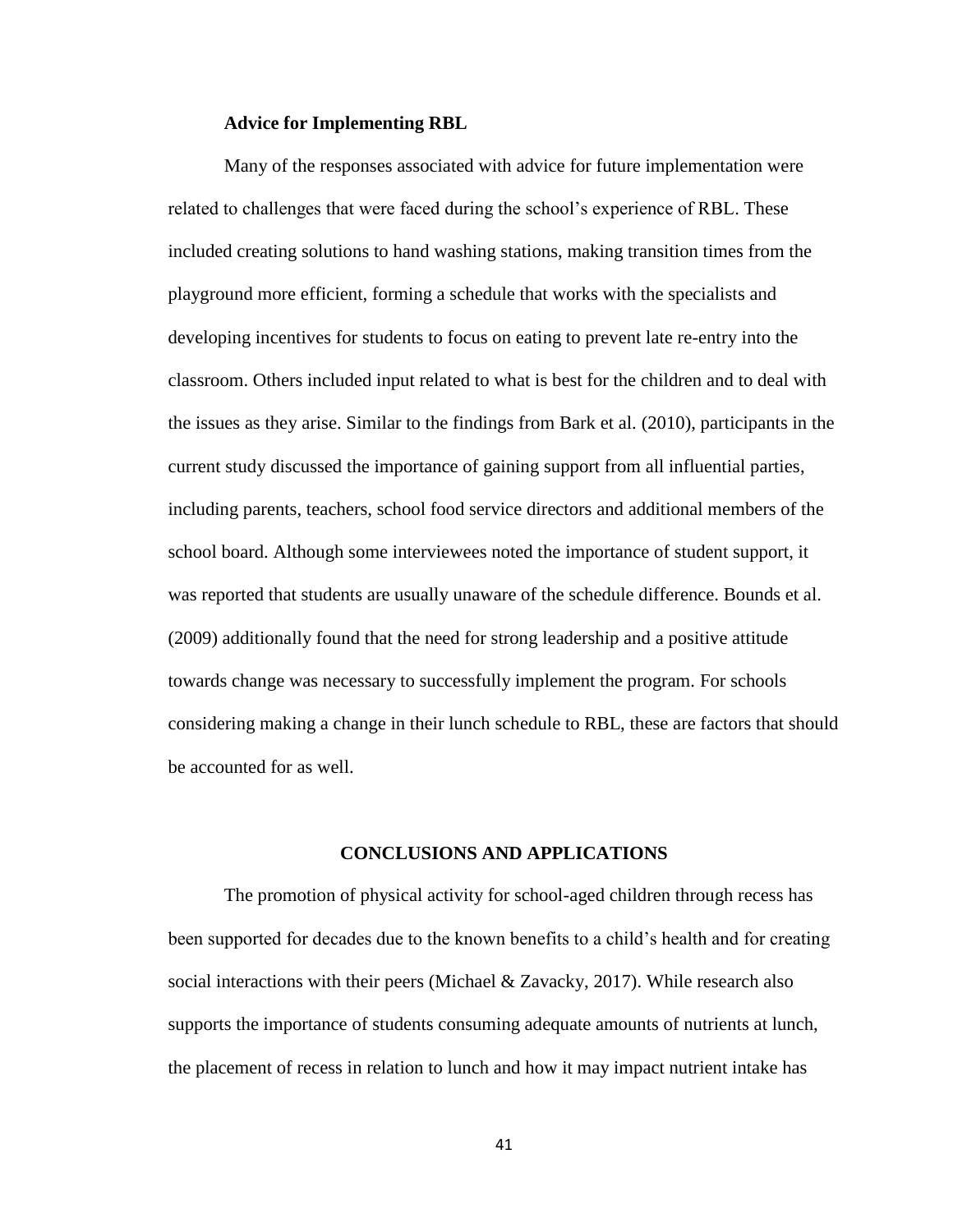### Advice for Implementing RBL

Many of the responses associated with advice for future implementation were related to challenges that were faced during the school's experience of RBL. These included creating solutions to hand washing stations, making transition times from the playground more efficient, forming a schedule that works with the specialists and developing incentives for students to focus on eating to prevent late re-entry into the classroom. Others included input related to what is best for the children and to deal with the issues as they arise. Similar to the findings from Bark et al. (2010), participants in the current study discussed the importance of gaining support from all influential parties, including parents, teachers, school food service directors and additional members of the school board. Although some interviewees noted the importance of student support, it was reported that students are usually unaware of the schedule difference. Bounds et al. (2009) additionally found that the need for strong leadership and a positive attitude towards change was necessary to successfully implement the program. For schools considering making a change in their lunch schedule to RBL, these are factors that should be accounted for as well.

## CONCLUSIONS AND APPLICATIONS

The promotion of physical activity for school-aged children through recess has been supported for decades due to the known benefits to a child's health and for creating social interactions with their peers (Michael & Zavacky, 2017). While research also supports the importance of students consuming adequate amounts of nutrients at lunch, the placement of recess in relation to lunch and how it may impact nutrient intake has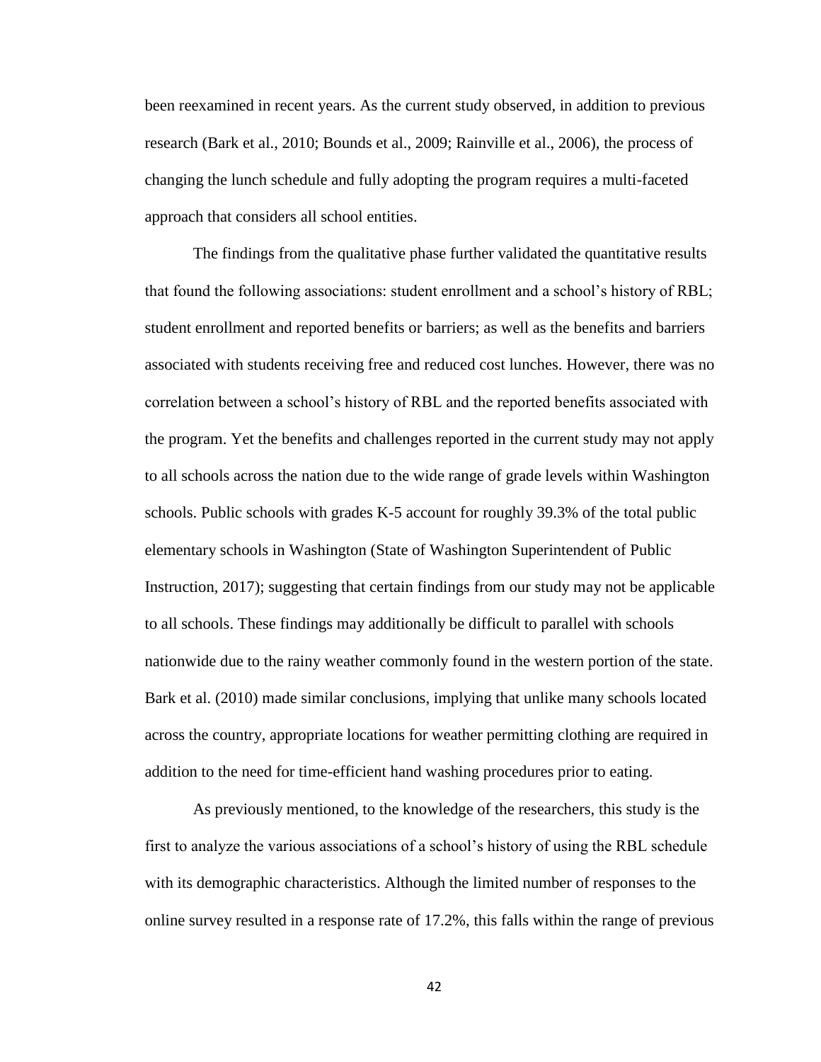been reexamined in recent years. As the current study observed, in addition to previous research (Bark et al., 2010; Bounds et al., 2009; Rainville et al., 2006), the process of changing the lunch schedule and fully adopting the program requires a multi-faceted approach that considers all school entities.

The findings from the qualitative phase further validated the quantitative results that found the following associations: student enrollment and a school's history of RBL; student enrollment and reported benefits or barriers; as well as the benefits and barriers associated with students receiving free and reduced cost lunches. However, there was no correlation between a school's history of RBL and the reported benefits associated with the program. Yet the benefits and challenges reported in the current study may not apply to all schools across the nation due to the wide range of grade levels within Washington schools. Public schools with grades K-5 account for roughly 39.3% of the total public elementary schools in Washington (State of Washington Superintendent of Public Instruction, 2017); suggesting that certain findings from our study may not be applicable to all schools. These findings may additionally be difficult to parallel with schools nationwide due to the rainy weather commonly found in the western portion of the state. Bark et al. (2010) made similar conclusions, implying that unlike many schools located across the country, appropriate locations for weather permitting clothing are required in addition to the need for time-efficient hand washing procedures prior to eating.

As previously mentioned, to the knowledge of the researchers, this study is the first to analyze the various associations of a school's history of using the RBL schedule with its demographic characteristics. Although the limited number of responses to the online survey resulted in a response rate of 17.2%, this falls within the range of previous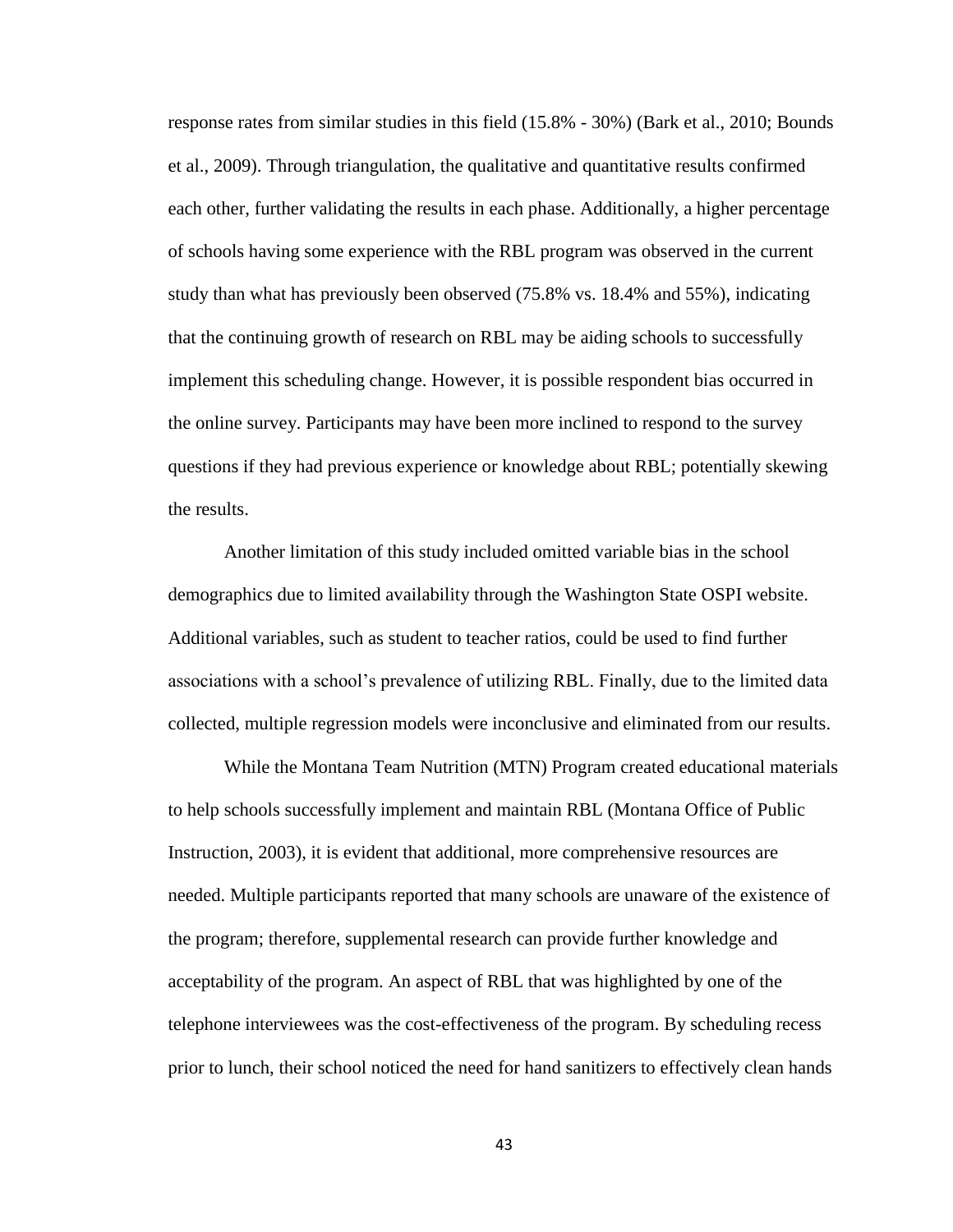response rates from similar studies in this field (15.8% - 30%) (Bark et al., 2010; Bounds et al., 2009). Through triangulation, the qualitative and quantitative results confirmed each other, further validating the results in each phase. Additionally, a higher percentage of schools having some experience with the RBL program was observed in the current study than what has previously been observed (75.8% vs. 18.4% and 55%), indicating that the continuing growth of research on RBL may be aiding schools to successfully implement this scheduling change. However, it is possible respondent bias occurred in the online survey. Participants may have been more inclined to respond to the survey questions if they had previous experience or knowledge about RBL; potentially skewing the results.

Another limitation of this study included omitted variable bias in the school demographics due to limited availability through the Washington State OSPI website. Additional variables, such as student to teacher ratios, could be used to find further associations with a school's prevalence of utilizing RBL. Finally, due to the limited data collected, multiple regression models were inconclusive and eliminated from our results.

While the Montana Team Nutrition (MTN) Program created educational materials to help schools successfully implement and maintain RBL (Montana Office of Public Instruction, 2003), it is evident that additional, more comprehensive resources are needed. Multiple participants reported that many schools are unaware of the existence of the program; therefore, supplemental research can provide further knowledge and acceptability of the program. An aspect of RBL that was highlighted by one of the telephone interviewees was the cost-effectiveness of the program. By scheduling recess prior to lunch, their school noticed the need for hand sanitizers to effectively clean hands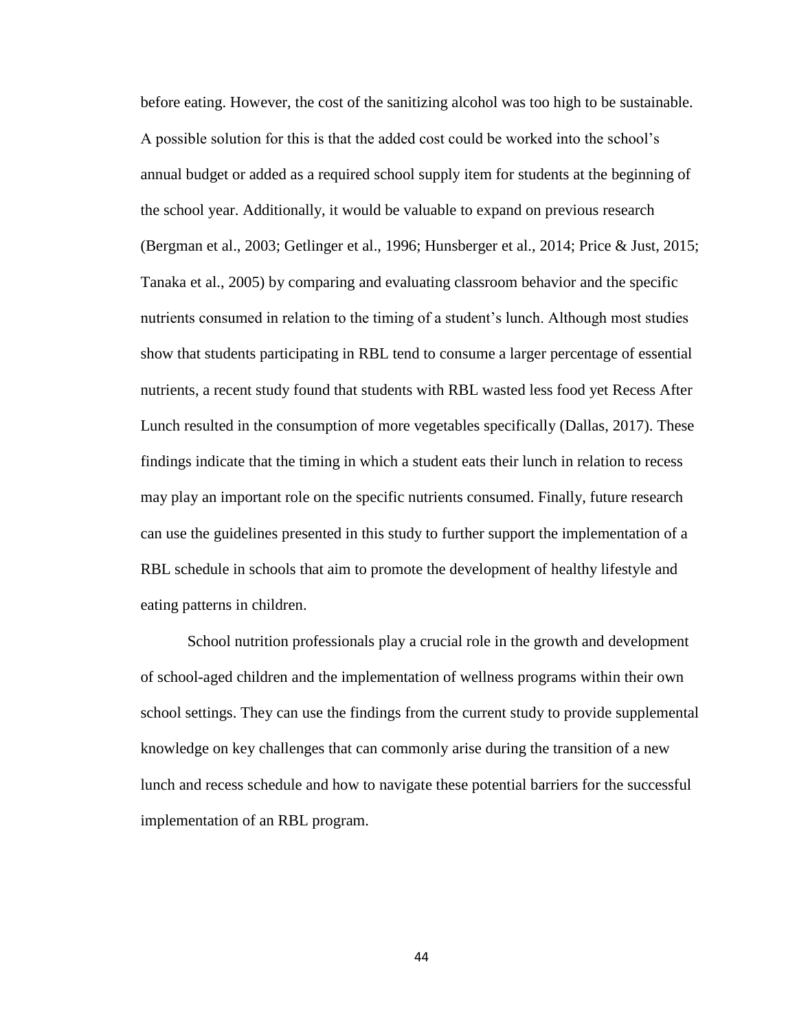before eating. However, the cost of the sanitizing alcohol was too high to be sustainable. A possible solution for this is that the added cost could be worked into the school's annual budget or added as a required school supply item for students at the beginning of the school year. Additionally, it would be valuable to expand on previous research (Bergman et al., 2003; Getlinger et al., 1996; Hunsberger et al., 2014; Price & Just, 2015; Tanaka et al., 2005) by comparing and evaluating classroom behavior and the specific nutrients consumed in relation to the timing of a student's lunch. Although most studies show that students participating in RBL tend to consume a larger percentage of essential nutrients, a recent study found that students with RBL wasted less food yet Recess After Lunch resulted in the consumption of more vegetables specifically (Dallas, 2017). These findings indicate that the timing in which a student eats their lunch in relation to recess may play an important role on the specific nutrients consumed. Finally, future research can use the guidelines presented in this study to further support the implementation of a RBL schedule in schools that aim to promote the development of healthy lifestyle and eating patterns in children.

School nutrition professionals play a crucial role in the growth and development of school-aged children and the implementation of wellness programs within their own school settings. They can use the findings from the current study to provide supplemental knowledge on key challenges that can commonly arise during the transition of a new lunch and recess schedule and how to navigate these potential barriers for the successful implementation of an RBL program.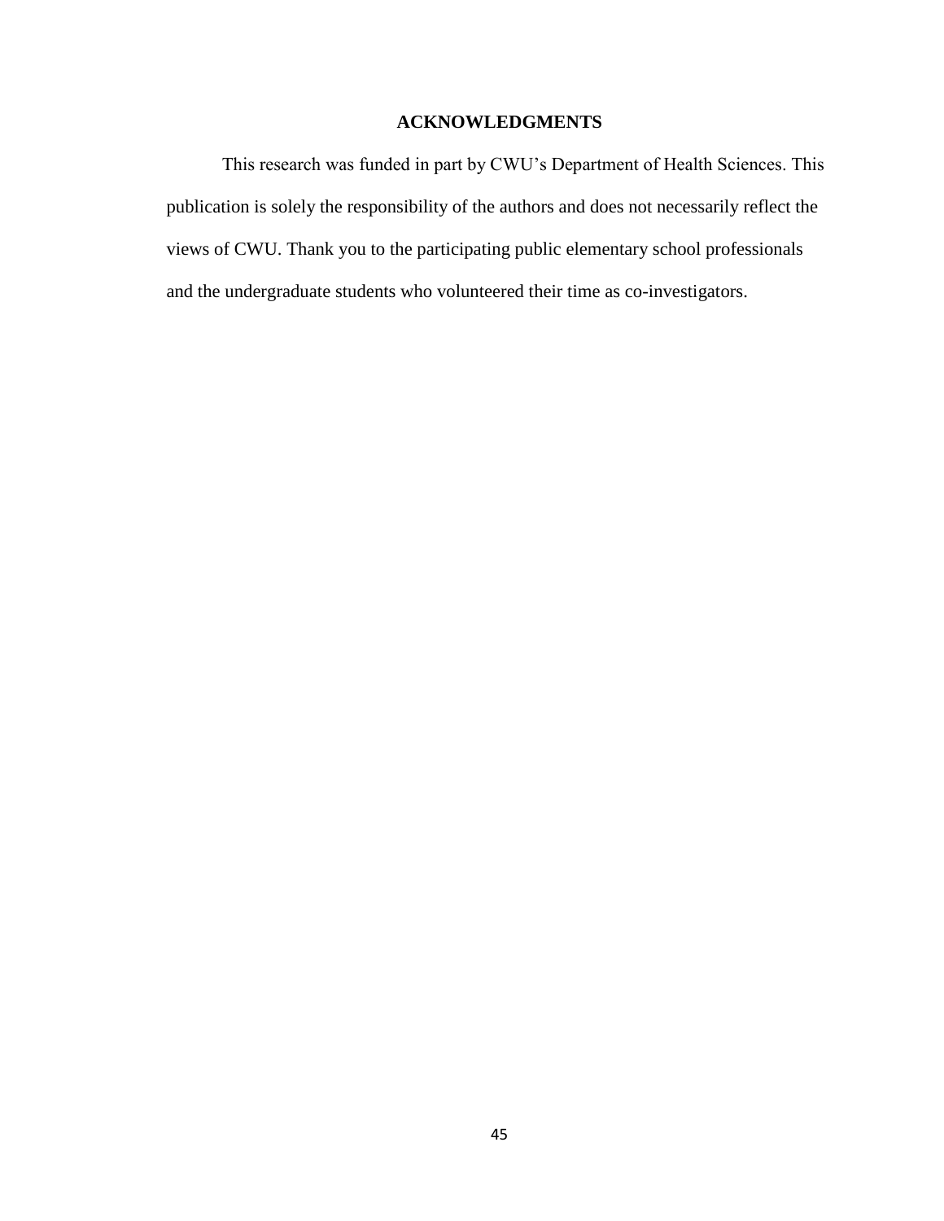## ACKNOWLEDGMENTS

This research was funded in part by CWU's Department of Health Sciences. This publication is solely the responsibility of the authors and does not necessarily reflect the views of CWU. Thank you to the participating public elementary school professionals and the undergraduate students who volunteered their time as co-investigators.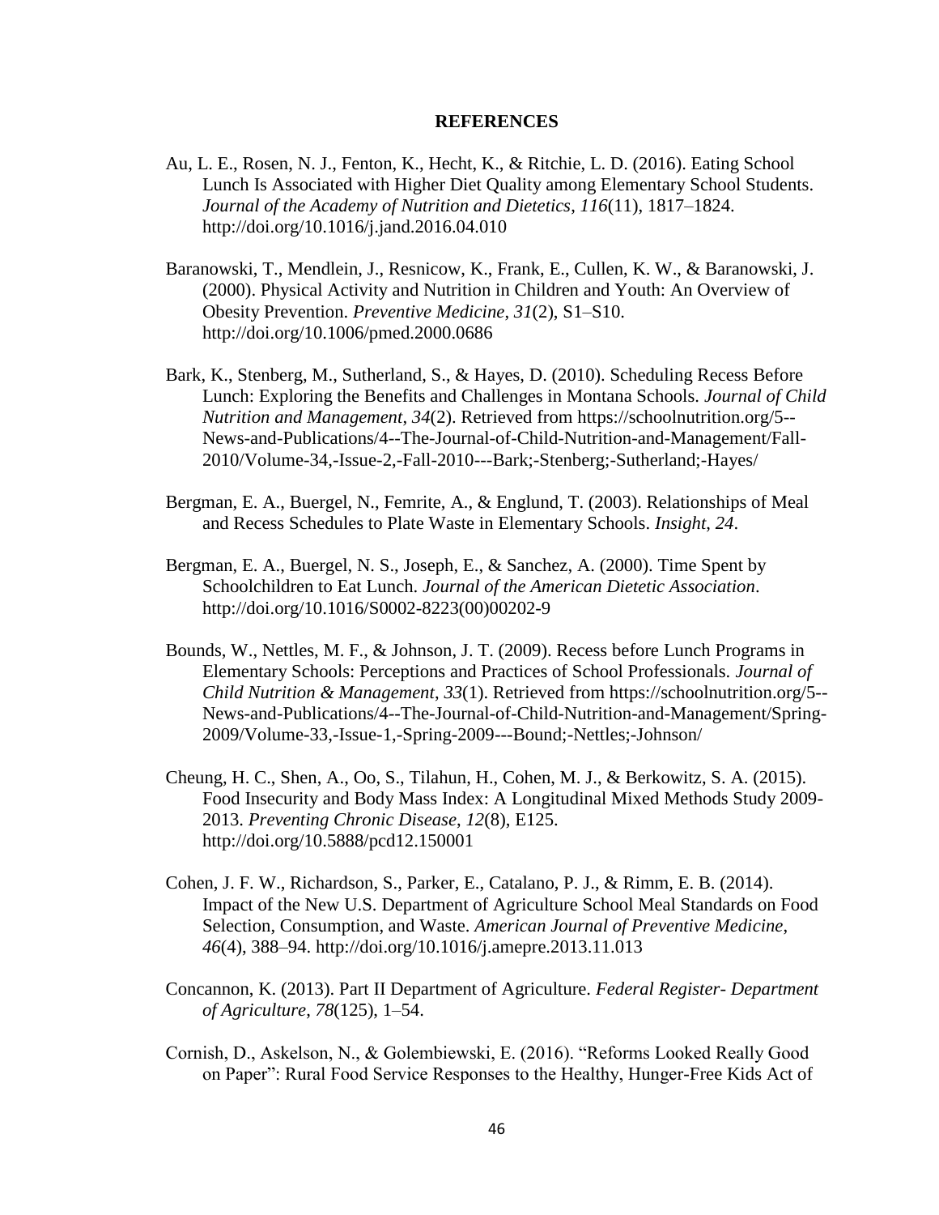# REFERENCES

Au, L. E., Rosen, N. J., Fenton, K., Hecht, K., & Ritchie, L. D. (2016). Eating School Lunch Is Associated with Higher Diet Quality among Elementary School Students. *Journal of the Academy of Nutrition and Dietetics*, *116*(11), 1817–1824. http://doi.org/10.1016/j.jand.2016.04.010

Baranowski, T., Mendlein, J., Resnicow, K., Frank, E., Cullen, K. W., & Baranowski, J. (2000). Physical Activity and Nutrition in Children and Youth: An Overview of Obesity Prevention. *Preventive Medicine*, *31*(2), S1–S10. http://doi.org/10.1006/pmed.2000.0686

Bark, K., Stenberg, M., Sutherland, S., & Hayes, D. (2010). Scheduling Recess Before Lunch: Exploring the Benefits and Challenges in Montana Schools. *Journal of Child Nutrition and Management*, *34*(2). Retrieved from https://schoolnutrition.org/5--News-and-Publications/4--The-Journal-of-Child-Nutrition-and-Management/Fall-2010/Volume-34,-Issue-2,-Fall-2010---Bark;-Stenberg;-Sutherland;-Hayes/

Bergman, E. A., Buergel, N., Femrite, A., & Englund, T. (2003). Relationships of Meal and Recess Schedules to Plate Waste in Elementary Schools. *Insight*, *24*.

Bergman, E. A., Buergel, N. S., Joseph, E., & Sanchez, A. (2000). Time Spent by Schoolchildren to Eat Lunch. *Journal of the American Dietetic Association*. http://doi.org/10.1016/S0002-8223(00)00202-9

Bounds, W., Nettles, M. F., & Johnson, J. T. (2009). Recess before Lunch Programs in Elementary Schools: Perceptions and Practices of School Professionals. *Journal of Child Nutrition & Management*, *33*(1). Retrieved from https://schoolnutrition.org/5--News-and-Publications/4--The-Journal-of-Child-Nutrition-and-Management/Spring-2009/Volume-33,-Issue-1,-Spring-2009---Bound;-Nettles;-Johnson/

Cheung, H. C., Shen, A., Oo, S., Tilahun, H., Cohen, M. J., & Berkowitz, S. A. (2015). Food Insecurity and Body Mass Index: A Longitudinal Mixed Methods Study 2009-2013. *Preventing Chronic Disease*, *12*(8), E125. http://doi.org/10.5888/pcd12.150001

Cohen, J. F. W., Richardson, S., Parker, E., Catalano, P. J., & Rimm, E. B. (2014). Impact of the New U.S. Department of Agriculture School Meal Standards on Food Selection, Consumption, and Waste. *American Journal of Preventive Medicine*, *46*(4), 388–94. http://doi.org/10.1016/j.amepre.2013.11.013

Concannon, K. (2013). Part II Department of Agriculture. *Federal Register- Department of Agriculture*, *78*(125), 1–54.

Cornish, D., Askelson, N., & Golembiewski, E. (2016). "Reforms Looked Really Good on Paper": Rural Food Service Responses to the Healthy, Hunger-Free Kids Act of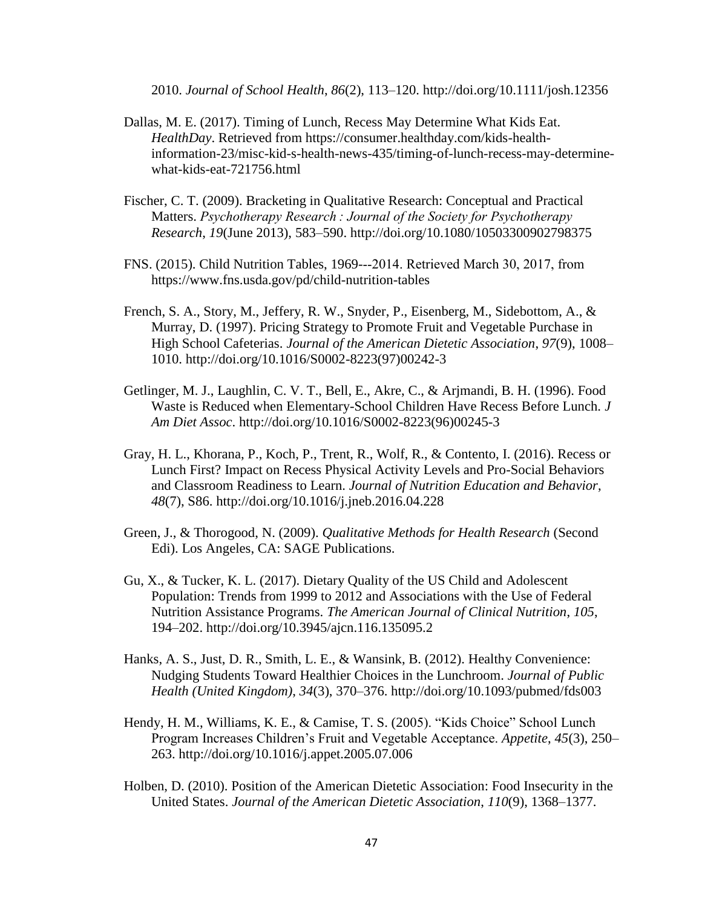2010. *Journal of School Health*, *86*(2), 113–120. http://doi.org/10.1111/josh.12356

Dallas, M. E. (2017). Timing of Lunch, Recess May Determine What Kids Eat. *HealthDay*. Retrieved from https://consumer.healthday.com/kids-health-information-23/misc-kid-s-health-news-435/timing-of-lunch-recess-may-determine-what-kids-eat-721756.html

Fischer, C. T. (2009). Bracketing in Qualitative Research: Conceptual and Practical Matters. *Psychotherapy Research : Journal of the Society for Psychotherapy Research*, *19*(June 2013), 583–590. http://doi.org/10.1080/10503300902798375

FNS. (2015). Child Nutrition Tables, 1969---2014. Retrieved March 30, 2017, from https://www.fns.usda.gov/pd/child-nutrition-tables

French, S. A., Story, M., Jeffery, R. W., Snyder, P., Eisenberg, M., Sidebottom, A., & Murray, D. (1997). Pricing Strategy to Promote Fruit and Vegetable Purchase in High School Cafeterias. *Journal of the American Dietetic Association*, *97*(9), 1008–1010. http://doi.org/10.1016/S0002-8223(97)00242-3

Getlinger, M. J., Laughlin, C. V. T., Bell, E., Akre, C., & Arjmandi, B. H. (1996). Food Waste is Reduced when Elementary-School Children Have Recess Before Lunch. *J Am Diet Assoc*. http://doi.org/10.1016/S0002-8223(96)00245-3

Gray, H. L., Khorana, P., Koch, P., Trent, R., Wolf, R., & Contento, I. (2016). Recess or Lunch First? Impact on Recess Physical Activity Levels and Pro-Social Behaviors and Classroom Readiness to Learn. *Journal of Nutrition Education and Behavior*, *48*(7), S86. http://doi.org/10.1016/j.jneb.2016.04.228

Green, J., & Thorogood, N. (2009). *Qualitative Methods for Health Research* (Second Edi). Los Angeles, CA: SAGE Publications.

Gu, X., & Tucker, K. L. (2017). Dietary Quality of the US Child and Adolescent Population: Trends from 1999 to 2012 and Associations with the Use of Federal Nutrition Assistance Programs. *The American Journal of Clinical Nutrition*, *105*, 194–202. http://doi.org/10.3945/ajcn.116.135095.2

Hanks, A. S., Just, D. R., Smith, L. E., & Wansink, B. (2012). Healthy Convenience: Nudging Students Toward Healthier Choices in the Lunchroom. *Journal of Public Health (United Kingdom)*, *34*(3), 370–376. http://doi.org/10.1093/pubmed/fds003

Hendy, H. M., Williams, K. E., & Camise, T. S. (2005). "Kids Choice" School Lunch Program Increases Children's Fruit and Vegetable Acceptance. *Appetite*, *45*(3), 250–263. http://doi.org/10.1016/j.appet.2005.07.006

Holben, D. (2010). Position of the American Dietetic Association: Food Insecurity in the United States. *Journal of the American Dietetic Association*, *110*(9), 1368–1377.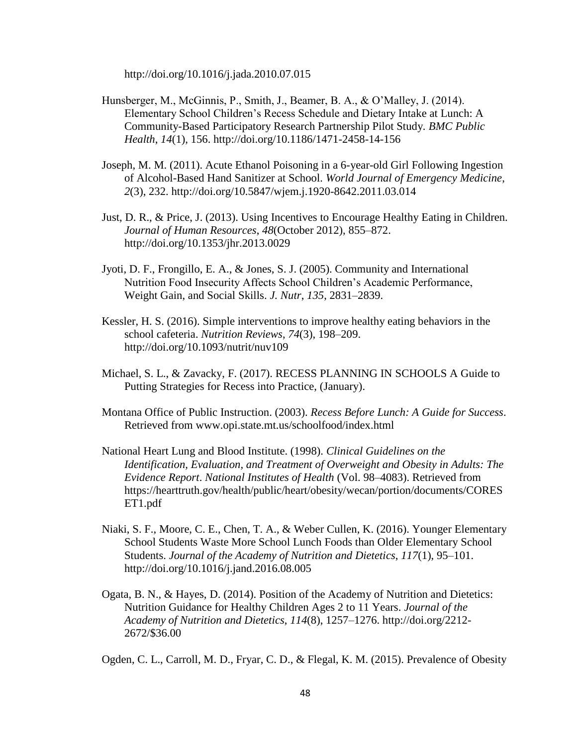http://doi.org/10.1016/j.jada.2010.07.015

Hunsberger, M., McGinnis, P., Smith, J., Beamer, B. A., & O'Malley, J. (2014). Elementary School Children's Recess Schedule and Dietary Intake at Lunch: A Community-Based Participatory Research Partnership Pilot Study. *BMC Public Health*, *14*(1), 156. http://doi.org/10.1186/1471-2458-14-156

Joseph, M. M. (2011). Acute Ethanol Poisoning in a 6-year-old Girl Following Ingestion of Alcohol-Based Hand Sanitizer at School. *World Journal of Emergency Medicine*, *2*(3), 232. http://doi.org/10.5847/wjem.j.1920-8642.2011.03.014

Just, D. R., & Price, J. (2013). Using Incentives to Encourage Healthy Eating in Children. *Journal of Human Resources*, *48*(October 2012), 855–872. http://doi.org/10.1353/jhr.2013.0029

Jyoti, D. F., Frongillo, E. A., & Jones, S. J. (2005). Community and International Nutrition Food Insecurity Affects School Children's Academic Performance, Weight Gain, and Social Skills. *J. Nutr*, *135*, 2831–2839.

Kessler, H. S. (2016). Simple interventions to improve healthy eating behaviors in the school cafeteria. *Nutrition Reviews*, *74*(3), 198–209. http://doi.org/10.1093/nutrit/nuv109

Michael, S. L., & Zavacky, F. (2017). RECESS PLANNING IN SCHOOLS A Guide to Putting Strategies for Recess into Practice, (January).

Montana Office of Public Instruction. (2003). *Recess Before Lunch: A Guide for Success*. Retrieved from www.opi.state.mt.us/schoolfood/index.html

National Heart Lung and Blood Institute. (1998). *Clinical Guidelines on the Identification, Evaluation, and Treatment of Overweight and Obesity in Adults: The Evidence Report*. *National Institutes of Health* (Vol. 98–4083). Retrieved from https://hearttruth.gov/health/public/heart/obesity/wecan/portion/documents/CORESET1.pdf

Niaki, S. F., Moore, C. E., Chen, T. A., & Weber Cullen, K. (2016). Younger Elementary School Students Waste More School Lunch Foods than Older Elementary School Students. *Journal of the Academy of Nutrition and Dietetics*, *117*(1), 95–101. http://doi.org/10.1016/j.jand.2016.08.005

Ogata, B. N., & Hayes, D. (2014). Position of the Academy of Nutrition and Dietetics: Nutrition Guidance for Healthy Children Ages 2 to 11 Years. *Journal of the Academy of Nutrition and Dietetics*, *114*(8), 1257–1276. http://doi.org/2212-2672/$36.00

Ogden, C. L., Carroll, M. D., Fryar, C. D., & Flegal, K. M. (2015). Prevalence of Obesity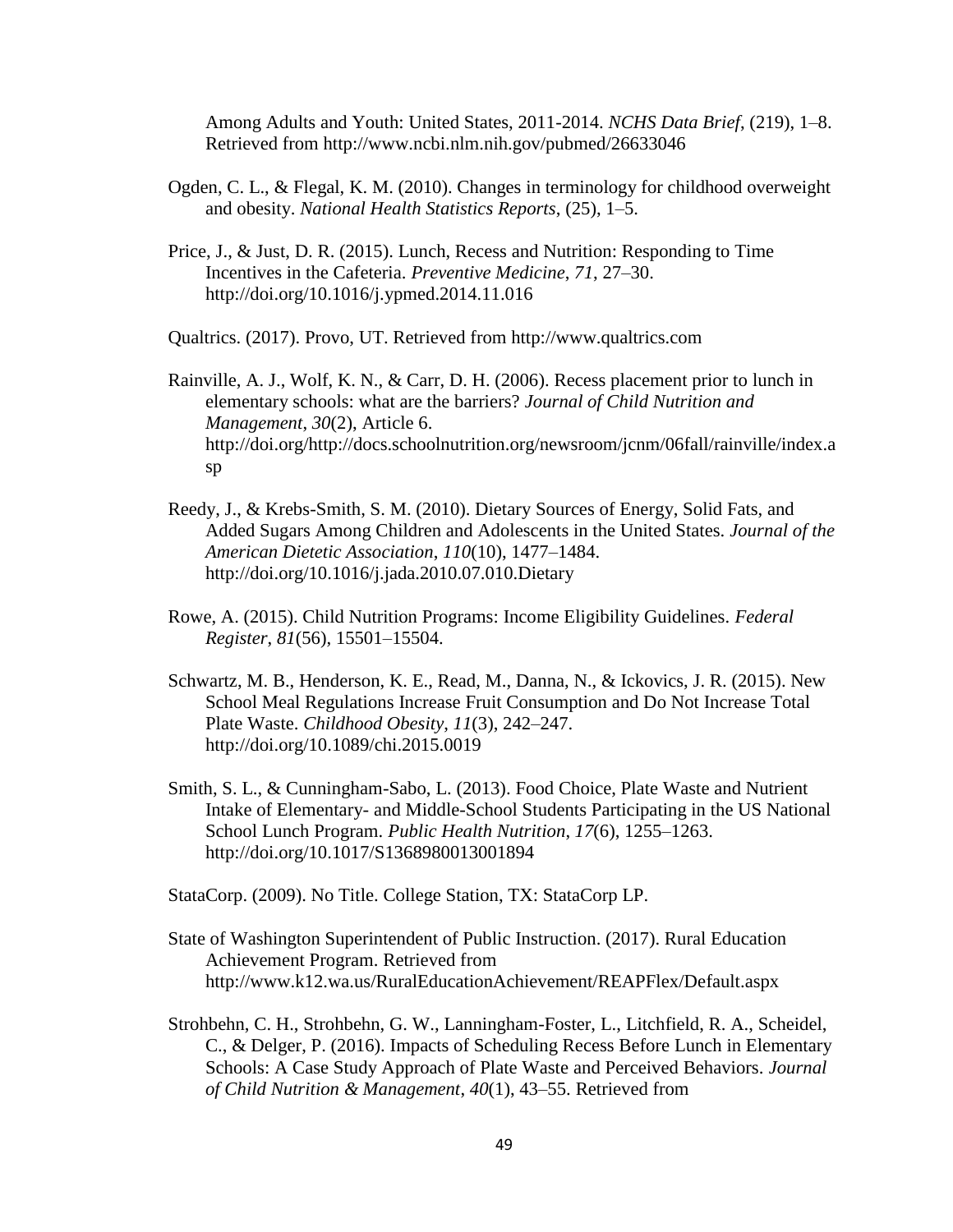Among Adults and Youth: United States, 2011-2014. *NCHS Data Brief*, (219), 1–8. Retrieved from http://www.ncbi.nlm.nih.gov/pubmed/26633046

Ogden, C. L., & Flegal, K. M. (2010). Changes in terminology for childhood overweight and obesity. *National Health Statistics Reports*, (25), 1–5.

Price, J., & Just, D. R. (2015). Lunch, Recess and Nutrition: Responding to Time Incentives in the Cafeteria. *Preventive Medicine*, *71*, 27–30. http://doi.org/10.1016/j.ypmed.2014.11.016

Qualtrics. (2017). Provo, UT. Retrieved from http://www.qualtrics.com

Rainville, A. J., Wolf, K. N., & Carr, D. H. (2006). Recess placement prior to lunch in elementary schools: what are the barriers? *Journal of Child Nutrition and Management*, *30*(2), Article 6. http://doi.org/http://docs.schoolnutrition.org/newsroom/jcnm/06fall/rainville/index.asp

Reedy, J., & Krebs-Smith, S. M. (2010). Dietary Sources of Energy, Solid Fats, and Added Sugars Among Children and Adolescents in the United States. *Journal of the American Dietetic Association*, *110*(10), 1477–1484. http://doi.org/10.1016/j.jada.2010.07.010.Dietary

Rowe, A. (2015). Child Nutrition Programs: Income Eligibility Guidelines. *Federal Register*, *81*(56), 15501–15504.

Schwartz, M. B., Henderson, K. E., Read, M., Danna, N., & Ickovics, J. R. (2015). New School Meal Regulations Increase Fruit Consumption and Do Not Increase Total Plate Waste. *Childhood Obesity*, *11*(3), 242–247. http://doi.org/10.1089/chi.2015.0019

Smith, S. L., & Cunningham-Sabo, L. (2013). Food Choice, Plate Waste and Nutrient Intake of Elementary- and Middle-School Students Participating in the US National School Lunch Program. *Public Health Nutrition*, *17*(6), 1255–1263. http://doi.org/10.1017/S1368980013001894

StataCorp. (2009). No Title. College Station, TX: StataCorp LP.

State of Washington Superintendent of Public Instruction. (2017). Rural Education Achievement Program. Retrieved from http://www.k12.wa.us/RuralEducationAchievement/REAPFlex/Default.aspx

Strohbehn, C. H., Strohbehn, G. W., Lanningham-Foster, L., Litchfield, R. A., Scheidel, C., & Delger, P. (2016). Impacts of Scheduling Recess Before Lunch in Elementary Schools: A Case Study Approach of Plate Waste and Perceived Behaviors. *Journal of Child Nutrition & Management*, *40*(1), 43–55. Retrieved from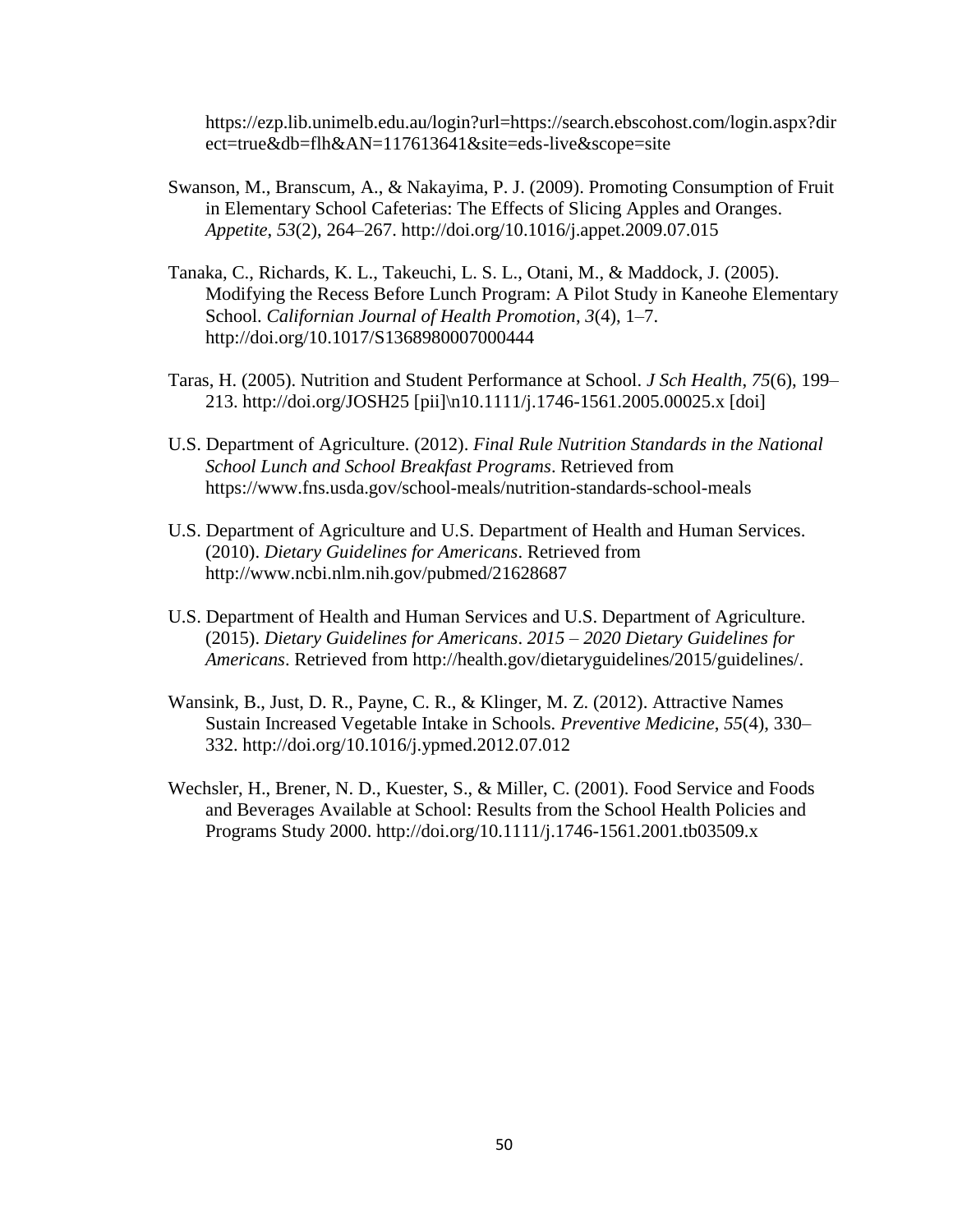https://ezp.lib.unimelb.edu.au/login?url=https://search.ebscohost.com/login.aspx?direct=true&db=flh&AN=117613641&site=eds-live&scope=site

Swanson, M., Branscum, A., & Nakayima, P. J. (2009). Promoting Consumption of Fruit in Elementary School Cafeterias: The Effects of Slicing Apples and Oranges. *Appetite*, *53*(2), 264–267. http://doi.org/10.1016/j.appet.2009.07.015

Tanaka, C., Richards, K. L., Takeuchi, L. S. L., Otani, M., & Maddock, J. (2005). Modifying the Recess Before Lunch Program: A Pilot Study in Kaneohe Elementary School. *Californian Journal of Health Promotion*, *3*(4), 1–7. http://doi.org/10.1017/S1368980007000444

Taras, H. (2005). Nutrition and Student Performance at School. *J Sch Health*, *75*(6), 199–213. http://doi.org/JOSH25 [pii]\n10.1111/j.1746-1561.2005.00025.x [doi]

U.S. Department of Agriculture. (2012). *Final Rule Nutrition Standards in the National School Lunch and School Breakfast Programs*. Retrieved from https://www.fns.usda.gov/school-meals/nutrition-standards-school-meals

U.S. Department of Agriculture and U.S. Department of Health and Human Services. (2010). *Dietary Guidelines for Americans*. Retrieved from http://www.ncbi.nlm.nih.gov/pubmed/21628687

U.S. Department of Health and Human Services and U.S. Department of Agriculture. (2015). *Dietary Guidelines for Americans*. *2015 – 2020 Dietary Guidelines for Americans*. Retrieved from http://health.gov/dietaryguidelines/2015/guidelines/.

Wansink, B., Just, D. R., Payne, C. R., & Klinger, M. Z. (2012). Attractive Names Sustain Increased Vegetable Intake in Schools. *Preventive Medicine*, *55*(4), 330–332. http://doi.org/10.1016/j.ypmed.2012.07.012

Wechsler, H., Brener, N. D., Kuester, S., & Miller, C. (2001). Food Service and Foods and Beverages Available at School: Results from the School Health Policies and Programs Study 2000. http://doi.org/10.1111/j.1746-1561.2001.tb03509.x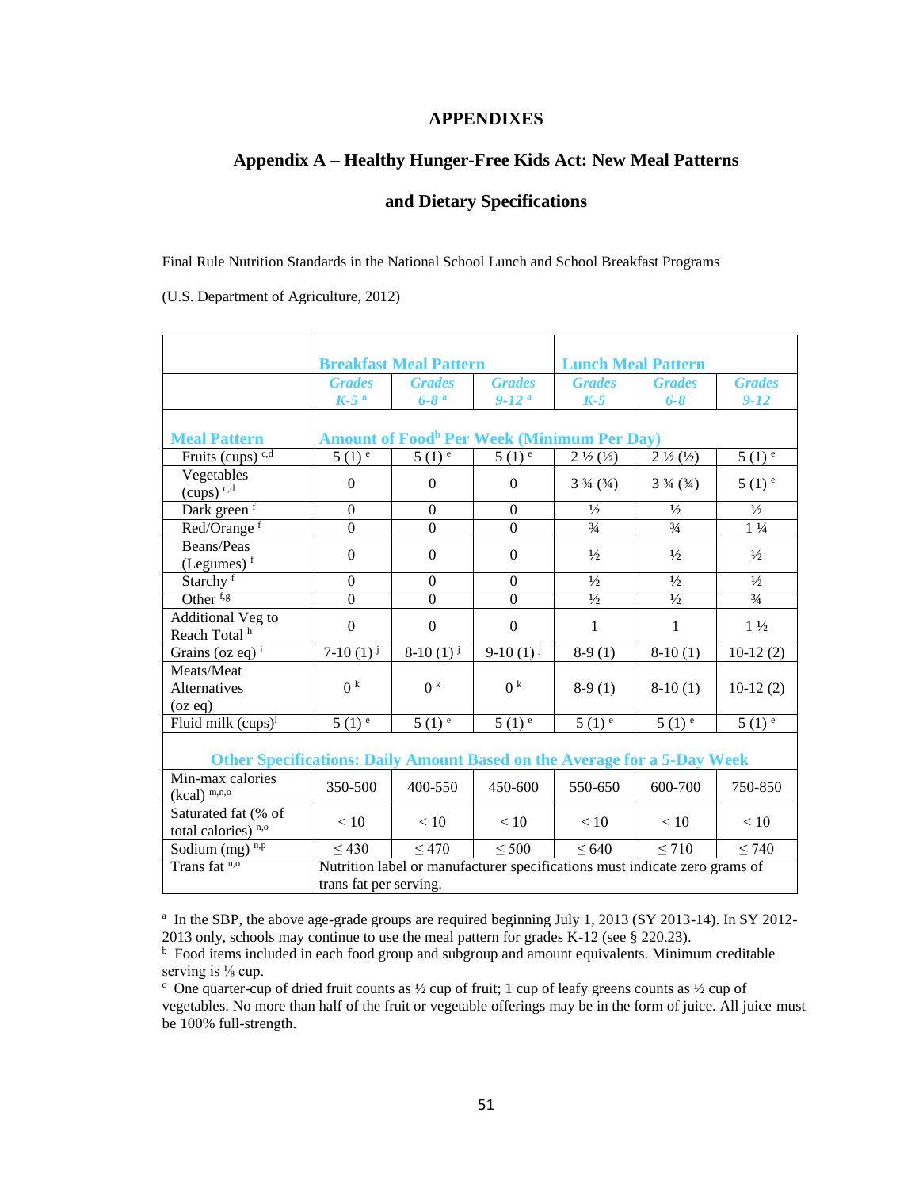# APPENDIXES

## Appendix A – Healthy Hunger-Free Kids Act: New Meal Patterns and Dietary Specifications

Final Rule Nutrition Standards in the National School Lunch and School Breakfast Programs

(U.S. Department of Agriculture, 2012)

| | Breakfast Meal Pattern | | | Lunch Meal Pattern | | |
|---|---|---|---|---|---|---|
| | *Grades K-5* [a] | *Grades 6-8* [a] | *Grades 9-12* [a] | *Grades K-5* | *Grades 6-8* | *Grades 9-12* |
| **Meal Pattern** | **Amount of Food[b] Per Week (Minimum Per Day)** | | | | | |
| Fruits (cups) [c,d] | 5 (1) [e] | 5 (1) [e] | 5 (1) [e] | 2 ½ (½) | 2 ½ (½) | 5 (1) [e] |
| Vegetables (cups) [c,d] | 0 | 0 | 0 | 3 ¾ (¾) | 3 ¾ (¾) | 5 (1) [e] |
| Dark green [f] | 0 | 0 | 0 | ½ | ½ | ½ |
| Red/Orange [f] | 0 | 0 | 0 | ¾ | ¾ | 1 ¼ |
| Beans/Peas (Legumes) [f] | 0 | 0 | 0 | ½ | ½ | ½ |
| Starchy [f] | 0 | 0 | 0 | ½ | ½ | ½ |
| Other [f,g] | 0 | 0 | 0 | ½ | ½ | ¾ |
| Additional Veg to Reach Total [h] | 0 | 0 | 0 | 1 | 1 | 1 ½ |
| Grains (oz eq) [i] | 7-10 (1) [j] | 8-10 (1) [j] | 9-10 (1) [j] | 8-9 (1) | 8-10 (1) | 10-12 (2) |
| Meats/Meat Alternatives (oz eq) | 0 [k] | 0 [k] | 0 [k] | 8-9 (1) | 8-10 (1) | 10-12 (2) |
| Fluid milk (cups)[l] | 5 (1) [e] | 5 (1) [e] | 5 (1) [e] | 5 (1) [e] | 5 (1) [e] | 5 (1) [e] |
| **Other Specifications: Daily Amount Based on the Average for a 5-Day Week** | | | | | | |
| Min-max calories (kcal) [m,n,o] | 350-500 | 400-550 | 450-600 | 550-650 | 600-700 | 750-850 |
| Saturated fat (% of total calories) [n,o] | < 10 | < 10 | < 10 | < 10 | < 10 | < 10 |
| Sodium (mg) [n,p] | ≤ 430 | ≤ 470 | ≤ 500 | ≤ 640 | ≤ 710 | ≤ 740 |
| Trans fat [n,o] | Nutrition label or manufacturer specifications must indicate zero grams of trans fat per serving. | | | | | |

[a] In the SBP, the above age-grade groups are required beginning July 1, 2013 (SY 2013-14). In SY 2012-2013 only, schools may continue to use the meal pattern for grades K-12 (see § 220.23).
[b] Food items included in each food group and subgroup and amount equivalents. Minimum creditable serving is ⅛ cup.
[c] One quarter-cup of dried fruit counts as ½ cup of fruit; 1 cup of leafy greens counts as ½ cup of vegetables. No more than half of the fruit or vegetable offerings may be in the form of juice. All juice must be 100% full-strength.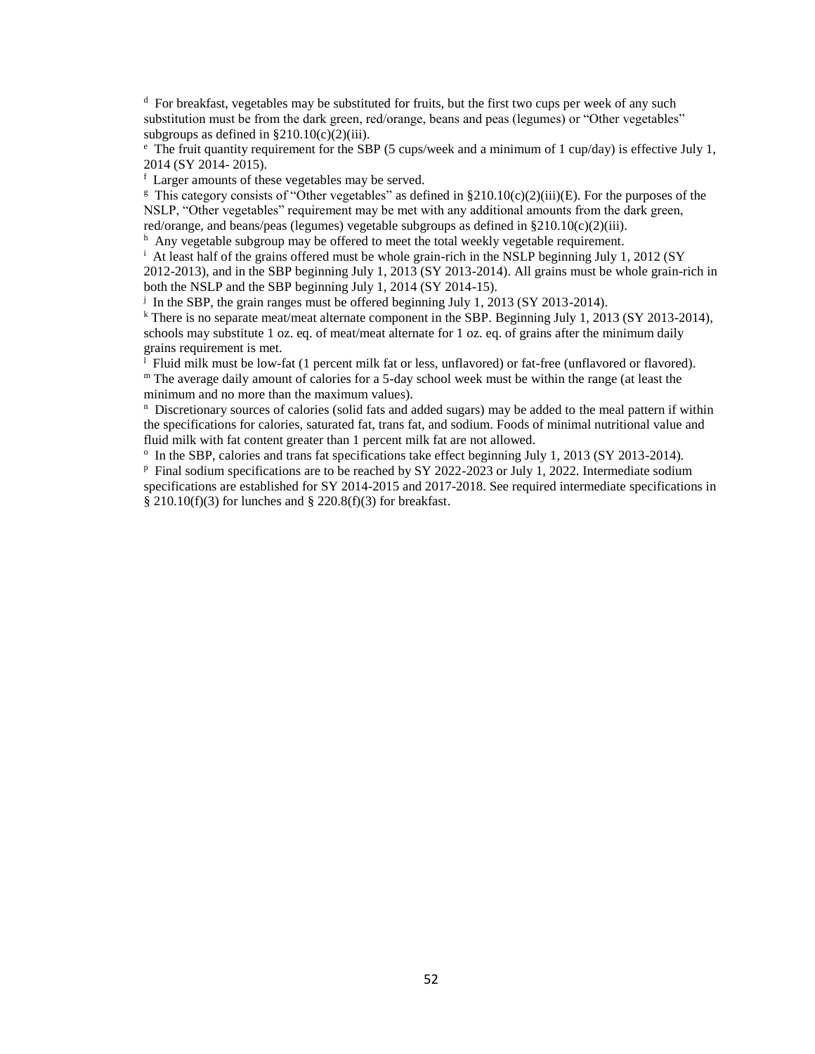[d] For breakfast, vegetables may be substituted for fruits, but the first two cups per week of any such substitution must be from the dark green, red/orange, beans and peas (legumes) or "Other vegetables" subgroups as defined in §210.10(c)(2)(iii).

[e] The fruit quantity requirement for the SBP (5 cups/week and a minimum of 1 cup/day) is effective July 1, 2014 (SY 2014- 2015).

[f] Larger amounts of these vegetables may be served.

[g] This category consists of "Other vegetables" as defined in §210.10(c)(2)(iii)(E). For the purposes of the NSLP, "Other vegetables" requirement may be met with any additional amounts from the dark green, red/orange, and beans/peas (legumes) vegetable subgroups as defined in §210.10(c)(2)(iii).

[h] Any vegetable subgroup may be offered to meet the total weekly vegetable requirement.

[i] At least half of the grains offered must be whole grain-rich in the NSLP beginning July 1, 2012 (SY 2012-2013), and in the SBP beginning July 1, 2013 (SY 2013-2014). All grains must be whole grain-rich in both the NSLP and the SBP beginning July 1, 2014 (SY 2014-15).

[j] In the SBP, the grain ranges must be offered beginning July 1, 2013 (SY 2013-2014).

[k] There is no separate meat/meat alternate component in the SBP. Beginning July 1, 2013 (SY 2013-2014), schools may substitute 1 oz. eq. of meat/meat alternate for 1 oz. eq. of grains after the minimum daily grains requirement is met.

[l] Fluid milk must be low-fat (1 percent milk fat or less, unflavored) or fat-free (unflavored or flavored).

[m] The average daily amount of calories for a 5-day school week must be within the range (at least the minimum and no more than the maximum values).

[n] Discretionary sources of calories (solid fats and added sugars) may be added to the meal pattern if within the specifications for calories, saturated fat, trans fat, and sodium. Foods of minimal nutritional value and fluid milk with fat content greater than 1 percent milk fat are not allowed.

[o] In the SBP, calories and trans fat specifications take effect beginning July 1, 2013 (SY 2013-2014).

[p] Final sodium specifications are to be reached by SY 2022-2023 or July 1, 2022. Intermediate sodium specifications are established for SY 2014-2015 and 2017-2018. See required intermediate specifications in § 210.10(f)(3) for lunches and § 220.8(f)(3) for breakfast.